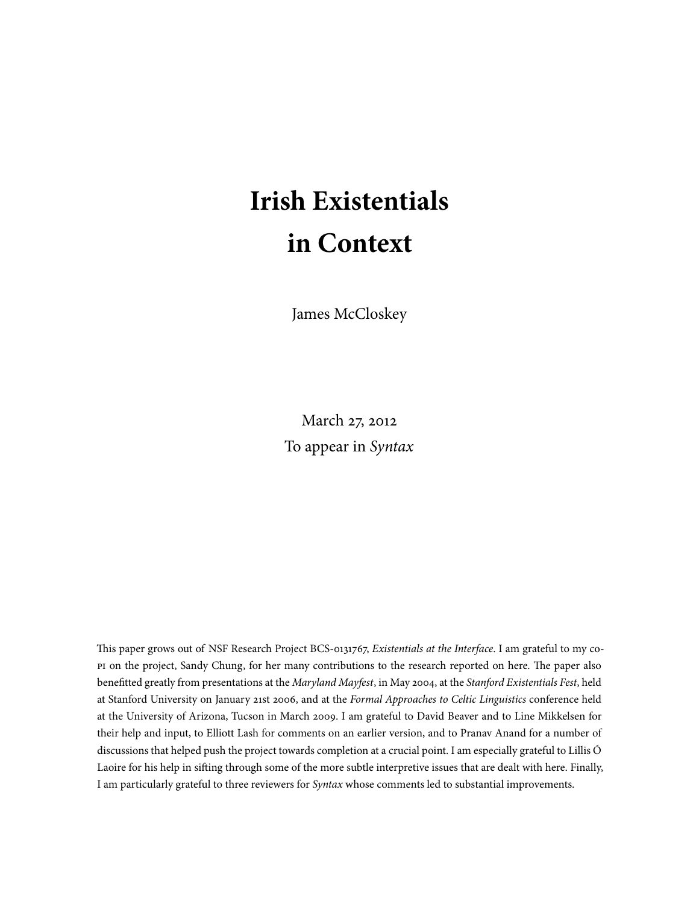# Irish Existentials in Context

James McCloskey

March 27, 2012
To appear in *Syntax*

This paper grows out of NSF Research Project BCS-0131767, *Existentials at the Interface*. I am grateful to my co-PI on the project, Sandy Chung, for her many contributions to the research reported on here. The paper also benefitted greatly from presentations at the *Maryland Mayfest*, in May 2004, at the *Stanford Existentials Fest*, held at Stanford University on January 21st 2006, and at the *Formal Approaches to Celtic Linguistics* conference held at the University of Arizona, Tucson in March 2009. I am grateful to David Beaver and to Line Mikkelsen for their help and input, to Elliott Lash for comments on an earlier version, and to Pranav Anand for a number of discussions that helped push the project towards completion at a crucial point. I am especially grateful to Lillis Ó Laoire for his help in sifting through some of the more subtle interpretive issues that are dealt with here. Finally, I am particularly grateful to three reviewers for *Syntax* whose comments led to substantial improvements.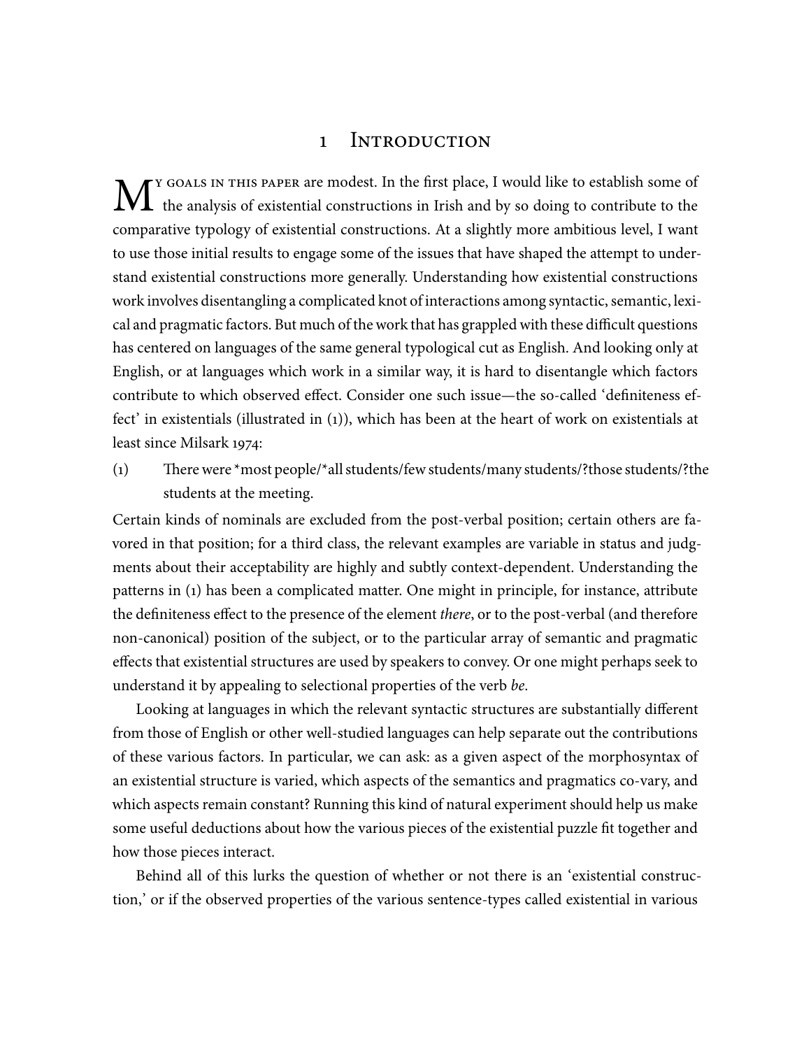# 1 Introduction

My goals in this paper are modest. In the first place, I would like to establish some of the analysis of existential constructions in Irish and by so doing to contribute to the comparative typology of existential constructions. At a slightly more ambitious level, I want to use those initial results to engage some of the issues that have shaped the attempt to understand existential constructions more generally. Understanding how existential constructions work involves disentangling a complicated knot of interactions among syntactic, semantic, lexical and pragmatic factors. But much of the work that has grappled with these difficult questions has centered on languages of the same general typological cut as English. And looking only at English, or at languages which work in a similar way, it is hard to disentangle which factors contribute to which observed effect. Consider one such issue—the so-called 'definiteness effect' in existentials (illustrated in (1)), which has been at the heart of work on existentials at least since Milsark 1974:

(1) There were *most people/*all students/few students/many students/?those students/?the students at the meeting.

Certain kinds of nominals are excluded from the post-verbal position; certain others are favored in that position; for a third class, the relevant examples are variable in status and judgments about their acceptability are highly and subtly context-dependent. Understanding the patterns in (1) has been a complicated matter. One might in principle, for instance, attribute the definiteness effect to the presence of the element *there*, or to the post-verbal (and therefore non-canonical) position of the subject, or to the particular array of semantic and pragmatic effects that existential structures are used by speakers to convey. Or one might perhaps seek to understand it by appealing to selectional properties of the verb *be*.

Looking at languages in which the relevant syntactic structures are substantially different from those of English or other well-studied languages can help separate out the contributions of these various factors. In particular, we can ask: as a given aspect of the morphosyntax of an existential structure is varied, which aspects of the semantics and pragmatics co-vary, and which aspects remain constant? Running this kind of natural experiment should help us make some useful deductions about how the various pieces of the existential puzzle fit together and how those pieces interact.

Behind all of this lurks the question of whether or not there is an 'existential construction,' or if the observed properties of the various sentence-types called existential in various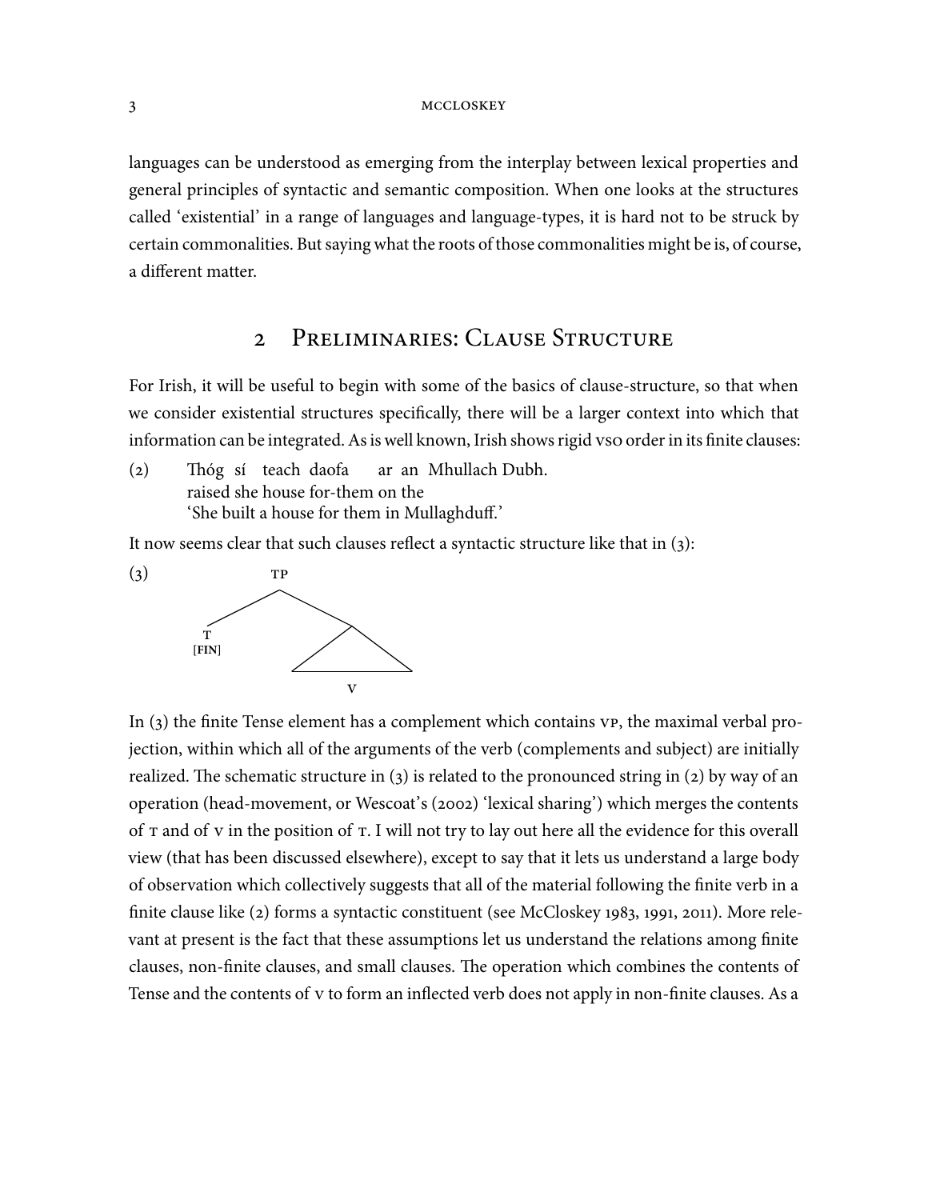languages can be understood as emerging from the interplay between lexical properties and general principles of syntactic and semantic composition. When one looks at the structures called 'existential' in a range of languages and language-types, it is hard not to be struck by certain commonalities. But saying what the roots of those commonalities might be is, of course, a different matter.

## 2 Preliminaries: Clause Structure

For Irish, it will be useful to begin with some of the basics of clause-structure, so that when we consider existential structures specifically, there will be a larger context into which that information can be integrated. As is well known, Irish shows rigid VSO order in its finite clauses:

(2) Thóg sí teach daofa ar an Mhullach Dubh.
raised she house for-them on the
'She built a house for them in Mullaghduff.'

It now seems clear that such clauses reflect a syntactic structure like that in (3):

(3)

```
        TP
       /  \
      T    /\
   [FIN]  /  \
         /____\
           V
```

In (3) the finite Tense element has a complement which contains VP, the maximal verbal projection, within which all of the arguments of the verb (complements and subject) are initially realized. The schematic structure in (3) is related to the pronounced string in (2) by way of an operation (head-movement, or Wescoat's (2002) 'lexical sharing') which merges the contents of T and of V in the position of T. I will not try to lay out here all the evidence for this overall view (that has been discussed elsewhere), except to say that it lets us understand a large body of observation which collectively suggests that all of the material following the finite verb in a finite clause like (2) forms a syntactic constituent (see McCloskey 1983, 1991, 2011). More relevant at present is the fact that these assumptions let us understand the relations among finite clauses, non-finite clauses, and small clauses. The operation which combines the contents of Tense and the contents of V to form an inflected verb does not apply in non-finite clauses. As a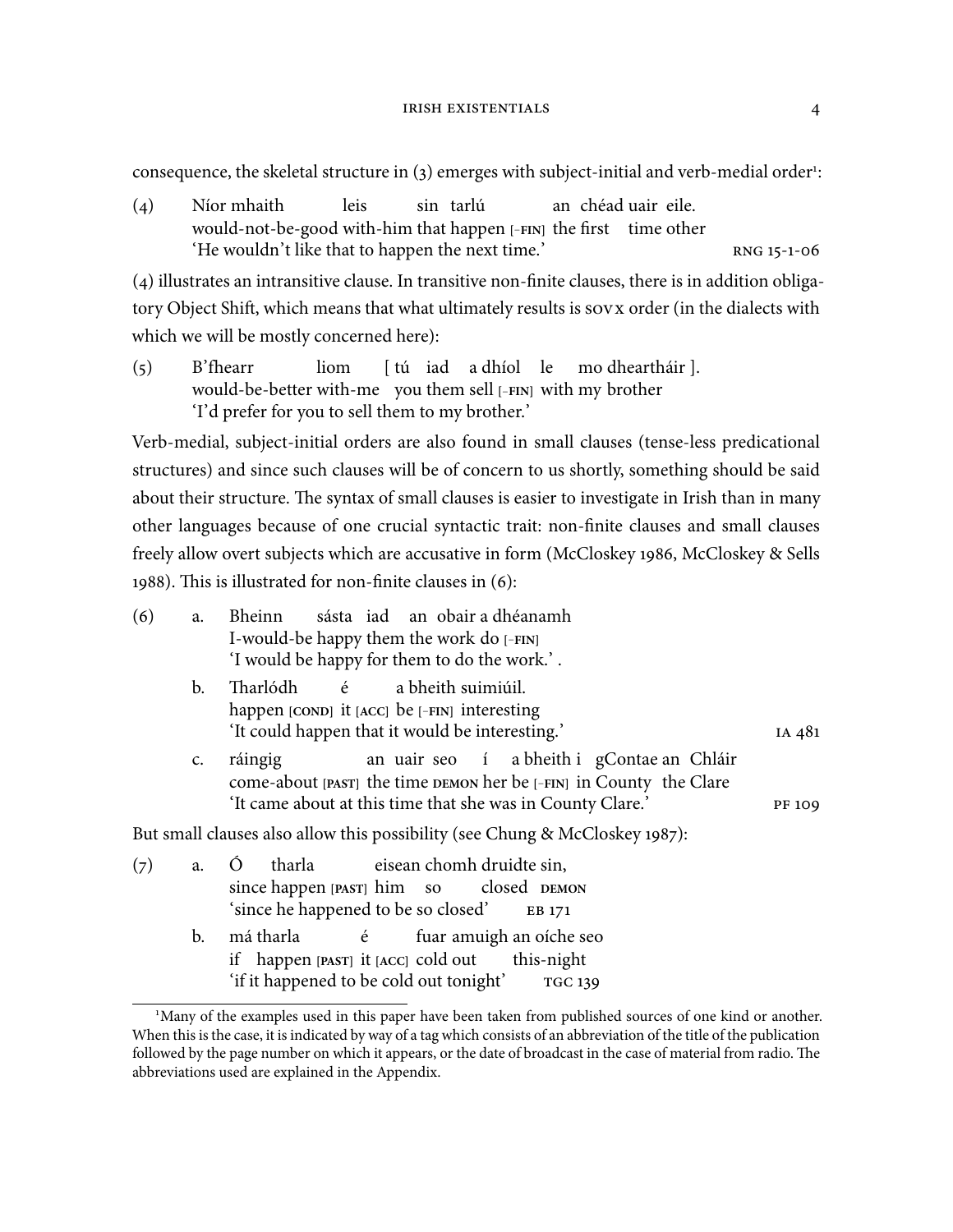consequence, the skeletal structure in (3) emerges with subject-initial and verb-medial order[1]:

(4) Níor mhaith leis sin tarlú an chéad uair eile.
would-not-be-good with-him that happen [-FIN] the first time other
'He wouldn't like that to happen the next time.' RNG 15-1-06

(4) illustrates an intransitive clause. In transitive non-finite clauses, there is in addition obligatory Object Shift, which means that what ultimately results is SOVX order (in the dialects with which we will be mostly concerned here):

(5) B'fhearr liom [ tú iad a dhíol le mo dheartháir ].
would-be-better with-me you them sell [-FIN] with my brother
'I'd prefer for you to sell them to my brother.'

Verb-medial, subject-initial orders are also found in small clauses (tense-less predicational structures) and since such clauses will be of concern to us shortly, something should be said about their structure. The syntax of small clauses is easier to investigate in Irish than in many other languages because of one crucial syntactic trait: non-finite clauses and small clauses freely allow overt subjects which are accusative in form (McCloskey 1986, McCloskey & Sells 1988). This is illustrated for non-finite clauses in (6):

(6) a. Bheinn sásta iad an obair a dhéanamh
I-would-be happy them the work do [-FIN]
'I would be happy for them to do the work.' .

b. Tharlódh é a bheith suimiúil.
happen [COND] it [ACC] be [-FIN] interesting
'It could happen that it would be interesting.' IA 481

c. ráingig an uair seo í a bheith i gContae an Chláir
come-about [PAST] the time DEMON her be [-FIN] in County the Clare
'It came about at this time that she was in County Clare.' PF 109

But small clauses also allow this possibility (see Chung & McCloskey 1987):

(7) a. Ó tharla eisean chomh druidte sin,
since happen [PAST] him so closed DEMON
'since he happened to be so closed' EB 171

b. má tharla é fuar amuigh an oíche seo
if happen [PAST] it [ACC] cold out this-night
'if it happened to be cold out tonight' TGC 139

---

[1] Many of the examples used in this paper have been taken from published sources of one kind or another. When this is the case, it is indicated by way of a tag which consists of an abbreviation of the title of the publication followed by the page number on which it appears, or the date of broadcast in the case of material from radio. The abbreviations used are explained in the Appendix.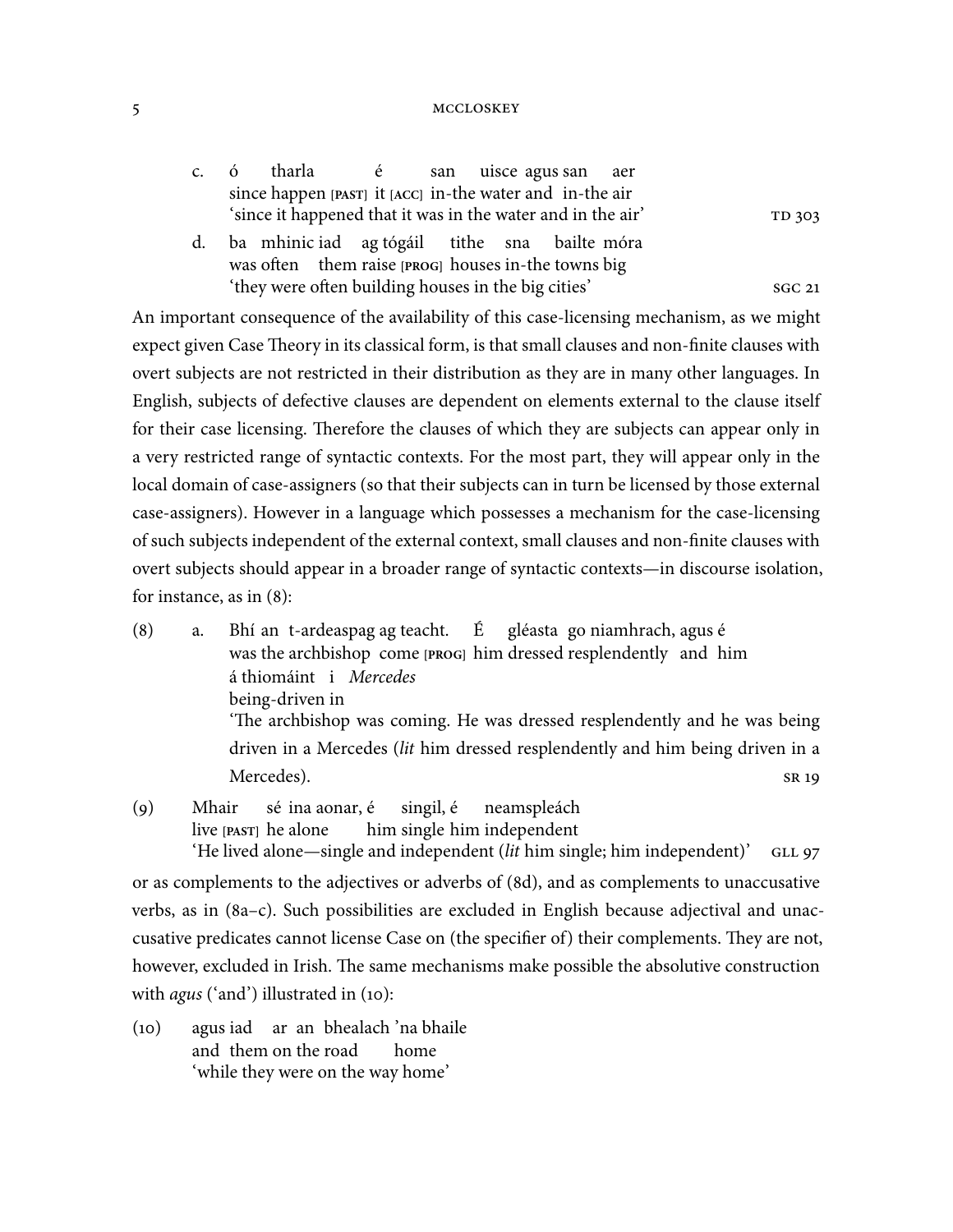c. ó tharla é san uisce agus san aer
   since happen [PAST] it [ACC] in-the water and in-the air
   'since it happened that it was in the water and in the air' TD 303

d. ba mhinic iad ag tógáil tithe sna bailte móra
   was often them raise [PROG] houses in-the towns big
   'they were often building houses in the big cities' SGC 21

An important consequence of the availability of this case-licensing mechanism, as we might expect given Case Theory in its classical form, is that small clauses and non-finite clauses with overt subjects are not restricted in their distribution as they are in many other languages. In English, subjects of defective clauses are dependent on elements external to the clause itself for their case licensing. Therefore the clauses of which they are subjects can appear only in a very restricted range of syntactic contexts. For the most part, they will appear only in the local domain of case-assigners (so that their subjects can in turn be licensed by those external case-assigners). However in a language which possesses a mechanism for the case-licensing of such subjects independent of the external context, small clauses and non-finite clauses with overt subjects should appear in a broader range of syntactic contexts—in discourse isolation, for instance, as in (8):

(8) a. Bhí an t-ardeaspag ag teacht. É gléasta go niamhrach, agus é á thiomáint i *Mercedes*
   was the archbishop come [PROG] him dressed resplendently and him being-driven in
   'The archbishop was coming. He was dressed resplendently and he was being driven in a Mercedes (*lit* him dressed resplendently and him being driven in a Mercedes). SR 19

(9) Mhair sé ina aonar, é singil, é neamspleách
   live [PAST] he alone him single him independent
   'He lived alone—single and independent (*lit* him single; him independent)' GLL 97

or as complements to the adjectives or adverbs of (8d), and as complements to unaccusative verbs, as in (8a–c). Such possibilities are excluded in English because adjectival and unaccusative predicates cannot license Case on (the specifier of) their complements. They are not, however, excluded in Irish. The same mechanisms make possible the absolutive construction with *agus* ('and') illustrated in (10):

(10) agus iad ar an bhealach 'na bhaile
   and them on the road home
   'while they were on the way home'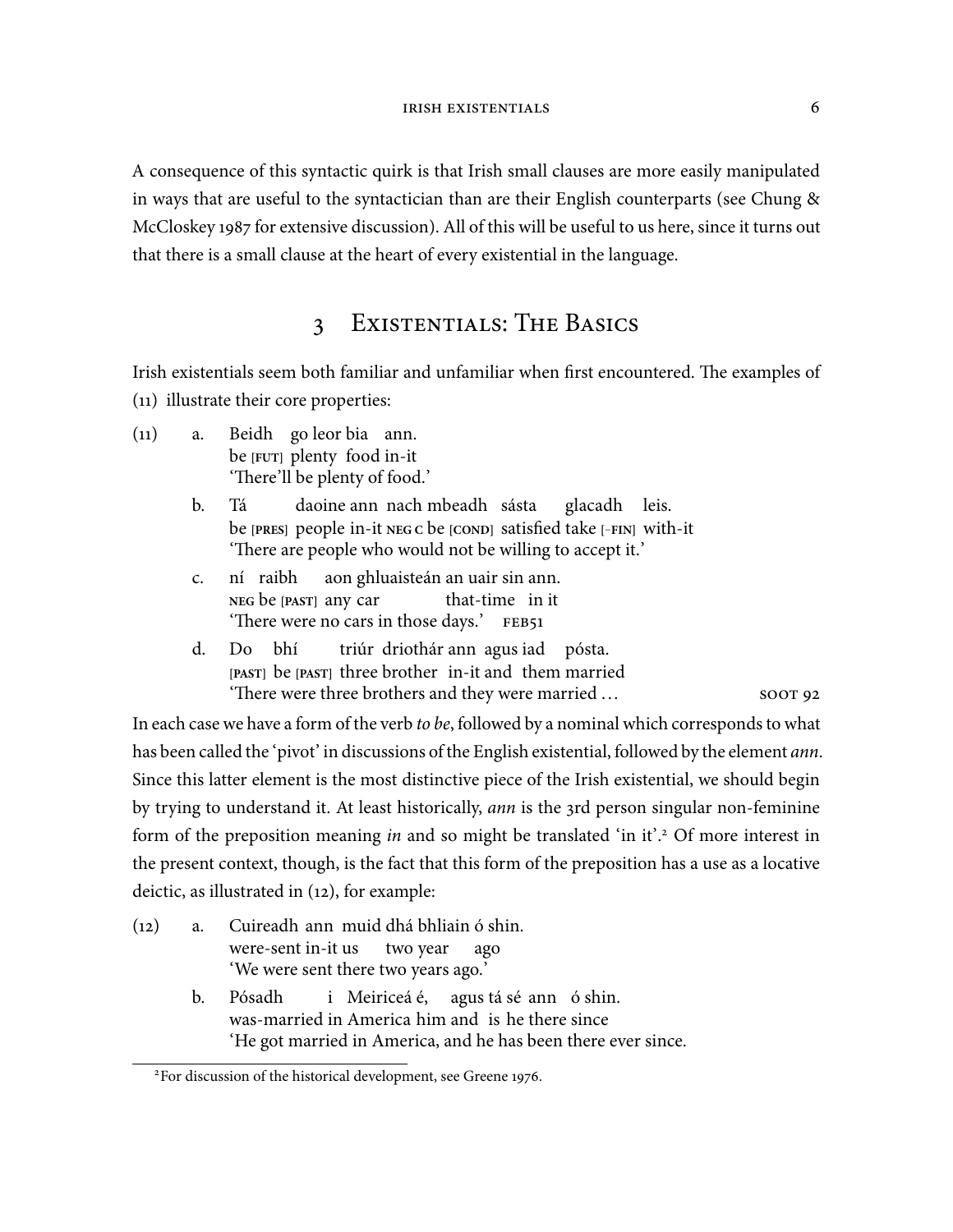A consequence of this syntactic quirk is that Irish small clauses are more easily manipulated in ways that are useful to the syntactician than are their English counterparts (see Chung & McCloskey 1987 for extensive discussion). All of this will be useful to us here, since it turns out that there is a small clause at the heart of every existential in the language.

## 3 Existentials: The Basics

Irish existentials seem both familiar and unfamiliar when first encountered. The examples of (11) illustrate their core properties:

(11) a. Beidh go leor bia ann.
be [FUT] plenty food in-it
'There'll be plenty of food.'

b. Tá daoine ann nach mbeadh sásta glacadh leis.
be [PRES] people in-it NEG C be [COND] satisfied take [-FIN] with-it
'There are people who would not be willing to accept it.'

c. ní raibh aon ghluaisteán an uair sin ann.
NEG be [PAST] any car that-time in it
'There were no cars in those days.' FEB51

d. Do bhí triúr driothár ann agus iad pósta.
[PAST] be [PAST] three brother in-it and them married
'There were three brothers and they were married … SOOT 92

In each case we have a form of the verb *to be*, followed by a nominal which corresponds to what has been called the 'pivot' in discussions of the English existential, followed by the element *ann*. Since this latter element is the most distinctive piece of the Irish existential, we should begin by trying to understand it. At least historically, *ann* is the 3rd person singular non-feminine form of the preposition meaning *in* and so might be translated 'in it'.[2] Of more interest in the present context, though, is the fact that this form of the preposition has a use as a locative deictic, as illustrated in (12), for example:

(12) a. Cuireadh ann muid dhá bhliain ó shin.
were-sent in-it us two year ago
'We were sent there two years ago.'

b. Pósadh i Meiriceá é, agus tá sé ann ó shin.
was-married in America him and is he there since
'He got married in America, and he has been there ever since.

[2] For discussion of the historical development, see Greene 1976.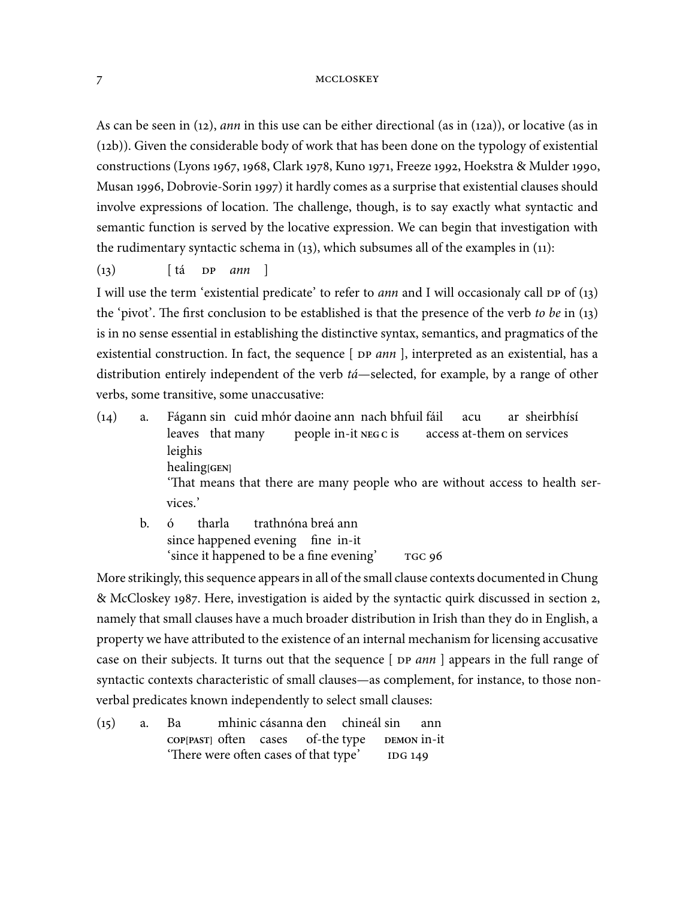As can be seen in (12), *ann* in this use can be either directional (as in (12a)), or locative (as in (12b)). Given the considerable body of work that has been done on the typology of existential constructions (Lyons 1967, 1968, Clark 1978, Kuno 1971, Freeze 1992, Hoekstra & Mulder 1990, Musan 1996, Dobrovie-Sorin 1997) it hardly comes as a surprise that existential clauses should involve expressions of location. The challenge, though, is to say exactly what syntactic and semantic function is served by the locative expression. We can begin that investigation with the rudimentary syntactic schema in (13), which subsumes all of the examples in (11):

(13) [ tá DP *ann* ]

I will use the term 'existential predicate' to refer to *ann* and I will occasionaly call DP of (13) the 'pivot'. The first conclusion to be established is that the presence of the verb *to be* in (13) is in no sense essential in establishing the distinctive syntax, semantics, and pragmatics of the existential construction. In fact, the sequence [ DP *ann* ], interpreted as an existential, has a distribution entirely independent of the verb *tá*—selected, for example, by a range of other verbs, some transitive, some unaccusative:

(14) a. Fágann sin cuid mhór daoine ann nach bhfuil fáil acu ar sheirbhísí leighis
leaves that many people in-it NEG C is access at-them on services healing[GEN]
'That means that there are many people who are without access to health services.'

b. ó tharla trathnóna breá ann
since happened evening fine in-it
'since it happened to be a fine evening' TGC 96

More strikingly, this sequence appears in all of the small clause contexts documented in Chung & McCloskey 1987. Here, investigation is aided by the syntactic quirk discussed in section 2, namely that small clauses have a much broader distribution in Irish than they do in English, a property we have attributed to the existence of an internal mechanism for licensing accusative case on their subjects. It turns out that the sequence [ DP *ann* ] appears in the full range of syntactic contexts characteristic of small clauses—as complement, for instance, to those non-verbal predicates known independently to select small clauses:

(15) a. Ba mhinic cásanna den chineál sin ann
COP[PAST] often cases of-the type DEMON in-it
'There were often cases of that type' IDG 149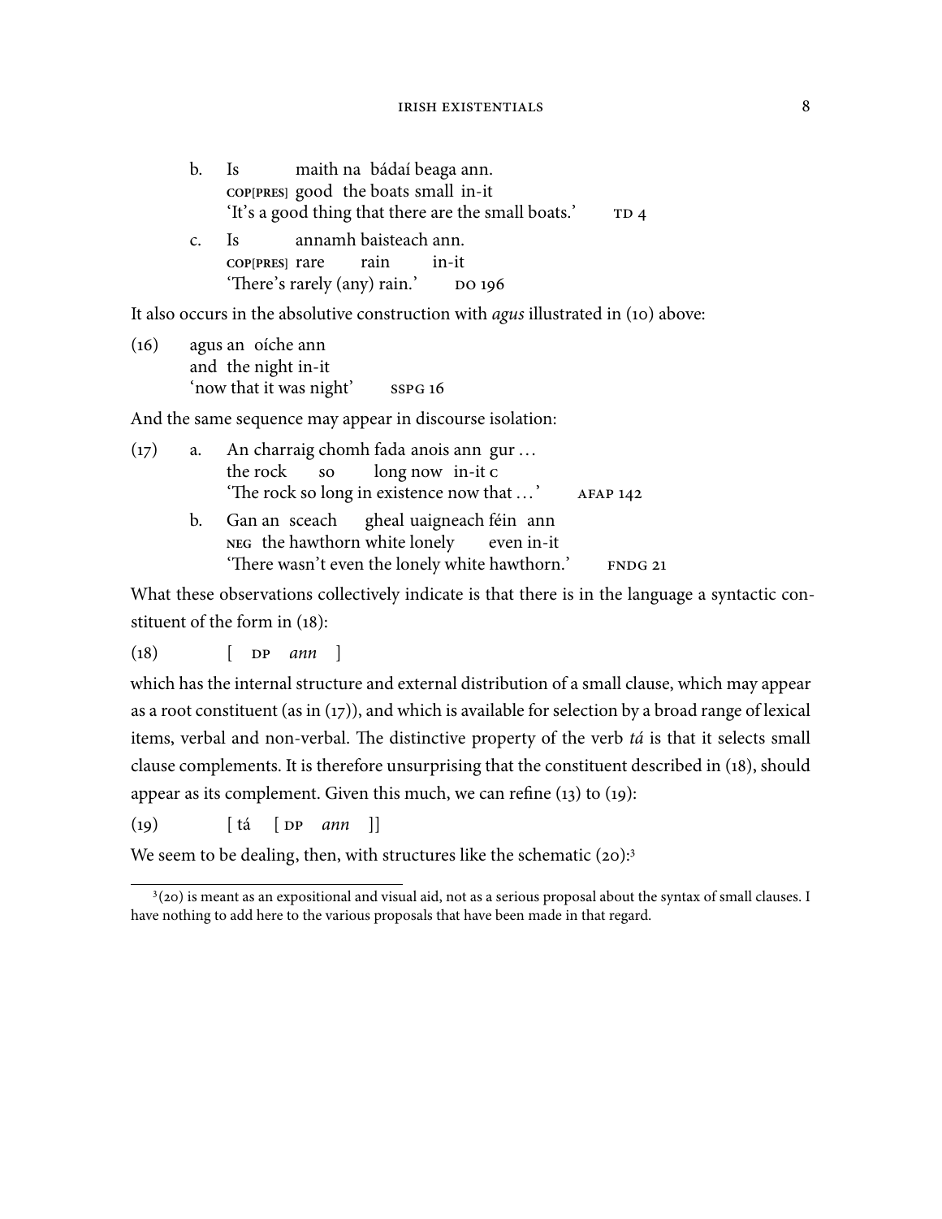b. Is maith na bádaí beaga ann.
 COP[PRES] good the boats small in-it
 'It's a good thing that there are the small boats.' TD 4

c. Is annamh baisteach ann.
 COP[PRES] rare rain in-it
 'There's rarely (any) rain.' DO 196

It also occurs in the absolutive construction with *agus* illustrated in (10) above:

(16) agus an oíche ann
 and the night in-it
 'now that it was night' SSPG 16

And the same sequence may appear in discourse isolation:

(17) a. An charraig chomh fada anois ann gur …
 the rock so long now in-it C
 'The rock so long in existence now that …' AFAP 142

b. Gan an sceach gheal uaigneach féin ann
 NEG the hawthorn white lonely even in-it
 'There wasn't even the lonely white hawthorn.' FNDG 21

What these observations collectively indicate is that there is in the language a syntactic constituent of the form in (18):

(18) [ DP *ann* ]

which has the internal structure and external distribution of a small clause, which may appear as a root constituent (as in (17)), and which is available for selection by a broad range of lexical items, verbal and non-verbal. The distinctive property of the verb *tá* is that it selects small clause complements. It is therefore unsurprising that the constituent described in (18), should appear as its complement. Given this much, we can refine (13) to (19):

(19) [ tá [ DP *ann* ]]

We seem to be dealing, then, with structures like the schematic (20):[3]

[3](20) is meant as an expositional and visual aid, not as a serious proposal about the syntax of small clauses. I have nothing to add here to the various proposals that have been made in that regard.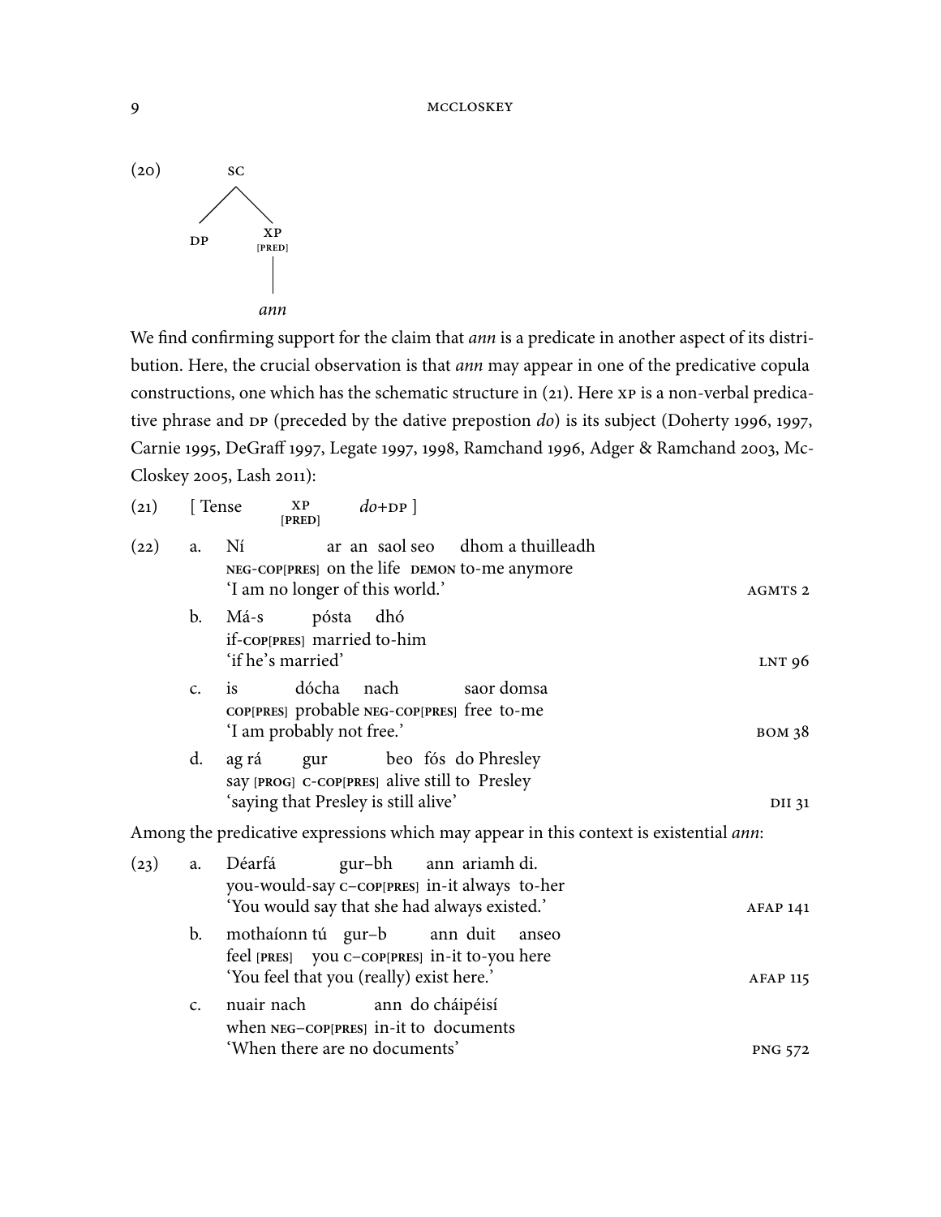(20)

```
        SC
       /  \
     DP    XP
          [PRED]
           |
          ann
```

We find confirming support for the claim that *ann* is a predicate in another aspect of its distribution. Here, the crucial observation is that *ann* may appear in one of the predicative copula constructions, one which has the schematic structure in (21). Here XP is a non-verbal predicative phrase and DP (preceded by the dative prepostion *do*) is its subject (Doherty 1996, 1997, Carnie 1995, DeGraff 1997, Legate 1997, 1998, Ramchand 1996, Adger & Ramchand 2003, McCloskey 2005, Lash 2011):

(21) [ Tense XP[PRED] *do*+DP ]

(22) a. Ní ar an saol seo dhom a thuilleadh
NEG-COP[PRES] on the life DEMON to-me anymore
'I am no longer of this world.' AGMTS 2

b. Má-s pósta dhó
if-COP[PRES] married to-him
'if he's married' LNT 96

c. is dócha nach saor domsa
COP[PRES] probable NEG-COP[PRES] free to-me
'I am probably not free.' BOM 38

d. ag rá gur beo fós do Phresley
say [PROG] C-COP[PRES] alive still to Presley
'saying that Presley is still alive' DII 31

Among the predicative expressions which may appear in this context is existential *ann*:

(23) a. Déarfá gur–bh ann ariamh di.
you-would-say C–COP[PRES] in-it always to-her
'You would say that she had always existed.' AFAP 141

b. mothaíonn tú gur–b ann duit anseo
feel [PRES] you C–COP[PRES] in-it to-you here
'You feel that you (really) exist here.' AFAP 115

c. nuair nach ann do cháipéisí
when NEG–COP[PRES] in-it to documents
'When there are no documents' PNG 572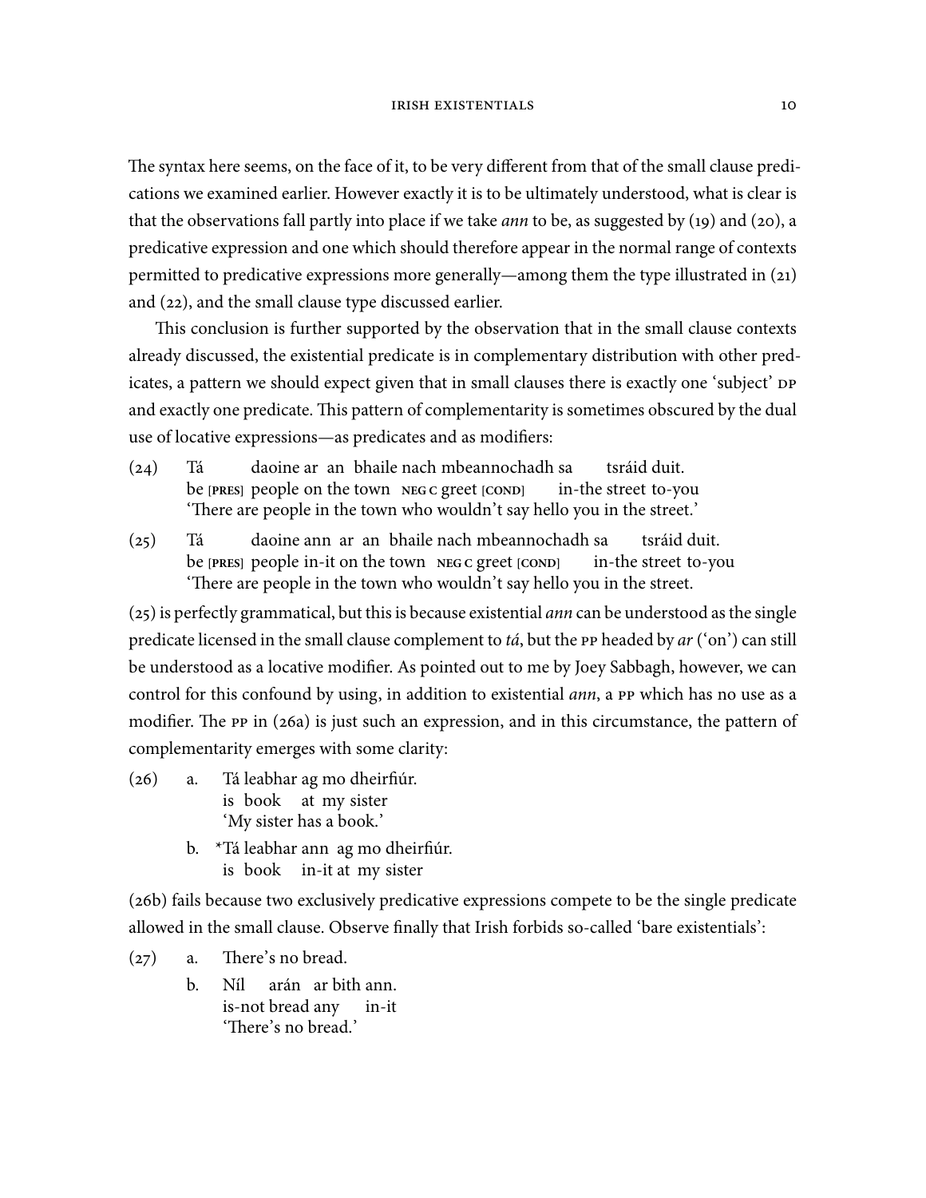The syntax here seems, on the face of it, to be very different from that of the small clause predications we examined earlier. However exactly it is to be ultimately understood, what is clear is that the observations fall partly into place if we take *ann* to be, as suggested by (19) and (20), a predicative expression and one which should therefore appear in the normal range of contexts permitted to predicative expressions more generally—among them the type illustrated in (21) and (22), and the small clause type discussed earlier.

This conclusion is further supported by the observation that in the small clause contexts already discussed, the existential predicate is in complementary distribution with other predicates, a pattern we should expect given that in small clauses there is exactly one 'subject' DP and exactly one predicate. This pattern of complementarity is sometimes obscured by the dual use of locative expressions—as predicates and as modifiers:

(24) Tá daoine ar an bhaile nach mbeannochadh sa tsráid duit.
be [PRES] people on the town NEG C greet [COND] in-the street to-you
'There are people in the town who wouldn't say hello you in the street.'

(25) Tá daoine ann ar an bhaile nach mbeannochadh sa tsráid duit.
be [PRES] people in-it on the town NEG C greet [COND] in-the street to-you
'There are people in the town who wouldn't say hello you in the street.

(25) is perfectly grammatical, but this is because existential *ann* can be understood as the single predicate licensed in the small clause complement to *tá*, but the PP headed by *ar* ('on') can still be understood as a locative modifier. As pointed out to me by Joey Sabbagh, however, we can control for this confound by using, in addition to existential *ann*, a PP which has no use as a modifier. The PP in (26a) is just such an expression, and in this circumstance, the pattern of complementarity emerges with some clarity:

(26) a. Tá leabhar ag mo dheirfiúr.
is book at my sister
'My sister has a book.'

b. *Tá leabhar ann ag mo dheirfiúr.
is book in-it at my sister

(26b) fails because two exclusively predicative expressions compete to be the single predicate allowed in the small clause. Observe finally that Irish forbids so-called 'bare existentials':

(27) a. There's no bread.

b. Níl arán ar bith ann.
is-not bread any in-it
'There's no bread.'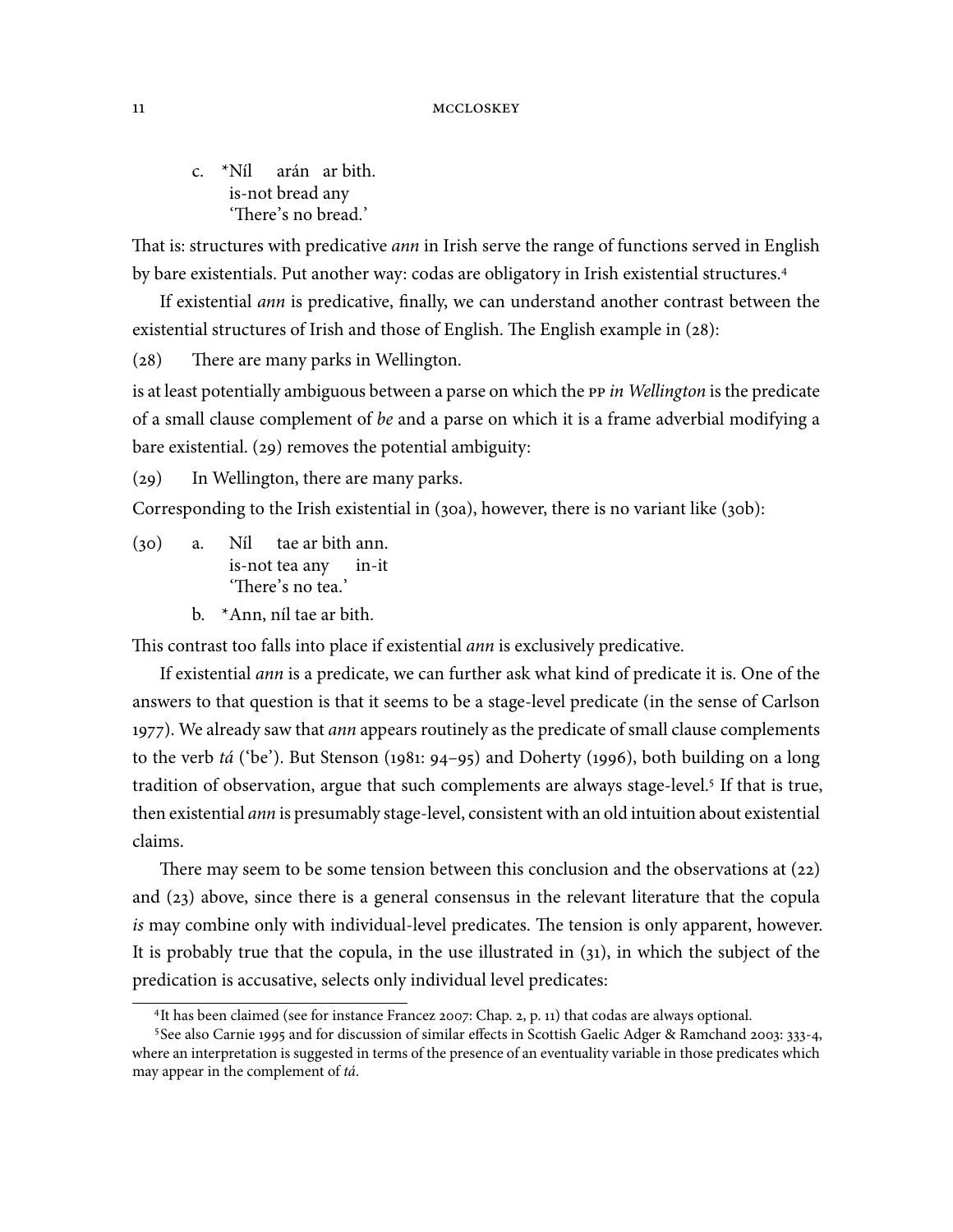c. *Níl arán ar bith.
   is-not bread any
   'There's no bread.'

That is: structures with predicative *ann* in Irish serve the range of functions served in English by bare existentials. Put another way: codas are obligatory in Irish existential structures.[4]

If existential *ann* is predicative, finally, we can understand another contrast between the existential structures of Irish and those of English. The English example in (28):

(28) There are many parks in Wellington.

is at least potentially ambiguous between a parse on which the PP *in Wellington* is the predicate of a small clause complement of *be* and a parse on which it is a frame adverbial modifying a bare existential. (29) removes the potential ambiguity:

(29) In Wellington, there are many parks.

Corresponding to the Irish existential in (30a), however, there is no variant like (30b):

(30) a. Níl tae ar bith ann.
   is-not tea any in-it
   'There's no tea.'

   b. *Ann, níl tae ar bith.

This contrast too falls into place if existential *ann* is exclusively predicative.

If existential *ann* is a predicate, we can further ask what kind of predicate it is. One of the answers to that question is that it seems to be a stage-level predicate (in the sense of Carlson 1977). We already saw that *ann* appears routinely as the predicate of small clause complements to the verb *tá* ('be'). But Stenson (1981: 94–95) and Doherty (1996), both building on a long tradition of observation, argue that such complements are always stage-level.[5] If that is true, then existential *ann* is presumably stage-level, consistent with an old intuition about existential claims.

There may seem to be some tension between this conclusion and the observations at (22) and (23) above, since there is a general consensus in the relevant literature that the copula *is* may combine only with individual-level predicates. The tension is only apparent, however. It is probably true that the copula, in the use illustrated in (31), in which the subject of the predication is accusative, selects only individual level predicates:

[4] It has been claimed (see for instance Francez 2007: Chap. 2, p. 11) that codas are always optional.

[5] See also Carnie 1995 and for discussion of similar effects in Scottish Gaelic Adger & Ramchand 2003: 333-4, where an interpretation is suggested in terms of the presence of an eventuality variable in those predicates which may appear in the complement of *tá*.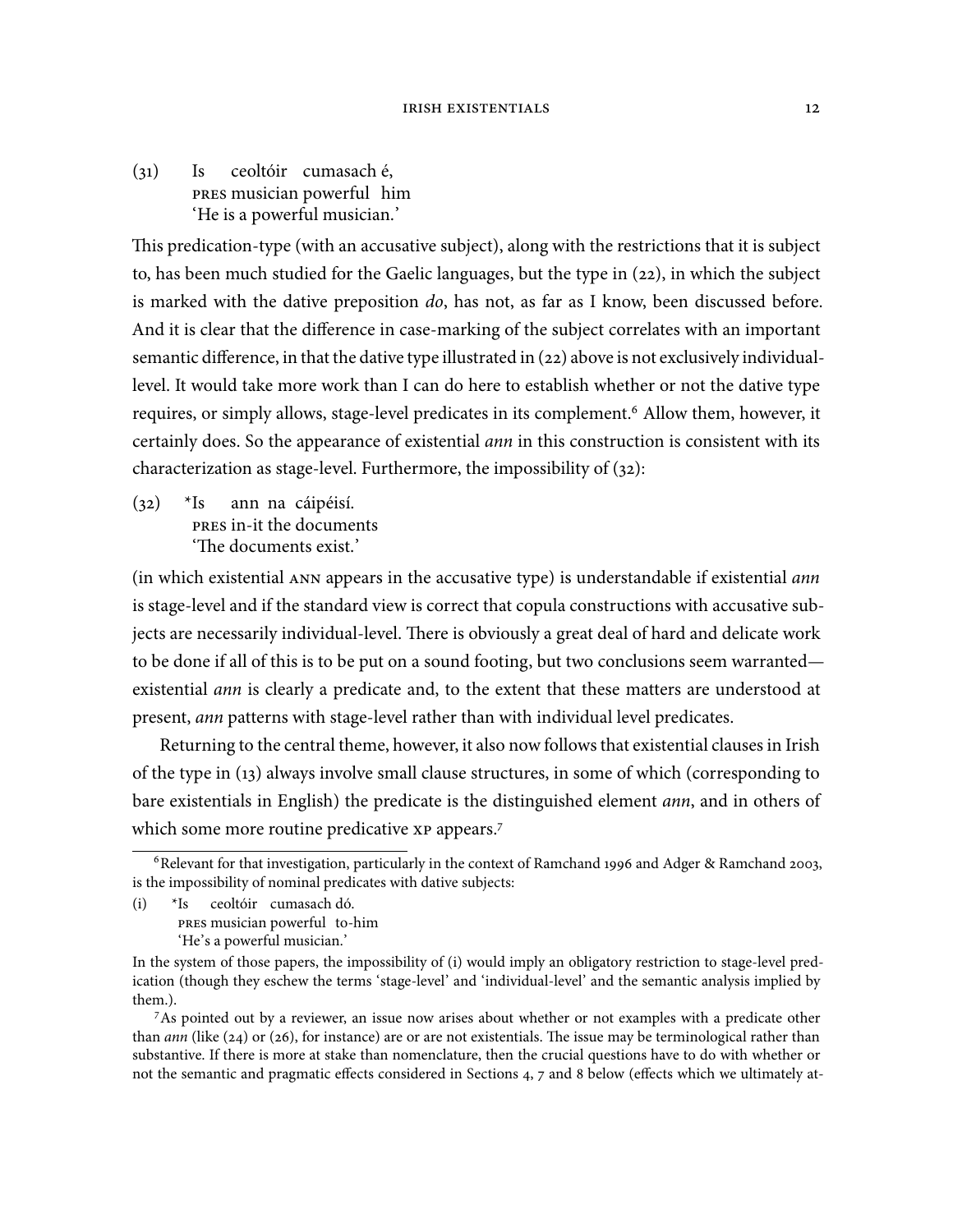(31) Is ceoltóir cumasach é,
  PRES musician powerful him
  'He is a powerful musician.'

This predication-type (with an accusative subject), along with the restrictions that it is subject to, has been much studied for the Gaelic languages, but the type in (22), in which the subject is marked with the dative preposition *do*, has not, as far as I know, been discussed before. And it is clear that the difference in case-marking of the subject correlates with an important semantic difference, in that the dative type illustrated in (22) above is not exclusively individual-level. It would take more work than I can do here to establish whether or not the dative type requires, or simply allows, stage-level predicates in its complement.[6] Allow them, however, it certainly does. So the appearance of existential *ann* in this construction is consistent with its characterization as stage-level. Furthermore, the impossibility of (32):

(32) *Is ann na cáipéisí.
  PRES in-it the documents
  'The documents exist.'

(in which existential ANN appears in the accusative type) is understandable if existential *ann* is stage-level and if the standard view is correct that copula constructions with accusative subjects are necessarily individual-level. There is obviously a great deal of hard and delicate work to be done if all of this is to be put on a sound footing, but two conclusions seem warranted—existential *ann* is clearly a predicate and, to the extent that these matters are understood at present, *ann* patterns with stage-level rather than with individual level predicates.

Returning to the central theme, however, it also now follows that existential clauses in Irish of the type in (13) always involve small clause structures, in some of which (corresponding to bare existentials in English) the predicate is the distinguished element *ann*, and in others of which some more routine predicative XP appears.[7]

---

[6] Relevant for that investigation, particularly in the context of Ramchand 1996 and Adger & Ramchand 2003, is the impossibility of nominal predicates with dative subjects:

(i) *Is ceoltóir cumasach dó.
  PRES musician powerful to-him
  'He's a powerful musician.'

In the system of those papers, the impossibility of (i) would imply an obligatory restriction to stage-level predication (though they eschew the terms 'stage-level' and 'individual-level' and the semantic analysis implied by them.).

[7] As pointed out by a reviewer, an issue now arises about whether or not examples with a predicate other than *ann* (like (24) or (26), for instance) are or are not existentials. The issue may be terminological rather than substantive. If there is more at stake than nomenclature, then the crucial questions have to do with whether or not the semantic and pragmatic effects considered in Sections 4, 7 and 8 below (effects which we ultimately at-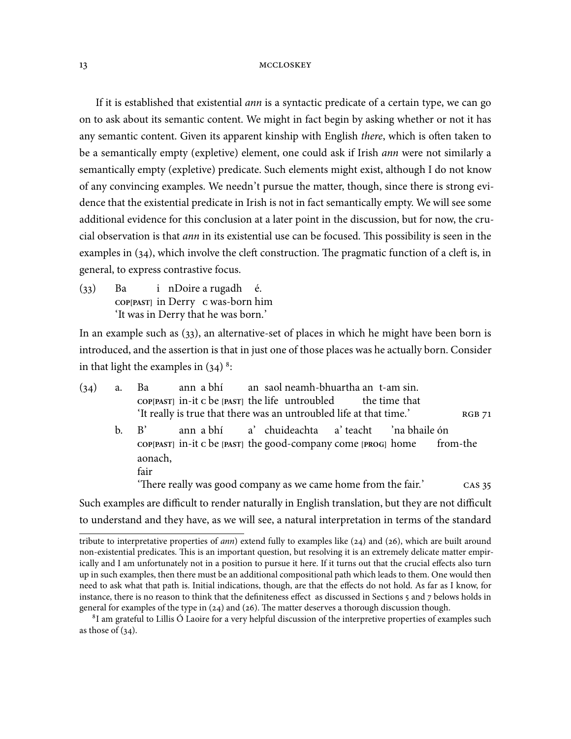If it is established that existential *ann* is a syntactic predicate of a certain type, we can go on to ask about its semantic content. We might in fact begin by asking whether or not it has any semantic content. Given its apparent kinship with English *there*, which is often taken to be a semantically empty (expletive) element, one could ask if Irish *ann* were not similarly a semantically empty (expletive) predicate. Such elements might exist, although I do not know of any convincing examples. We needn't pursue the matter, though, since there is strong evidence that the existential predicate in Irish is not in fact semantically empty. We will see some additional evidence for this conclusion at a later point in the discussion, but for now, the crucial observation is that *ann* in its existential use can be focused. This possibility is seen in the examples in (34), which involve the cleft construction. The pragmatic function of a cleft is, in general, to express contrastive focus.

(33) Ba i nDoire a rugadh é.
COP[PAST] in Derry C was-born him
'It was in Derry that he was born.'

In an example such as (33), an alternative-set of places in which he might have been born is introduced, and the assertion is that in just one of those places was he actually born. Consider in that light the examples in (34) [8]:

(34) a. Ba ann a bhí an saol neamh-bhuartha an t-am sin.
COP[PAST] in-it C be [PAST] the life untroubled the time that
'It really is true that there was an untroubled life at that time.' RGB 71

b. B' ann a bhí a' chuideachta a' teacht 'na bhaile ón aonach,
COP[PAST] in-it C be [PAST] the good-company come [PROG] home from-the fair
'There really was good company as we came home from the fair.' CAS 35

Such examples are difficult to render naturally in English translation, but they are not difficult to understand and they have, as we will see, a natural interpretation in terms of the standard

---

tribute to interpretative properties of *ann*) extend fully to examples like (24) and (26), which are built around non-existential predicates. This is an important question, but resolving it is an extremely delicate matter empirically and I am unfortunately not in a position to pursue it here. If it turns out that the crucial effects also turn up in such examples, then there must be an additional compositional path which leads to them. One would then need to ask what that path is. Initial indications, though, are that the effects do not hold. As far as I know, for instance, there is no reason to think that the definiteness effect as discussed in Sections 5 and 7 belows holds in general for examples of the type in (24) and (26). The matter deserves a thorough discussion though.

[8] I am grateful to Lillis Ó Laoire for a very helpful discussion of the interpretive properties of examples such as those of (34).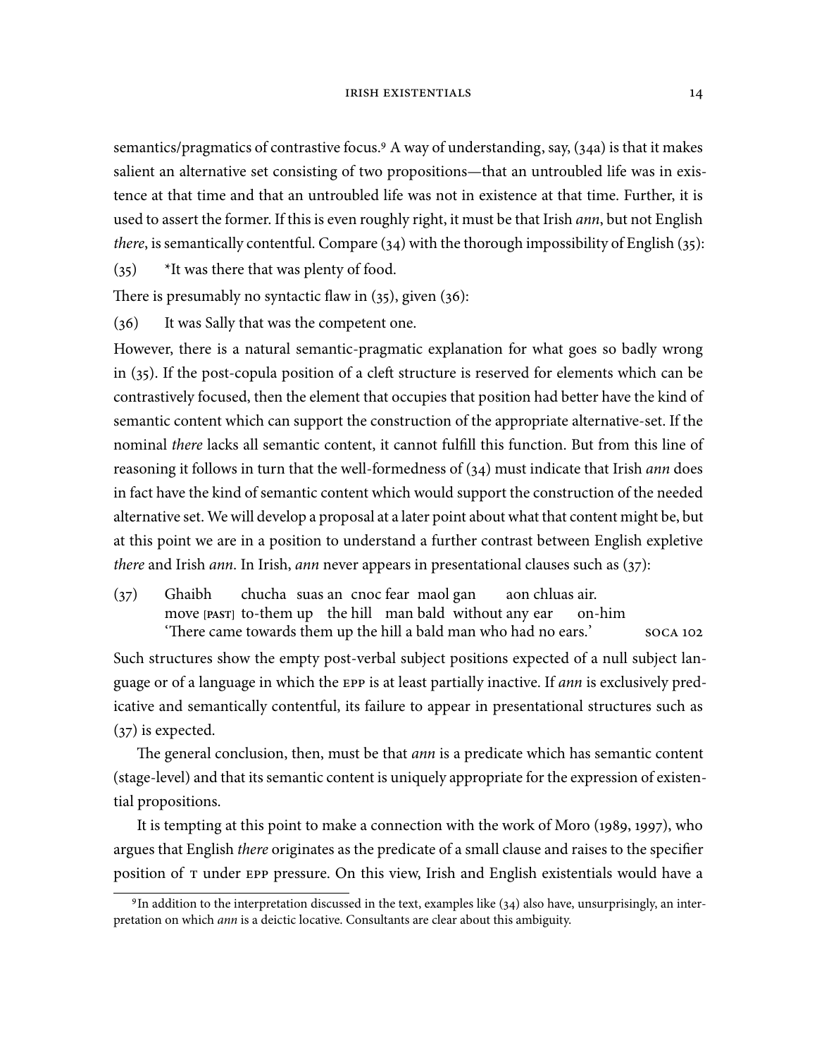semantics/pragmatics of contrastive focus.[9] A way of understanding, say, (34a) is that it makes salient an alternative set consisting of two propositions—that an untroubled life was in existence at that time and that an untroubled life was not in existence at that time. Further, it is used to assert the former. If this is even roughly right, it must be that Irish *ann*, but not English *there*, is semantically contentful. Compare (34) with the thorough impossibility of English (35):

(35) *It was there that was plenty of food.

There is presumably no syntactic flaw in (35), given (36):

(36) It was Sally that was the competent one.

However, there is a natural semantic-pragmatic explanation for what goes so badly wrong in (35). If the post-copula position of a cleft structure is reserved for elements which can be contrastively focused, then the element that occupies that position had better have the kind of semantic content which can support the construction of the appropriate alternative-set. If the nominal *there* lacks all semantic content, it cannot fulfill this function. But from this line of reasoning it follows in turn that the well-formedness of (34) must indicate that Irish *ann* does in fact have the kind of semantic content which would support the construction of the needed alternative set. We will develop a proposal at a later point about what that content might be, but at this point we are in a position to understand a further contrast between English expletive *there* and Irish *ann*. In Irish, *ann* never appears in presentational clauses such as (37):

(37) Ghaibh chucha suas an cnoc fear maol gan aon chluas air.
move [PAST] to-them up the hill man bald without any ear on-him
'There came towards them up the hill a bald man who had no ears.' SOCA 102

Such structures show the empty post-verbal subject positions expected of a null subject language or of a language in which the EPP is at least partially inactive. If *ann* is exclusively predicative and semantically contentful, its failure to appear in presentational structures such as (37) is expected.

The general conclusion, then, must be that *ann* is a predicate which has semantic content (stage-level) and that its semantic content is uniquely appropriate for the expression of existential propositions.

It is tempting at this point to make a connection with the work of Moro (1989, 1997), who argues that English *there* originates as the predicate of a small clause and raises to the specifier position of T under EPP pressure. On this view, Irish and English existentials would have a

[9] In addition to the interpretation discussed in the text, examples like (34) also have, unsurprisingly, an interpretation on which *ann* is a deictic locative. Consultants are clear about this ambiguity.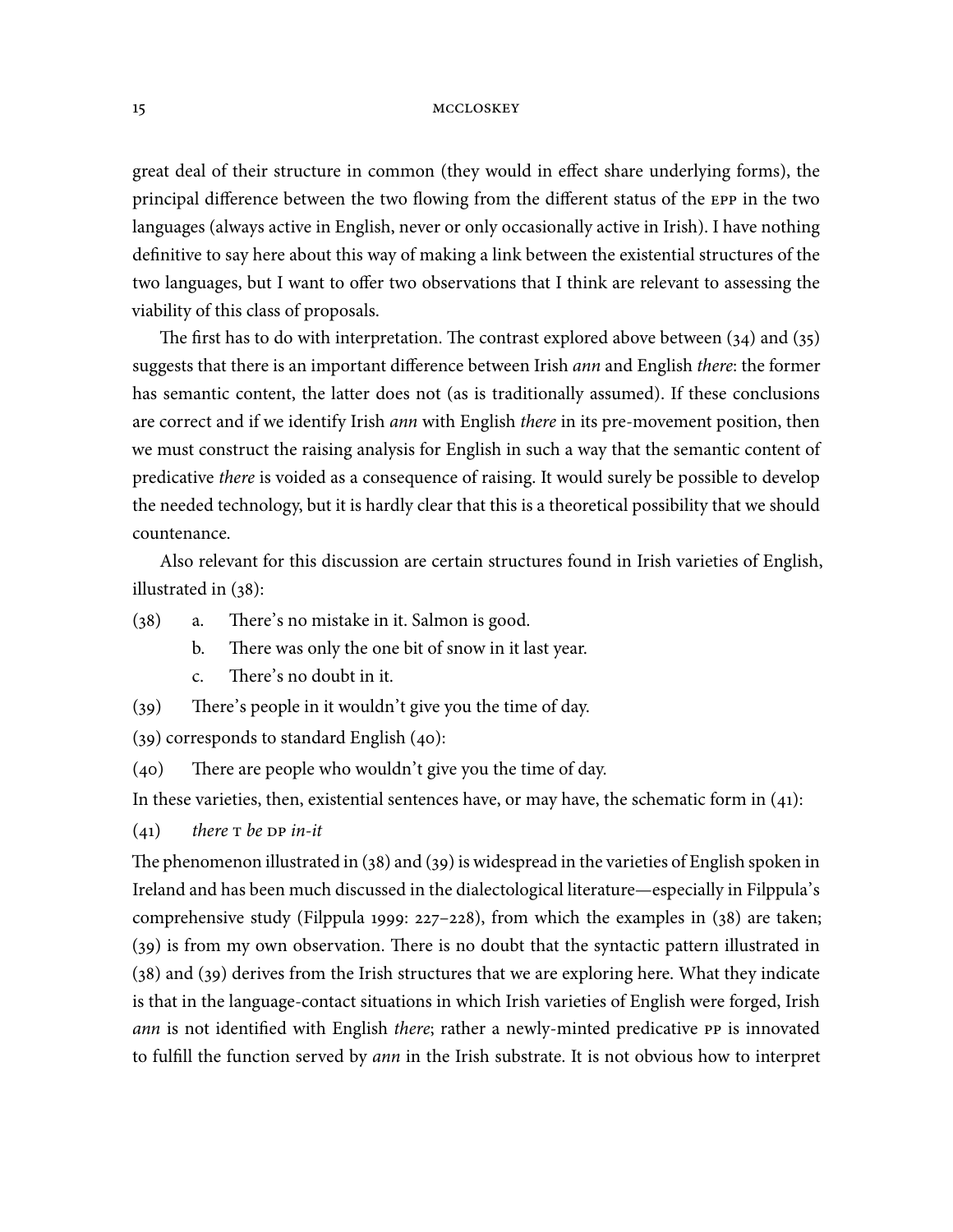great deal of their structure in common (they would in effect share underlying forms), the principal difference between the two flowing from the different status of the EPP in the two languages (always active in English, never or only occasionally active in Irish). I have nothing definitive to say here about this way of making a link between the existential structures of the two languages, but I want to offer two observations that I think are relevant to assessing the viability of this class of proposals.

The first has to do with interpretation. The contrast explored above between (34) and (35) suggests that there is an important difference between Irish *ann* and English *there*: the former has semantic content, the latter does not (as is traditionally assumed). If these conclusions are correct and if we identify Irish *ann* with English *there* in its pre-movement position, then we must construct the raising analysis for English in such a way that the semantic content of predicative *there* is voided as a consequence of raising. It would surely be possible to develop the needed technology, but it is hardly clear that this is a theoretical possibility that we should countenance.

Also relevant for this discussion are certain structures found in Irish varieties of English, illustrated in (38):

(38) a. There's no mistake in it. Salmon is good.
     b. There was only the one bit of snow in it last year.
     c. There's no doubt in it.

(39) There's people in it wouldn't give you the time of day.

(39) corresponds to standard English (40):

(40) There are people who wouldn't give you the time of day.

In these varieties, then, existential sentences have, or may have, the schematic form in (41):

(41) *there* T *be* DP *in-it*

The phenomenon illustrated in (38) and (39) is widespread in the varieties of English spoken in Ireland and has been much discussed in the dialectological literature—especially in Filppula's comprehensive study (Filppula 1999: 227–228), from which the examples in (38) are taken; (39) is from my own observation. There is no doubt that the syntactic pattern illustrated in (38) and (39) derives from the Irish structures that we are exploring here. What they indicate is that in the language-contact situations in which Irish varieties of English were forged, Irish *ann* is not identified with English *there*; rather a newly-minted predicative PP is innovated to fulfill the function served by *ann* in the Irish substrate. It is not obvious how to interpret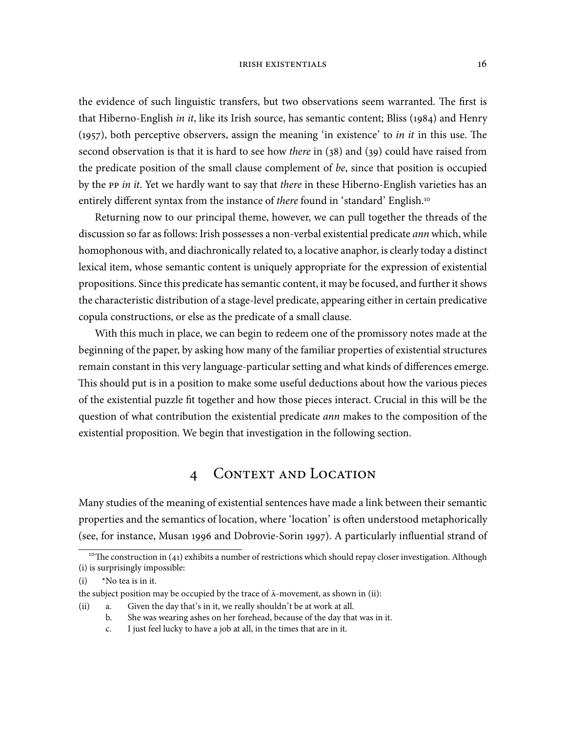the evidence of such linguistic transfers, but two observations seem warranted. The first is that Hiberno-English *in it*, like its Irish source, has semantic content; Bliss (1984) and Henry (1957), both perceptive observers, assign the meaning 'in existence' to *in it* in this use. The second observation is that it is hard to see how *there* in (38) and (39) could have raised from the predicate position of the small clause complement of *be*, since that position is occupied by the PP *in it*. Yet we hardly want to say that *there* in these Hiberno-English varieties has an entirely different syntax from the instance of *there* found in 'standard' English.[10]

Returning now to our principal theme, however, we can pull together the threads of the discussion so far as follows: Irish possesses a non-verbal existential predicate *ann* which, while homophonous with, and diachronically related to, a locative anaphor, is clearly today a distinct lexical item, whose semantic content is uniquely appropriate for the expression of existential propositions. Since this predicate has semantic content, it may be focused, and further it shows the characteristic distribution of a stage-level predicate, appearing either in certain predicative copula constructions, or else as the predicate of a small clause.

With this much in place, we can begin to redeem one of the promissory notes made at the beginning of the paper, by asking how many of the familiar properties of existential structures remain constant in this very language-particular setting and what kinds of differences emerge. This should put is in a position to make some useful deductions about how the various pieces of the existential puzzle fit together and how those pieces interact. Crucial in this will be the question of what contribution the existential predicate *ann* makes to the composition of the existential proposition. We begin that investigation in the following section.

## 4 Context and Location

Many studies of the meaning of existential sentences have made a link between their semantic properties and the semantics of location, where 'location' is often understood metaphorically (see, for instance, Musan 1996 and Dobrovie-Sorin 1997). A particularly influential strand of

---

[10] The construction in (41) exhibits a number of restrictions which should repay closer investigation. Although (i) is surprisingly impossible:

(i) *No tea is in it.

the subject position may be occupied by the trace of Ā-movement, as shown in (ii):

(ii) a. Given the day that's in it, we really shouldn't be at work at all.
 b. She was wearing ashes on her forehead, because of the day that was in it.
 c. I just feel lucky to have a job at all, in the times that are in it.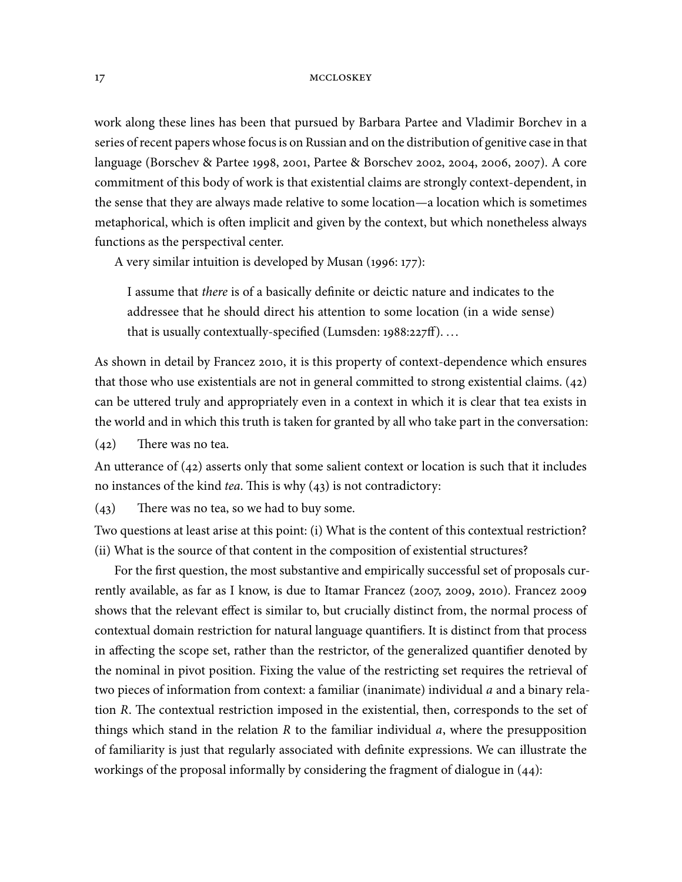work along these lines has been that pursued by Barbara Partee and Vladimir Borchev in a series of recent papers whose focus is on Russian and on the distribution of genitive case in that language (Borschev & Partee 1998, 2001, Partee & Borschev 2002, 2004, 2006, 2007). A core commitment of this body of work is that existential claims are strongly context-dependent, in the sense that they are always made relative to some location—a location which is sometimes metaphorical, which is often implicit and given by the context, but which nonetheless always functions as the perspectival center.

A very similar intuition is developed by Musan (1996: 177):

> I assume that *there* is of a basically definite or deictic nature and indicates to the addressee that he should direct his attention to some location (in a wide sense) that is usually contextually-specified (Lumsden: 1988:227ff). …

As shown in detail by Francez 2010, it is this property of context-dependence which ensures that those who use existentials are not in general committed to strong existential claims. (42) can be uttered truly and appropriately even in a context in which it is clear that tea exists in the world and in which this truth is taken for granted by all who take part in the conversation:

(42) There was no tea.

An utterance of (42) asserts only that some salient context or location is such that it includes no instances of the kind *tea*. This is why (43) is not contradictory:

(43) There was no tea, so we had to buy some.

Two questions at least arise at this point: (i) What is the content of this contextual restriction? (ii) What is the source of that content in the composition of existential structures?

For the first question, the most substantive and empirically successful set of proposals currently available, as far as I know, is due to Itamar Francez (2007, 2009, 2010). Francez 2009 shows that the relevant effect is similar to, but crucially distinct from, the normal process of contextual domain restriction for natural language quantifiers. It is distinct from that process in affecting the scope set, rather than the restrictor, of the generalized quantifier denoted by the nominal in pivot position. Fixing the value of the restricting set requires the retrieval of two pieces of information from context: a familiar (inanimate) individual $a$ and a binary relation $R$. The contextual restriction imposed in the existential, then, corresponds to the set of things which stand in the relation $R$ to the familiar individual $a$, where the presupposition of familiarity is just that regularly associated with definite expressions. We can illustrate the workings of the proposal informally by considering the fragment of dialogue in (44):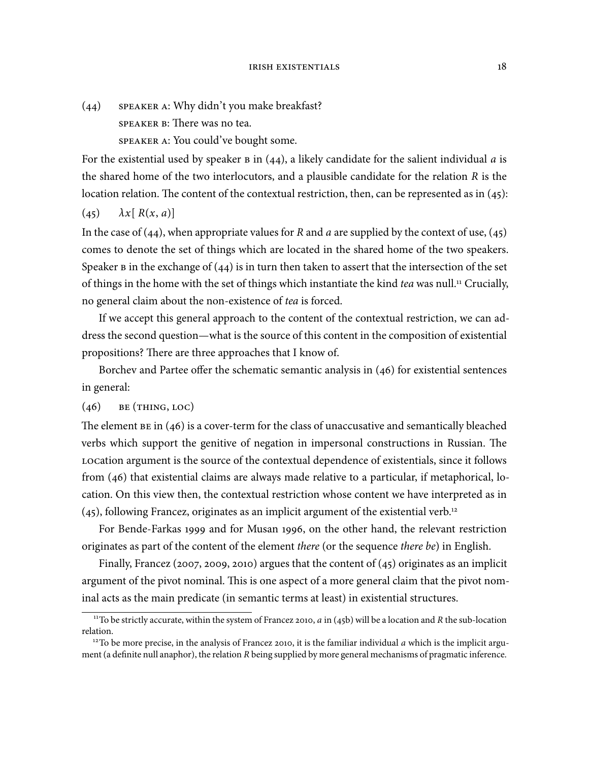(44) SPEAKER A: Why didn't you make breakfast?
SPEAKER B: There was no tea.
SPEAKER A: You could've bought some.

For the existential used by speaker B in (44), a likely candidate for the salient individual $a$ is the shared home of the two interlocutors, and a plausible candidate for the relation $R$ is the location relation. The content of the contextual restriction, then, can be represented as in (45):

(45) $\lambda x[\, R(x, a)]$

In the case of (44), when appropriate values for $R$ and $a$ are supplied by the context of use, (45) comes to denote the set of things which are located in the shared home of the two speakers. Speaker B in the exchange of (44) is in turn then taken to assert that the intersection of the set of things in the home with the set of things which instantiate the kind *tea* was null.[11] Crucially, no general claim about the non-existence of *tea* is forced.

If we accept this general approach to the content of the contextual restriction, we can address the second question—what is the source of this content in the composition of existential propositions? There are three approaches that I know of.

Borchev and Partee offer the schematic semantic analysis in (46) for existential sentences in general:

(46) BE (THING, LOC)

The element BE in (46) is a cover-term for the class of unaccusative and semantically bleached verbs which support the genitive of negation in impersonal constructions in Russian. The LOCation argument is the source of the contextual dependence of existentials, since it follows from (46) that existential claims are always made relative to a particular, if metaphorical, location. On this view then, the contextual restriction whose content we have interpreted as in (45), following Francez, originates as an implicit argument of the existential verb.[12]

For Bende-Farkas 1999 and for Musan 1996, on the other hand, the relevant restriction originates as part of the content of the element *there* (or the sequence *there be*) in English.

Finally, Francez (2007, 2009, 2010) argues that the content of (45) originates as an implicit argument of the pivot nominal. This is one aspect of a more general claim that the pivot nominal acts as the main predicate (in semantic terms at least) in existential structures.

---

[11] To be strictly accurate, within the system of Francez 2010, $a$ in (45b) will be a location and $R$ the sub-location relation.

[12] To be more precise, in the analysis of Francez 2010, it is the familiar individual $a$ which is the implicit argument (a definite null anaphor), the relation $R$ being supplied by more general mechanisms of pragmatic inference.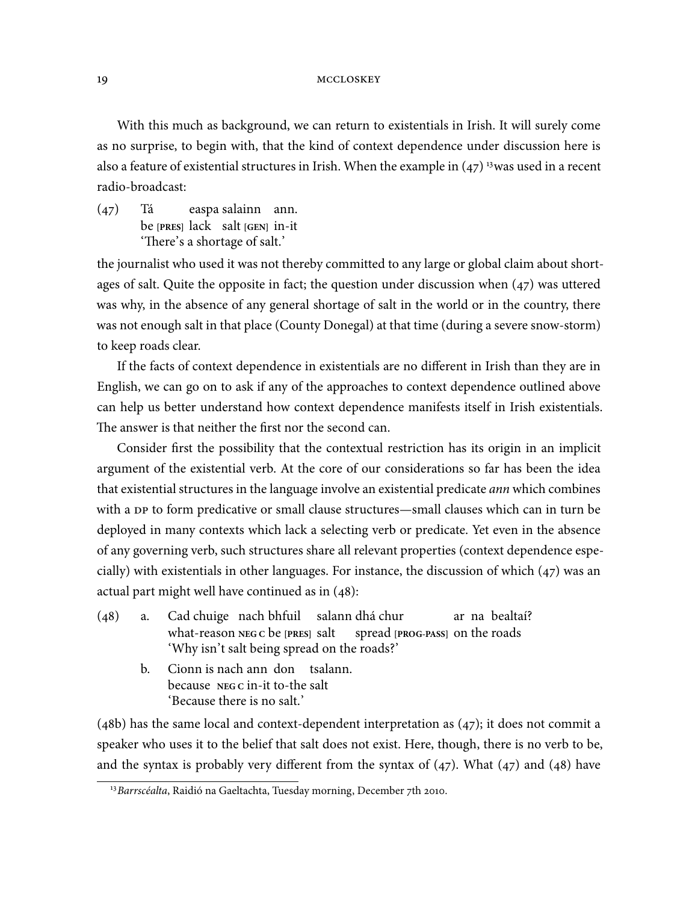With this much as background, we can return to existentials in Irish. It will surely come as no surprise, to begin with, that the kind of context dependence under discussion here is also a feature of existential structures in Irish. When the example in (47) [13] was used in a recent radio-broadcast:

(47) Tá easpa salainn ann.
be [PRES] lack salt [GEN] in-it
'There's a shortage of salt.'

the journalist who used it was not thereby committed to any large or global claim about shortages of salt. Quite the opposite in fact; the question under discussion when (47) was uttered was why, in the absence of any general shortage of salt in the world or in the country, there was not enough salt in that place (County Donegal) at that time (during a severe snow-storm) to keep roads clear.

If the facts of context dependence in existentials are no different in Irish than they are in English, we can go on to ask if any of the approaches to context dependence outlined above can help us better understand how context dependence manifests itself in Irish existentials. The answer is that neither the first nor the second can.

Consider first the possibility that the contextual restriction has its origin in an implicit argument of the existential verb. At the core of our considerations so far has been the idea that existential structures in the language involve an existential predicate *ann* which combines with a DP to form predicative or small clause structures—small clauses which can in turn be deployed in many contexts which lack a selecting verb or predicate. Yet even in the absence of any governing verb, such structures share all relevant properties (context dependence especially) with existentials in other languages. For instance, the discussion of which (47) was an actual part might well have continued as in (48):

(48) a. Cad chuige nach bhfuil salann dhá chur ar na bealtaí?
what-reason NEG C be [PRES] salt spread [PROG-PASS] on the roads
'Why isn't salt being spread on the roads?'

b. Cionn is nach ann don tsalann.
because NEG C in-it to-the salt
'Because there is no salt.'

(48b) has the same local and context-dependent interpretation as (47); it does not commit a speaker who uses it to the belief that salt does not exist. Here, though, there is no verb to be, and the syntax is probably very different from the syntax of (47). What (47) and (48) have

[13] *Barrscéalta*, Raidió na Gaeltachta, Tuesday morning, December 7th 2010.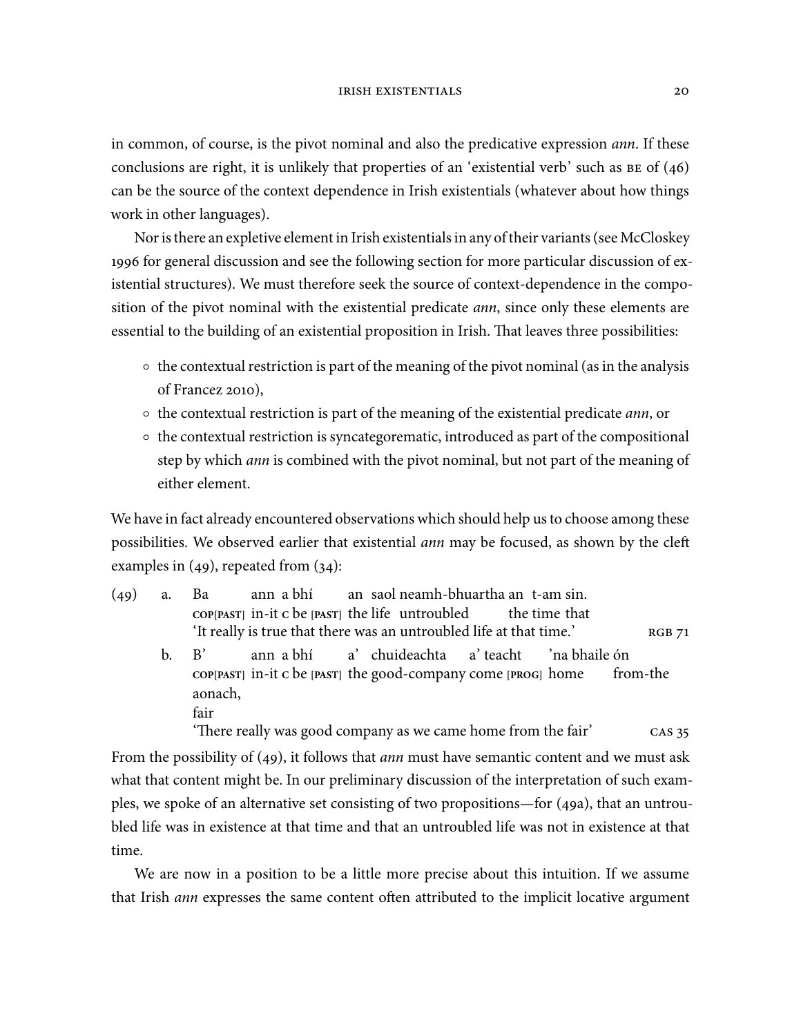in common, of course, is the pivot nominal and also the predicative expression *ann*. If these conclusions are right, it is unlikely that properties of an 'existential verb' such as BE of (46) can be the source of the context dependence in Irish existentials (whatever about how things work in other languages).

Nor is there an expletive element in Irish existentials in any of their variants (see McCloskey 1996 for general discussion and see the following section for more particular discussion of existential structures). We must therefore seek the source of context-dependence in the composition of the pivot nominal with the existential predicate *ann*, since only these elements are essential to the building of an existential proposition in Irish. That leaves three possibilities:

- the contextual restriction is part of the meaning of the pivot nominal (as in the analysis of Francez 2010),
- the contextual restriction is part of the meaning of the existential predicate *ann*, or
- the contextual restriction is syncategorematic, introduced as part of the compositional step by which *ann* is combined with the pivot nominal, but not part of the meaning of either element.

We have in fact already encountered observations which should help us to choose among these possibilities. We observed earlier that existential *ann* may be focused, as shown by the cleft examples in (49), repeated from (34):

(49) a. Ba ann a bhí an saol neamh-bhuartha an t-am sin.
COP[PAST] in-it C be [PAST] the life untroubled the time that
'It really is true that there was an untroubled life at that time.' RGB 71

b. B' ann a bhí a' chuideachta a' teacht 'na bhaile ón aonach,
COP[PAST] in-it C be [PAST] the good-company come [PROG] home from-the fair
'There really was good company as we came home from the fair' CAS 35

From the possibility of (49), it follows that *ann* must have semantic content and we must ask what that content might be. In our preliminary discussion of the interpretation of such examples, we spoke of an alternative set consisting of two propositions—for (49a), that an untroubled life was in existence at that time and that an untroubled life was not in existence at that time.

We are now in a position to be a little more precise about this intuition. If we assume that Irish *ann* expresses the same content often attributed to the implicit locative argument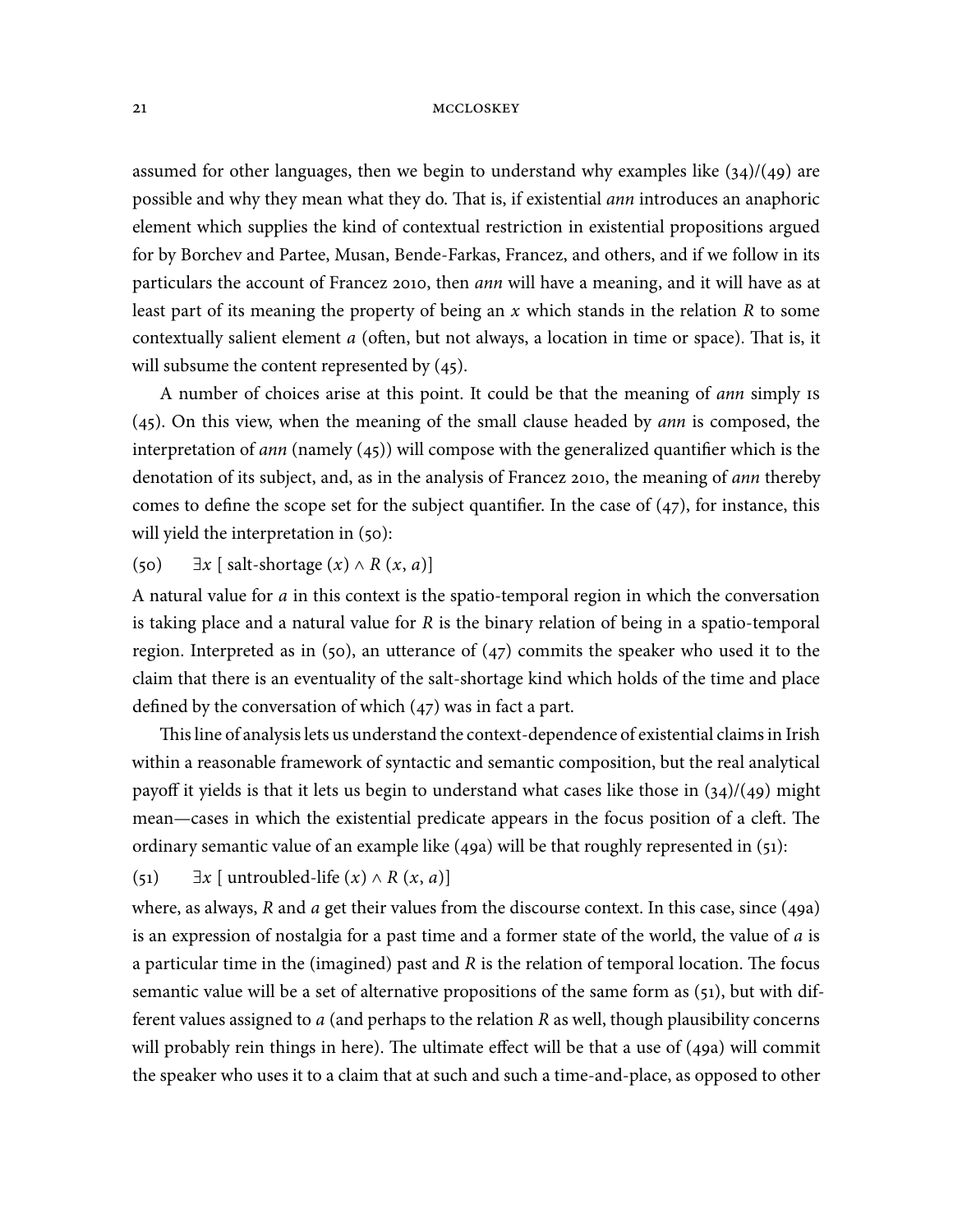assumed for other languages, then we begin to understand why examples like (34)/(49) are possible and why they mean what they do. That is, if existential *ann* introduces an anaphoric element which supplies the kind of contextual restriction in existential propositions argued for by Borchev and Partee, Musan, Bende-Farkas, Francez, and others, and if we follow in its particulars the account of Francez 2010, then *ann* will have a meaning, and it will have as at least part of its meaning the property of being an $x$ which stands in the relation $R$ to some contextually salient element $a$ (often, but not always, a location in time or space). That is, it will subsume the content represented by (45).

A number of choices arise at this point. It could be that the meaning of *ann* simply IS (45). On this view, when the meaning of the small clause headed by *ann* is composed, the interpretation of *ann* (namely (45)) will compose with the generalized quantifier which is the denotation of its subject, and, as in the analysis of Francez 2010, the meaning of *ann* thereby comes to define the scope set for the subject quantifier. In the case of (47), for instance, this will yield the interpretation in (50):

(50) $\exists x$ [ salt-shortage $(x) \wedge R(x, a)$]

A natural value for $a$ in this context is the spatio-temporal region in which the conversation is taking place and a natural value for $R$ is the binary relation of being in a spatio-temporal region. Interpreted as in (50), an utterance of (47) commits the speaker who used it to the claim that there is an eventuality of the salt-shortage kind which holds of the time and place defined by the conversation of which (47) was in fact a part.

This line of analysis lets us understand the context-dependence of existential claims in Irish within a reasonable framework of syntactic and semantic composition, but the real analytical payoff it yields is that it lets us begin to understand what cases like those in (34)/(49) might mean—cases in which the existential predicate appears in the focus position of a cleft. The ordinary semantic value of an example like (49a) will be that roughly represented in (51):

(51) $\exists x$ [ untroubled-life $(x) \wedge R(x, a)$]

where, as always, $R$ and $a$ get their values from the discourse context. In this case, since (49a) is an expression of nostalgia for a past time and a former state of the world, the value of $a$ is a particular time in the (imagined) past and $R$ is the relation of temporal location. The focus semantic value will be a set of alternative propositions of the same form as (51), but with different values assigned to $a$ (and perhaps to the relation $R$ as well, though plausibility concerns will probably rein things in here). The ultimate effect will be that a use of (49a) will commit the speaker who uses it to a claim that at such and such a time-and-place, as opposed to other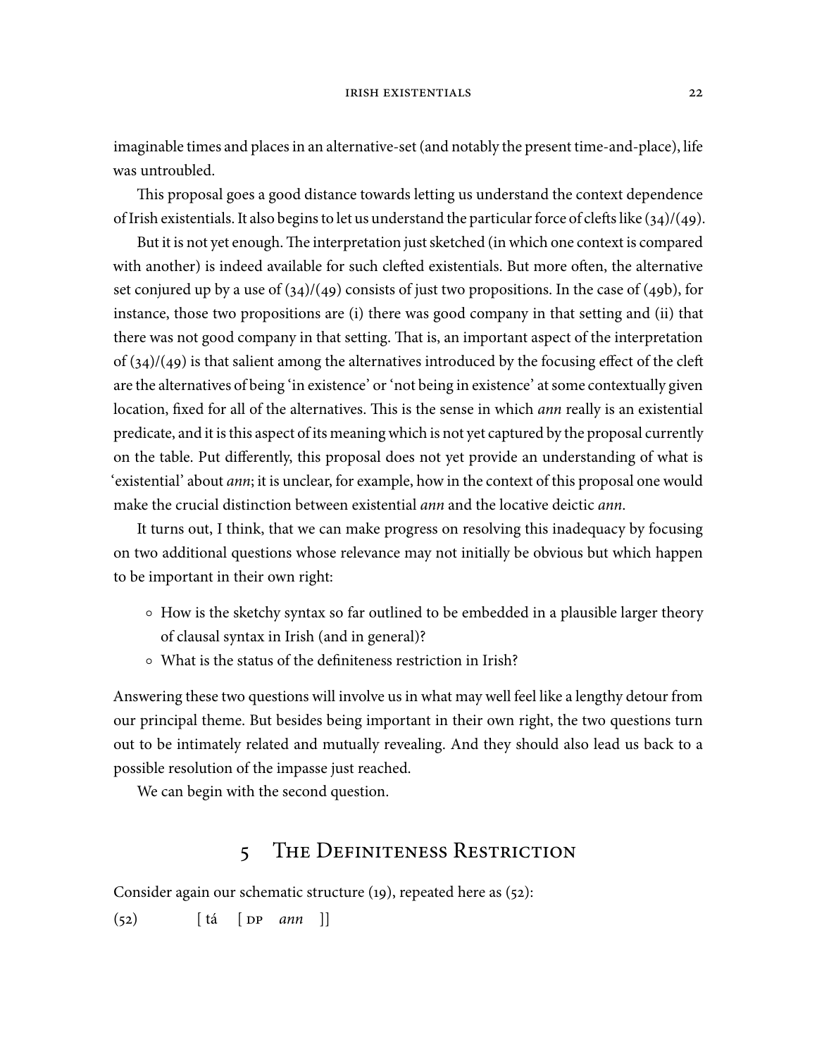imaginable times and places in an alternative-set (and notably the present time-and-place), life was untroubled.

This proposal goes a good distance towards letting us understand the context dependence of Irish existentials. It also begins to let us understand the particular force of clefts like (34)/(49).

But it is not yet enough. The interpretation just sketched (in which one context is compared with another) is indeed available for such clefted existentials. But more often, the alternative set conjured up by a use of (34)/(49) consists of just two propositions. In the case of (49b), for instance, those two propositions are (i) there was good company in that setting and (ii) that there was not good company in that setting. That is, an important aspect of the interpretation of (34)/(49) is that salient among the alternatives introduced by the focusing effect of the cleft are the alternatives of being 'in existence' or 'not being in existence' at some contextually given location, fixed for all of the alternatives. This is the sense in which *ann* really is an existential predicate, and it is this aspect of its meaning which is not yet captured by the proposal currently on the table. Put differently, this proposal does not yet provide an understanding of what is 'existential' about *ann*; it is unclear, for example, how in the context of this proposal one would make the crucial distinction between existential *ann* and the locative deictic *ann*.

It turns out, I think, that we can make progress on resolving this inadequacy by focusing on two additional questions whose relevance may not initially be obvious but which happen to be important in their own right:

- How is the sketchy syntax so far outlined to be embedded in a plausible larger theory of clausal syntax in Irish (and in general)?
- What is the status of the definiteness restriction in Irish?

Answering these two questions will involve us in what may well feel like a lengthy detour from our principal theme. But besides being important in their own right, the two questions turn out to be intimately related and mutually revealing. And they should also lead us back to a possible resolution of the impasse just reached.

We can begin with the second question.

## 5 The Definiteness Restriction

Consider again our schematic structure (19), repeated here as (52):

(52) [ tá [ DP *ann* ]]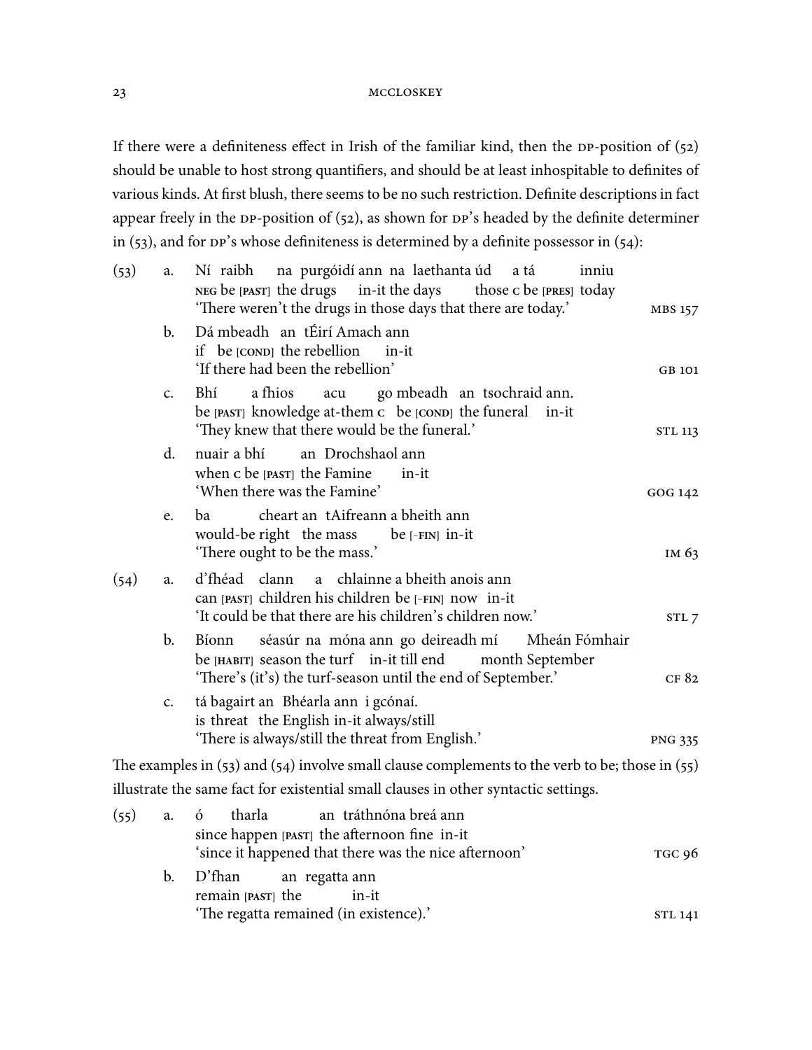If there were a definiteness effect in Irish of the familiar kind, then the DP-position of (52) should be unable to host strong quantifiers, and should be at least inhospitable to definites of various kinds. At first blush, there seems to be no such restriction. Definite descriptions in fact appear freely in the DP-position of (52), as shown for DP's headed by the definite determiner in (53), and for DP's whose definiteness is determined by a definite possessor in (54):

(53)
a. Ní raibh na purgóidí ann na laethanta úd a tá inniu
   NEG be [PAST] the drugs in-it the days those C be [PRES] today
   'There weren't the drugs in those days that there are today.' — MBS 157

b. Dá mbeadh an tÉirí Amach ann
   if be [COND] the rebellion in-it
   'If there had been the rebellion' — GB 101

c. Bhí a fhios acu go mbeadh an tsochraid ann.
   be [PAST] knowledge at-them C be [COND] the funeral in-it
   'They knew that there would be the funeral.' — STL 113

d. nuair a bhí an Drochshaol ann
   when C be [PAST] the Famine in-it
   'When there was the Famine' — GOG 142

e. ba cheart an tAifreann a bheith ann
   would-be right the mass be [-FIN] in-it
   'There ought to be the mass.' — IM 63

(54)
a. d'fhéad clann a chlainne a bheith anois ann
   can [PAST] children his children be [-FIN] now in-it
   'It could be that there are his children's children now.' — STL 7

b. Bíonn séasúr na móna ann go deireadh mí Mheán Fómhair
   be [HABIT] season the turf in-it till end month September
   'There's (it's) the turf-season until the end of September.' — CF 82

c. tá bagairt an Bhéarla ann i gcónaí.
   is threat the English in-it always/still
   'There is always/still the threat from English.' — PNG 335

The examples in (53) and (54) involve small clause complements to the verb to be; those in (55) illustrate the same fact for existential small clauses in other syntactic settings.

(55)
a. ó tharla an tráthnóna breá ann
   since happen [PAST] the afternoon fine in-it
   'since it happened that there was the nice afternoon' — TGC 96

b. D'fhan an regatta ann
   remain [PAST] the in-it
   'The regatta remained (in existence).' — STL 141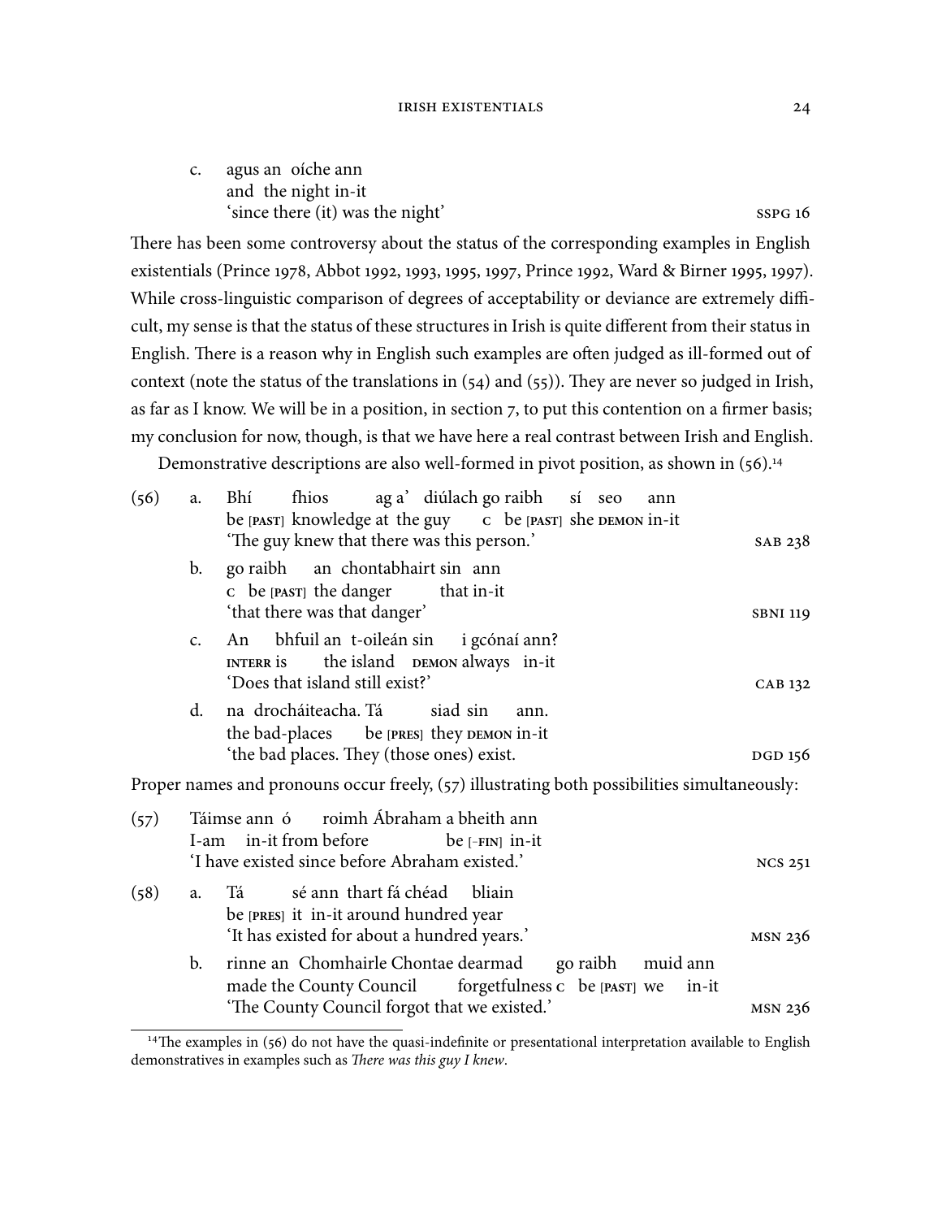c. agus an oíche ann
   and the night in-it
   'since there (it) was the night' SSPG 16

There has been some controversy about the status of the corresponding examples in English existentials (Prince 1978, Abbot 1992, 1993, 1995, 1997, Prince 1992, Ward & Birner 1995, 1997). While cross-linguistic comparison of degrees of acceptability or deviance are extremely difficult, my sense is that the status of these structures in Irish is quite different from their status in English. There is a reason why in English such examples are often judged as ill-formed out of context (note the status of the translations in (54) and (55)). They are never so judged in Irish, as far as I know. We will be in a position, in section 7, to put this contention on a firmer basis; my conclusion for now, though, is that we have here a real contrast between Irish and English.

Demonstrative descriptions are also well-formed in pivot position, as shown in (56).[14]

(56) a. Bhí fhios ag a' diúlach go raibh sí seo ann
   be [PAST] knowledge at the guy C be [PAST] she DEMON in-it
   'The guy knew that there was this person.' SAB 238

b. go raibh an chontabhairt sin ann
   C be [PAST] the danger that in-it
   'that there was that danger' SBNI 119

c. An bhfuil an t-oileán sin i gcónaí ann?
   INTERR is the island DEMON always in-it
   'Does that island still exist?' CAB 132

d. na drocháiteacha. Tá siad sin ann.
   the bad-places be [PRES] they DEMON in-it
   'the bad places. They (those ones) exist. DGD 156

Proper names and pronouns occur freely, (57) illustrating both possibilities simultaneously:

(57) Táimse ann ó roimh Ábraham a bheith ann
   I-am in-it from before be [–FIN] in-it
   'I have existed since before Abraham existed.' NCS 251

(58) a. Tá sé ann thart fá chéad bliain
   be [PRES] it in-it around hundred year
   'It has existed for about a hundred years.' MSN 236

b. rinne an Chomhairle Chontae dearmad go raibh muid ann
   made the County Council forgetfulness C be [PAST] we in-it
   'The County Council forgot that we existed.' MSN 236

[14] The examples in (56) do not have the quasi-indefinite or presentational interpretation available to English demonstratives in examples such as *There was this guy I knew*.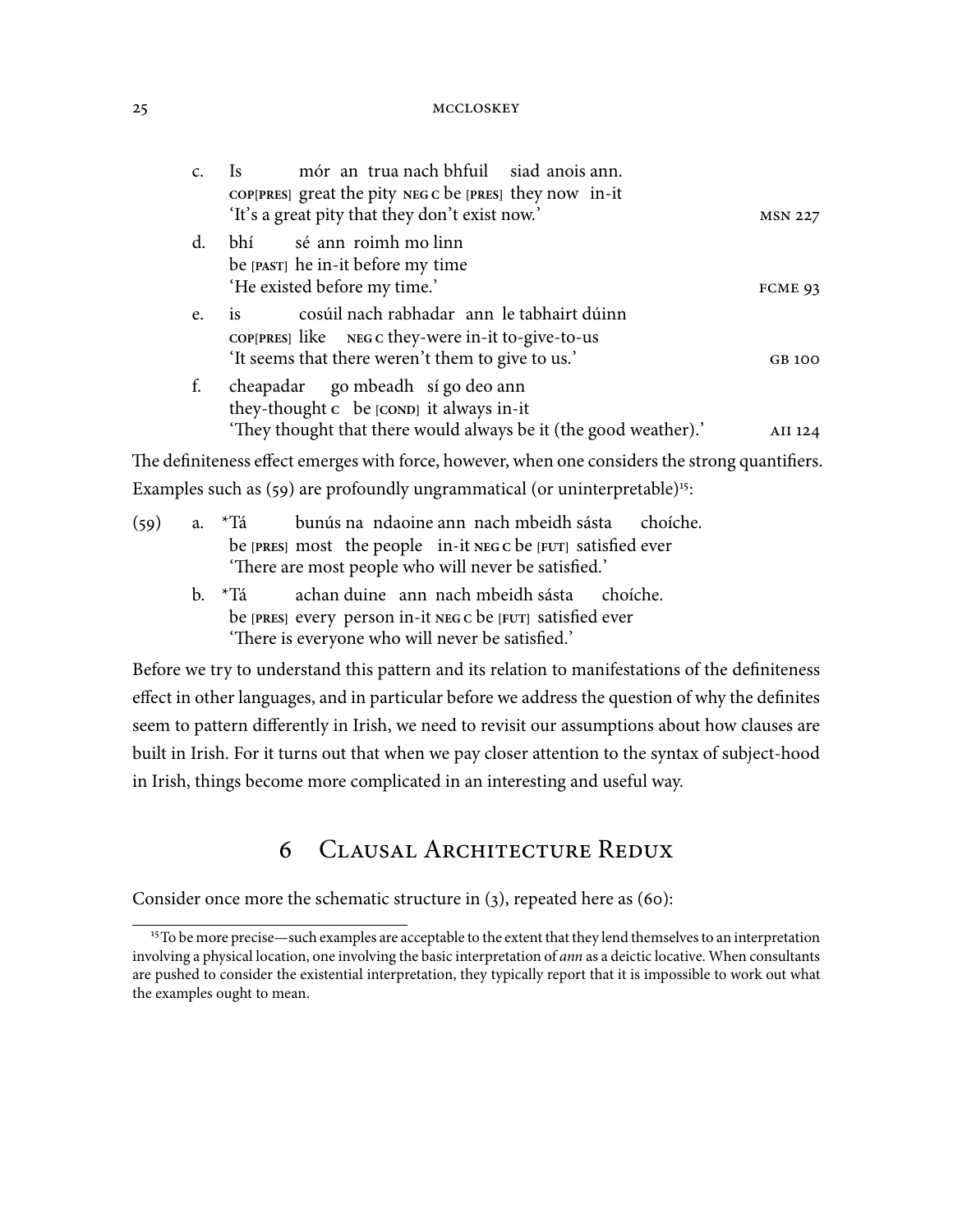c. Is mór an trua nach bhfuil siad anois ann.
COP[PRES] great the pity NEG C be [PRES] they now in-it
'It's a great pity that they don't exist now.' MSN 227

d. bhí sé ann roimh mo linn
be [PAST] he in-it before my time
'He existed before my time.' FCME 93

e. is cosúil nach rabhadar ann le tabhairt dúinn
COP[PRES] like NEG C they-were in-it to-give-to-us
'It seems that there weren't them to give to us.' GB 100

f. cheapadar go mbeadh sí go deo ann
they-thought C be [COND] it always in-it
'They thought that there would always be it (the good weather).' AII 124

The definiteness effect emerges with force, however, when one considers the strong quantifiers. Examples such as (59) are profoundly ungrammatical (or uninterpretable)[15]:

(59) a. *Tá bunús na ndaoine ann nach mbeidh sásta choíche.
be [PRES] most the people in-it NEG C be [FUT] satisfied ever
'There are most people who will never be satisfied.'

b. *Tá achan duine ann nach mbeidh sásta choíche.
be [PRES] every person in-it NEG C be [FUT] satisfied ever
'There is everyone who will never be satisfied.'

Before we try to understand this pattern and its relation to manifestations of the definiteness effect in other languages, and in particular before we address the question of why the definites seem to pattern differently in Irish, we need to revisit our assumptions about how clauses are built in Irish. For it turns out that when we pay closer attention to the syntax of subject-hood in Irish, things become more complicated in an interesting and useful way.

## 6 Clausal Architecture Redux

Consider once more the schematic structure in (3), repeated here as (60):

[15] To be more precise—such examples are acceptable to the extent that they lend themselves to an interpretation involving a physical location, one involving the basic interpretation of *ann* as a deictic locative. When consultants are pushed to consider the existential interpretation, they typically report that it is impossible to work out what the examples ought to mean.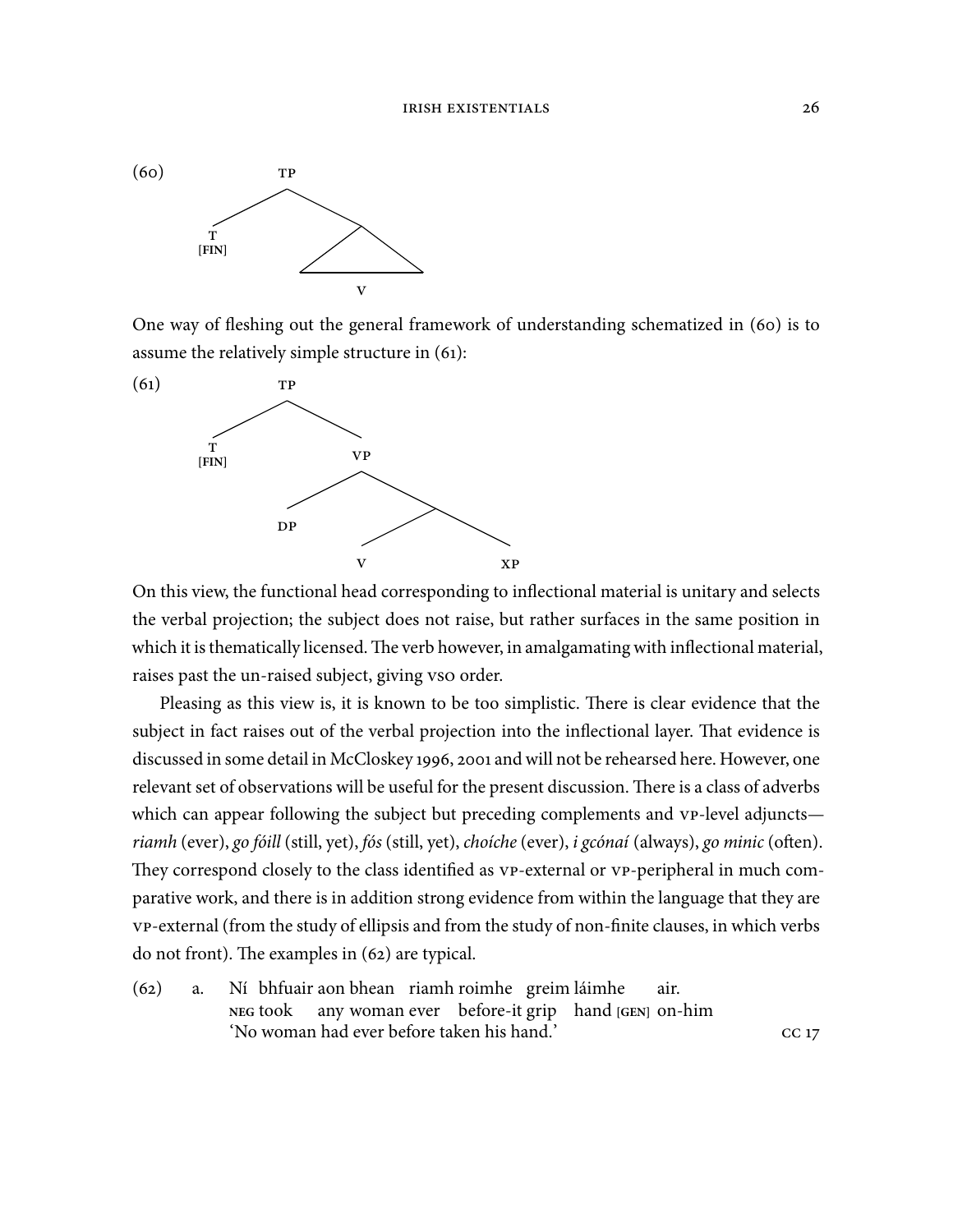(60)

```
        TP
       /  \
      T    /\
    [FIN] /  \
         /____\
            V
```

One way of fleshing out the general framework of understanding schematized in (60) is to assume the relatively simple structure in (61):

(61)

```
        TP
       /  \
      T    VP
    [FIN] /  \
         DP   \
             / \
            V   XP
```

On this view, the functional head corresponding to inflectional material is unitary and selects the verbal projection; the subject does not raise, but rather surfaces in the same position in which it is thematically licensed. The verb however, in amalgamating with inflectional material, raises past the un-raised subject, giving VSO order.

Pleasing as this view is, it is known to be too simplistic. There is clear evidence that the subject in fact raises out of the verbal projection into the inflectional layer. That evidence is discussed in some detail in McCloskey 1996, 2001 and will not be rehearsed here. However, one relevant set of observations will be useful for the present discussion. There is a class of adverbs which can appear following the subject but preceding complements and VP-level adjuncts—*riamh* (ever), *go fóill* (still, yet), *fós* (still, yet), *choíche* (ever), *i gcónaí* (always), *go minic* (often). They correspond closely to the class identified as VP-external or VP-peripheral in much comparative work, and there is in addition strong evidence from within the language that they are VP-external (from the study of ellipsis and from the study of non-finite clauses, in which verbs do not front). The examples in (62) are typical.

(62) a. Ní bhfuair aon bhean riamh roimhe greim láimhe air.
NEG took any woman ever before-it grip hand [GEN] on-him
'No woman had ever before taken his hand.' CC 17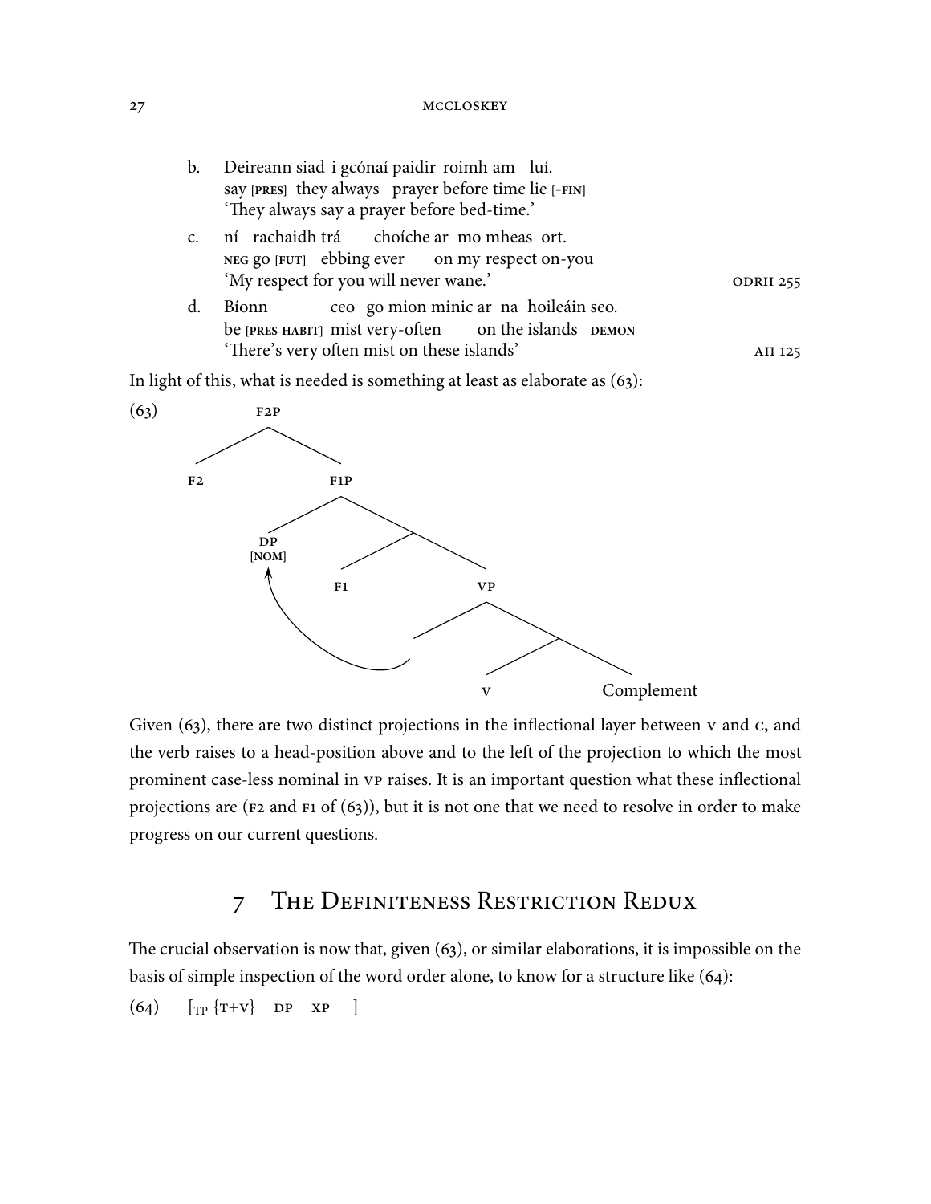b. Deireann siad i gcónaí paidir roimh am luí.
   say [PRES] they always prayer before time lie [−FIN]
   'They always say a prayer before bed-time.'

c. ní rachaidh trá choíche ar mo mheas ort.
   NEG go [FUT] ebbing ever on my respect on-you
   'My respect for you will never wane.' ODRII 255

d. Bíonn ceo go mion minic ar na hoileáin seo.
   be [PRES-HABIT] mist very-often on the islands DEMON
   'There's very often mist on these islands' AII 125

In light of this, what is needed is something at least as elaborate as (63):

(63) [F2P F2 [F1P DP[NOM] [F1 [VP ___ [V Complement]]]]]

Given (63), there are two distinct projections in the inflectional layer between V and C, and the verb raises to a head-position above and to the left of the projection to which the most prominent case-less nominal in VP raises. It is an important question what these inflectional projections are (F2 and F1 of (63)), but it is not one that we need to resolve in order to make progress on our current questions.

## 7 The Definiteness Restriction Redux

The crucial observation is now that, given (63), or similar elaborations, it is impossible on the basis of simple inspection of the word order alone, to know for a structure like (64):

(64) [$_{TP}$ {T+V} DP XP ]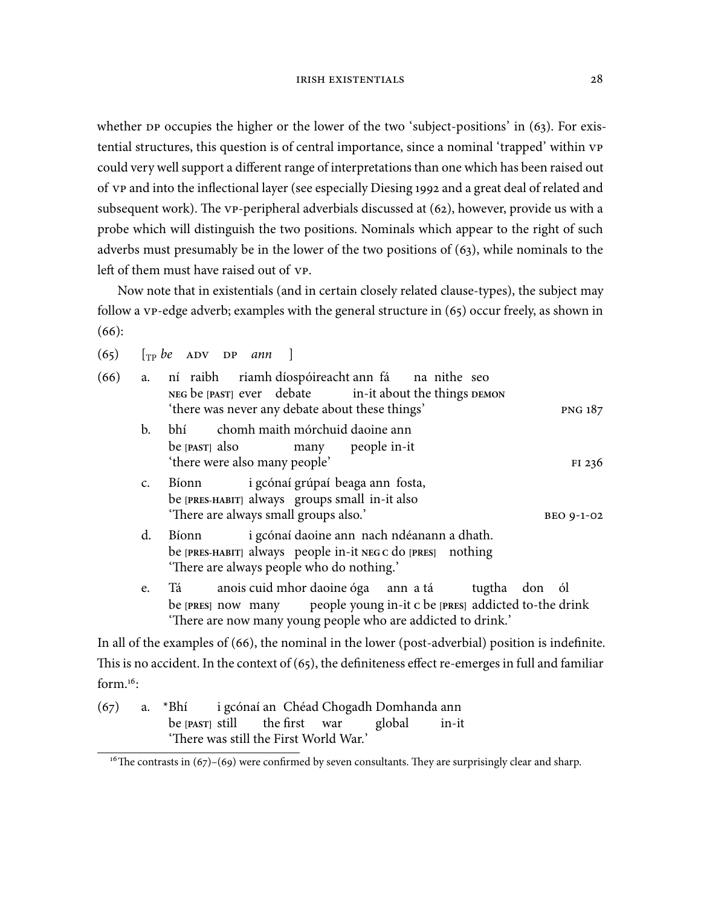whether DP occupies the higher or the lower of the two 'subject-positions' in (63). For existential structures, this question is of central importance, since a nominal 'trapped' within VP could very well support a different range of interpretations than one which has been raised out of VP and into the inflectional layer (see especially Diesing 1992 and a great deal of related and subsequent work). The VP-peripheral adverbials discussed at (62), however, provide us with a probe which will distinguish the two positions. Nominals which appear to the right of such adverbs must presumably be in the lower of the two positions of (63), while nominals to the left of them must have raised out of VP.

Now note that in existentials (and in certain closely related clause-types), the subject may follow a VP-edge adverb; examples with the general structure in (65) occur freely, as shown in (66):

(65) [$_{TP}$ *be* ADV DP *ann* ]

(66)
a. ní raibh riamh díospóireacht ann fá na nithe seo
NEG be [PAST] ever debate in-it about the things DEMON
'there was never any debate about these things' — PNG 187

b. bhí chomh maith mórchuid daoine ann
be [PAST] also many people in-it
'there were also many people' — FI 236

c. Bíonn i gcónaí grúpaí beaga ann fosta,
be [PRES-HABIT] always groups small in-it also
'There are always small groups also.' — BEO 9-1-02

d. Bíonn i gcónaí daoine ann nach ndéanann a dhath.
be [PRES-HABIT] always people in-it NEG C do [PRES] nothing
'There are always people who do nothing.'

e. Tá anois cuid mhor daoine óga ann a tá tugtha don ól
be [PRES] now many people young in-it C be [PRES] addicted to-the drink
'There are now many young people who are addicted to drink.'

In all of the examples of (66), the nominal in the lower (post-adverbial) position is indefinite. This is no accident. In the context of (65), the definiteness effect re-emerges in full and familiar form.[16]:

(67)
a. \*Bhí i gcónaí an Chéad Chogadh Domhanda ann
be [PAST] still the first war global in-it
'There was still the First World War.'

[16] The contrasts in (67)–(69) were confirmed by seven consultants. They are surprisingly clear and sharp.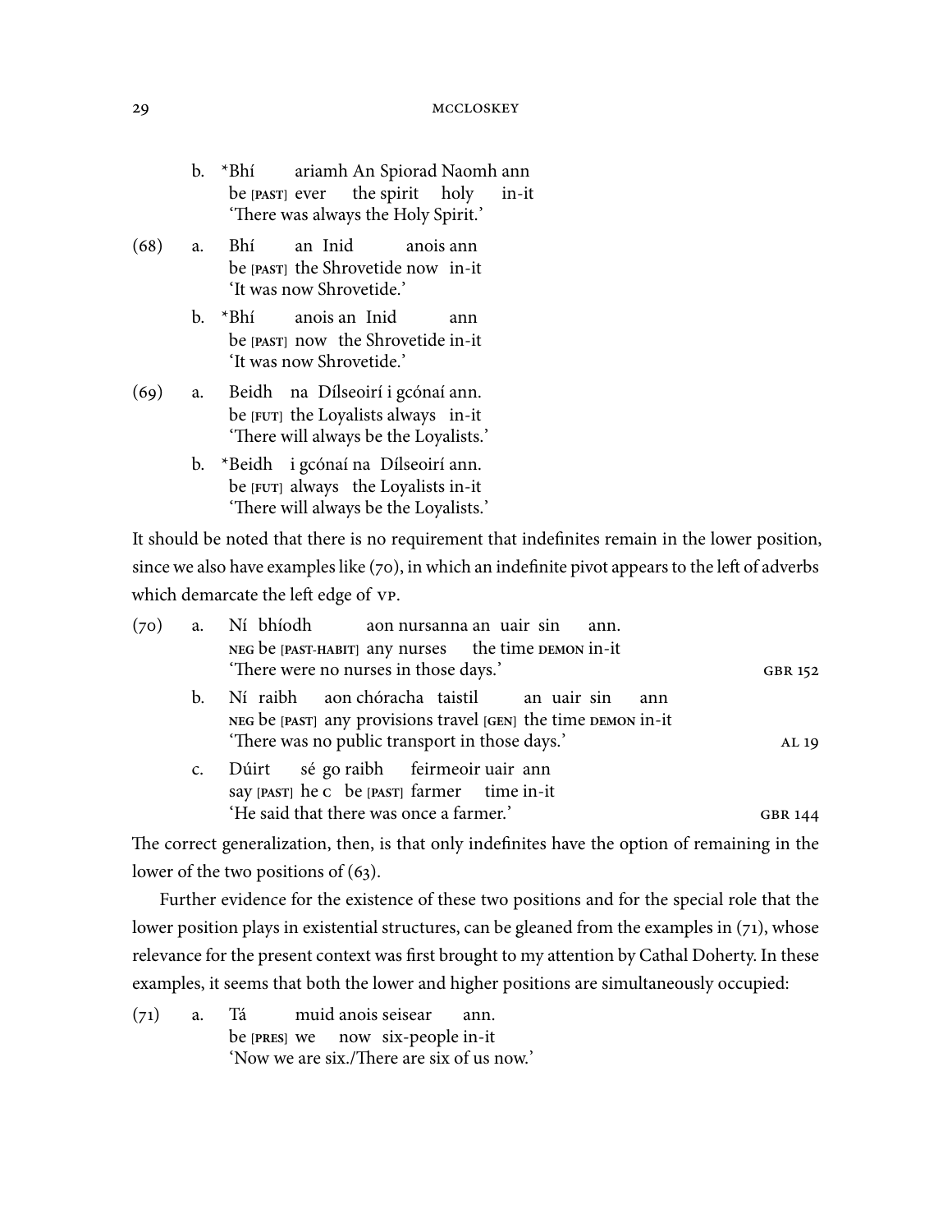b. *Bhí ariamh An Spiorad Naomh ann
   be [PAST] ever the spirit holy in-it
   'There was always the Holy Spirit.'

(68) a. Bhí an Inid anois ann
   be [PAST] the Shrovetide now in-it
   'It was now Shrovetide.'

b. *Bhí anois an Inid ann
   be [PAST] now the Shrovetide in-it
   'It was now Shrovetide.'

(69) a. Beidh na Dílseoirí i gcónaí ann.
   be [FUT] the Loyalists always in-it
   'There will always be the Loyalists.'

b. *Beidh i gcónaí na Dílseoirí ann.
   be [FUT] always the Loyalists in-it
   'There will always be the Loyalists.'

It should be noted that there is no requirement that indefinites remain in the lower position, since we also have examples like (70), in which an indefinite pivot appears to the left of adverbs which demarcate the left edge of VP.

(70) a. Ní bhíodh aon nursanna an uair sin ann.
   NEG be [PAST-HABIT] any nurses the time DEMON in-it
   'There were no nurses in those days.' GBR 152

b. Ní raibh aon chóracha taistil an uair sin ann
   NEG be [PAST] any provisions travel [GEN] the time DEMON in-it
   'There was no public transport in those days.' AL 19

c. Dúirt sé go raibh feirmeoir uair ann
   say [PAST] he C be [PAST] farmer time in-it
   'He said that there was once a farmer.' GBR 144

The correct generalization, then, is that only indefinites have the option of remaining in the lower of the two positions of (63).

Further evidence for the existence of these two positions and for the special role that the lower position plays in existential structures, can be gleaned from the examples in (71), whose relevance for the present context was first brought to my attention by Cathal Doherty. In these examples, it seems that both the lower and higher positions are simultaneously occupied:

(71) a. Tá muid anois seisear ann.
   be [PRES] we now six-people in-it
   'Now we are six./There are six of us now.'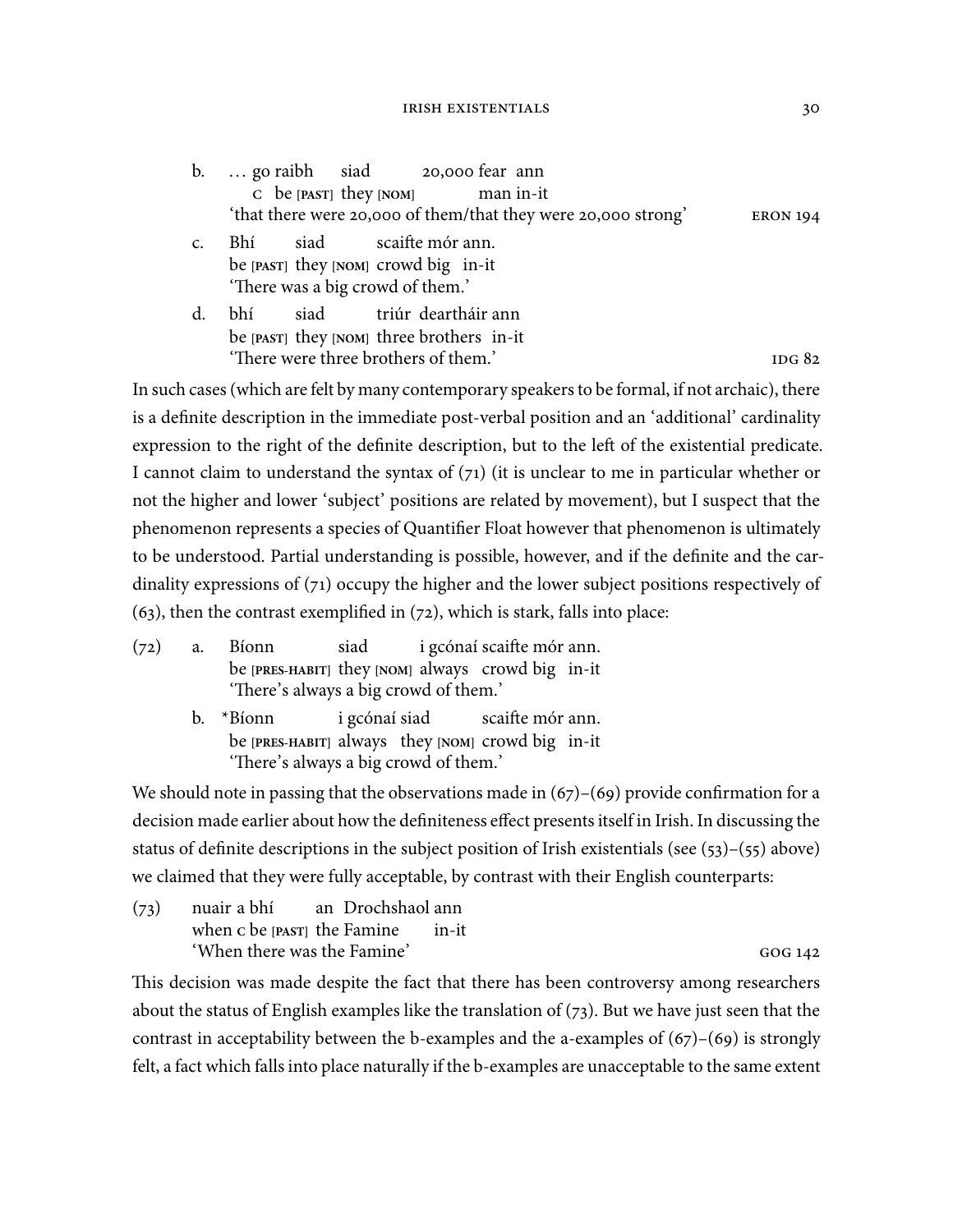b. … go raibh siad 20,000 fear ann  
   C be [PAST] they [NOM] man in-it  
   'that there were 20,000 of them/that they were 20,000 strong' ERON 194

c. Bhí siad scaifte mór ann.  
   be [PAST] they [NOM] crowd big in-it  
   'There was a big crowd of them.'

d. bhí siad triúr deartháir ann  
   be [PAST] they [NOM] three brothers in-it  
   'There were three brothers of them.' IDG 82

In such cases (which are felt by many contemporary speakers to be formal, if not archaic), there is a definite description in the immediate post-verbal position and an 'additional' cardinality expression to the right of the definite description, but to the left of the existential predicate. I cannot claim to understand the syntax of (71) (it is unclear to me in particular whether or not the higher and lower 'subject' positions are related by movement), but I suspect that the phenomenon represents a species of Quantifier Float however that phenomenon is ultimately to be understood. Partial understanding is possible, however, and if the definite and the cardinality expressions of (71) occupy the higher and the lower subject positions respectively of (63), then the contrast exemplified in (72), which is stark, falls into place:

(72) a. Bíonn siad i gcónaí scaifte mór ann.  
   be [PRES-HABIT] they [NOM] always crowd big in-it  
   'There's always a big crowd of them.'

b. *Bíonn i gcónaí siad scaifte mór ann.  
   be [PRES-HABIT] always they [NOM] crowd big in-it  
   'There's always a big crowd of them.'

We should note in passing that the observations made in (67)–(69) provide confirmation for a decision made earlier about how the definiteness effect presents itself in Irish. In discussing the status of definite descriptions in the subject position of Irish existentials (see (53)–(55) above) we claimed that they were fully acceptable, by contrast with their English counterparts:

(73) nuair a bhí an Drochshaol ann  
   when C be [PAST] the Famine in-it  
   'When there was the Famine' GOG 142

This decision was made despite the fact that there has been controversy among researchers about the status of English examples like the translation of (73). But we have just seen that the contrast in acceptability between the b-examples and the a-examples of (67)–(69) is strongly felt, a fact which falls into place naturally if the b-examples are unacceptable to the same extent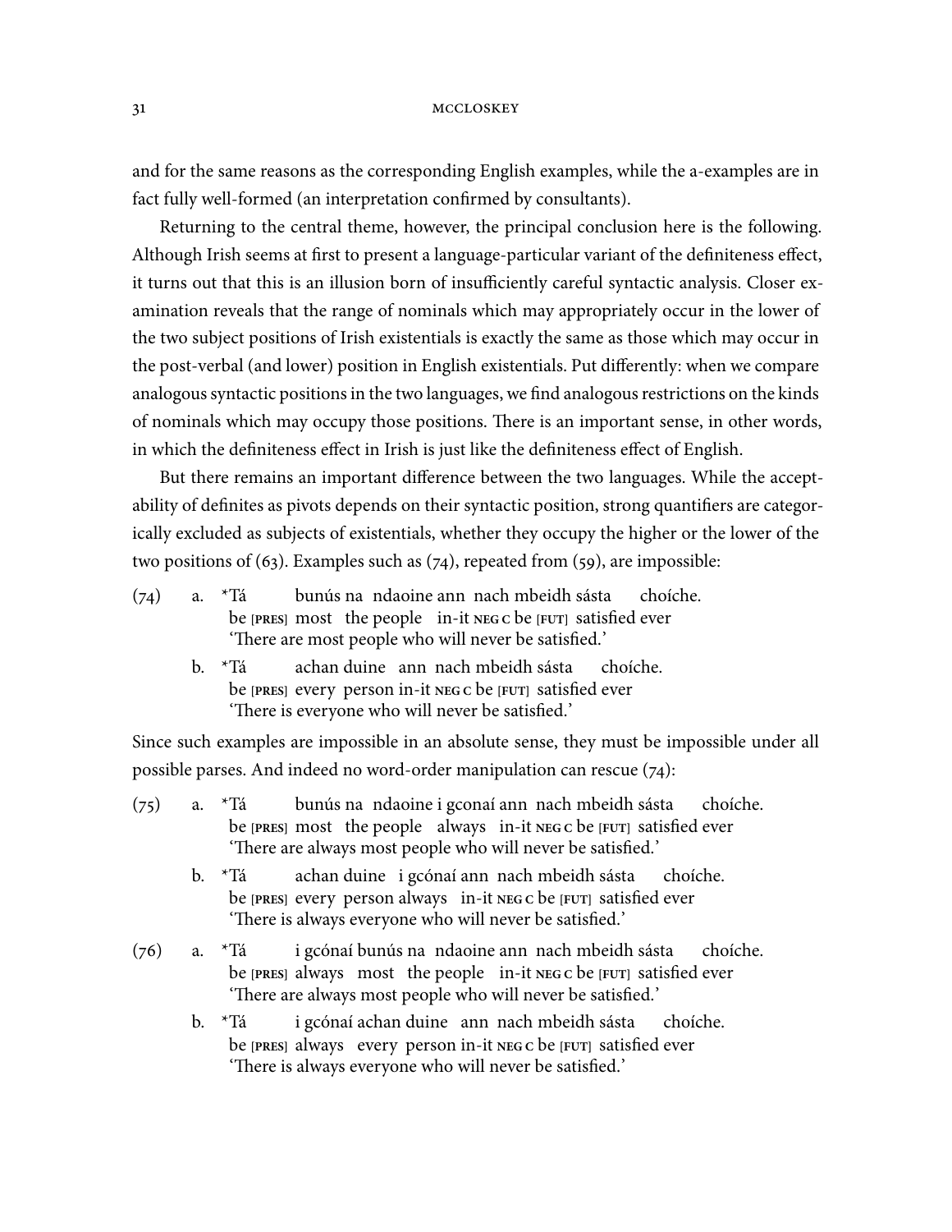and for the same reasons as the corresponding English examples, while the a-examples are in fact fully well-formed (an interpretation confirmed by consultants).

Returning to the central theme, however, the principal conclusion here is the following. Although Irish seems at first to present a language-particular variant of the definiteness effect, it turns out that this is an illusion born of insufficiently careful syntactic analysis. Closer examination reveals that the range of nominals which may appropriately occur in the lower of the two subject positions of Irish existentials is exactly the same as those which may occur in the post-verbal (and lower) position in English existentials. Put differently: when we compare analogous syntactic positions in the two languages, we find analogous restrictions on the kinds of nominals which may occupy those positions. There is an important sense, in other words, in which the definiteness effect in Irish is just like the definiteness effect of English.

But there remains an important difference between the two languages. While the acceptability of definites as pivots depends on their syntactic position, strong quantifiers are categorically excluded as subjects of existentials, whether they occupy the higher or the lower of the two positions of (63). Examples such as (74), repeated from (59), are impossible:

(74) a. *Tá bunús na ndaoine ann nach mbeidh sásta choíche.
be [PRES] most the people in-it NEG C be [FUT] satisfied ever
'There are most people who will never be satisfied.'

b. *Tá achan duine ann nach mbeidh sásta choíche.
be [PRES] every person in-it NEG C be [FUT] satisfied ever
'There is everyone who will never be satisfied.'

Since such examples are impossible in an absolute sense, they must be impossible under all possible parses. And indeed no word-order manipulation can rescue (74):

(75) a. *Tá bunús na ndaoine i gconaí ann nach mbeidh sásta choíche.
be [PRES] most the people always in-it NEG C be [FUT] satisfied ever
'There are always most people who will never be satisfied.'

b. *Tá achan duine i gcónaí ann nach mbeidh sásta choíche.
be [PRES] every person always in-it NEG C be [FUT] satisfied ever
'There is always everyone who will never be satisfied.'

(76) a. *Tá i gcónaí bunús na ndaoine ann nach mbeidh sásta choíche.
be [PRES] always most the people in-it NEG C be [FUT] satisfied ever
'There are always most people who will never be satisfied.'

b. *Tá i gcónaí achan duine ann nach mbeidh sásta choíche.
be [PRES] always every person in-it NEG C be [FUT] satisfied ever
'There is always everyone who will never be satisfied.'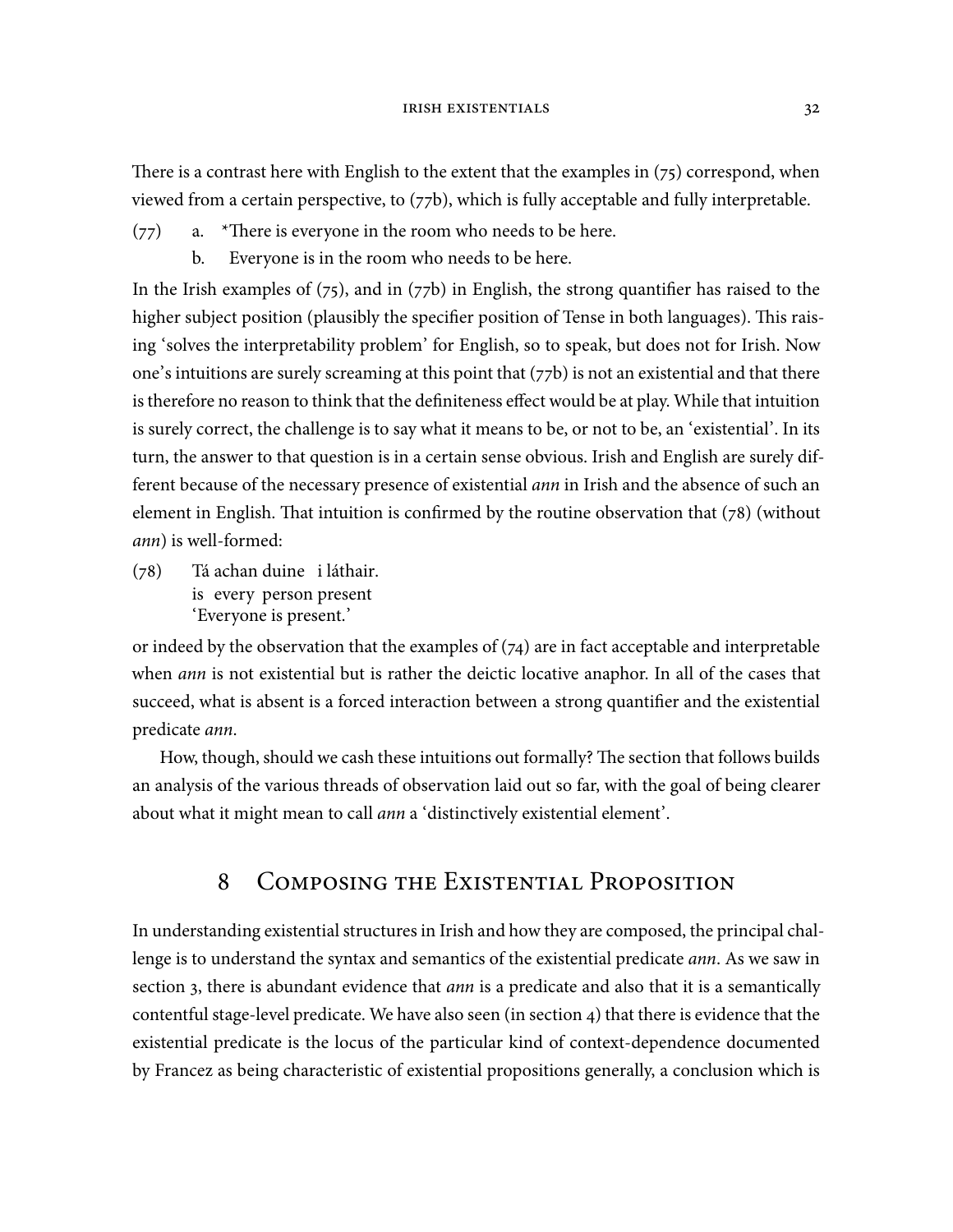There is a contrast here with English to the extent that the examples in (75) correspond, when viewed from a certain perspective, to (77b), which is fully acceptable and fully interpretable.

(77) a. *There is everyone in the room who needs to be here.
     b. Everyone is in the room who needs to be here.

In the Irish examples of (75), and in (77b) in English, the strong quantifier has raised to the higher subject position (plausibly the specifier position of Tense in both languages). This raising 'solves the interpretability problem' for English, so to speak, but does not for Irish. Now one's intuitions are surely screaming at this point that (77b) is not an existential and that there is therefore no reason to think that the definiteness effect would be at play. While that intuition is surely correct, the challenge is to say what it means to be, or not to be, an 'existential'. In its turn, the answer to that question is in a certain sense obvious. Irish and English are surely different because of the necessary presence of existential *ann* in Irish and the absence of such an element in English. That intuition is confirmed by the routine observation that (78) (without *ann*) is well-formed:

(78) Tá achan duine i láthair.
     is every person present
     'Everyone is present.'

or indeed by the observation that the examples of (74) are in fact acceptable and interpretable when *ann* is not existential but is rather the deictic locative anaphor. In all of the cases that succeed, what is absent is a forced interaction between a strong quantifier and the existential predicate *ann*.

How, though, should we cash these intuitions out formally? The section that follows builds an analysis of the various threads of observation laid out so far, with the goal of being clearer about what it might mean to call *ann* a 'distinctively existential element'.

## 8 Composing the Existential Proposition

In understanding existential structures in Irish and how they are composed, the principal challenge is to understand the syntax and semantics of the existential predicate *ann*. As we saw in section 3, there is abundant evidence that *ann* is a predicate and also that it is a semantically contentful stage-level predicate. We have also seen (in section 4) that there is evidence that the existential predicate is the locus of the particular kind of context-dependence documented by Francez as being characteristic of existential propositions generally, a conclusion which is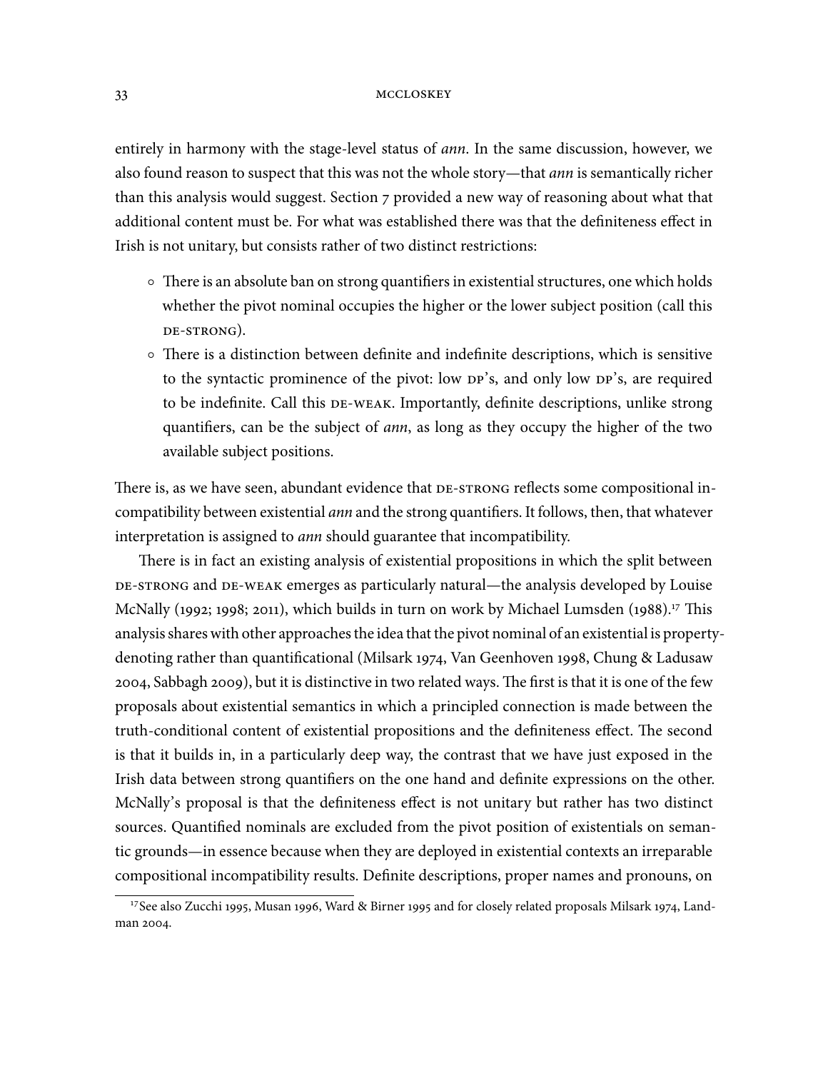entirely in harmony with the stage-level status of *ann*. In the same discussion, however, we also found reason to suspect that this was not the whole story—that *ann* is semantically richer than this analysis would suggest. Section 7 provided a new way of reasoning about what that additional content must be. For what was established there was that the definiteness effect in Irish is not unitary, but consists rather of two distinct restrictions:

- There is an absolute ban on strong quantifiers in existential structures, one which holds whether the pivot nominal occupies the higher or the lower subject position (call this DE-STRONG).
- There is a distinction between definite and indefinite descriptions, which is sensitive to the syntactic prominence of the pivot: low DP's, and only low DP's, are required to be indefinite. Call this DE-WEAK. Importantly, definite descriptions, unlike strong quantifiers, can be the subject of *ann*, as long as they occupy the higher of the two available subject positions.

There is, as we have seen, abundant evidence that DE-STRONG reflects some compositional incompatibility between existential *ann* and the strong quantifiers. It follows, then, that whatever interpretation is assigned to *ann* should guarantee that incompatibility.

There is in fact an existing analysis of existential propositions in which the split between DE-STRONG and DE-WEAK emerges as particularly natural—the analysis developed by Louise McNally (1992; 1998; 2011), which builds in turn on work by Michael Lumsden (1988).[17] This analysis shares with other approaches the idea that the pivot nominal of an existential is property-denoting rather than quantificational (Milsark 1974, Van Geenhoven 1998, Chung & Ladusaw 2004, Sabbagh 2009), but it is distinctive in two related ways. The first is that it is one of the few proposals about existential semantics in which a principled connection is made between the truth-conditional content of existential propositions and the definiteness effect. The second is that it builds in, in a particularly deep way, the contrast that we have just exposed in the Irish data between strong quantifiers on the one hand and definite expressions on the other. McNally's proposal is that the definiteness effect is not unitary but rather has two distinct sources. Quantified nominals are excluded from the pivot position of existentials on semantic grounds—in essence because when they are deployed in existential contexts an irreparable compositional incompatibility results. Definite descriptions, proper names and pronouns, on

[17] See also Zucchi 1995, Musan 1996, Ward & Birner 1995 and for closely related proposals Milsark 1974, Landman 2004.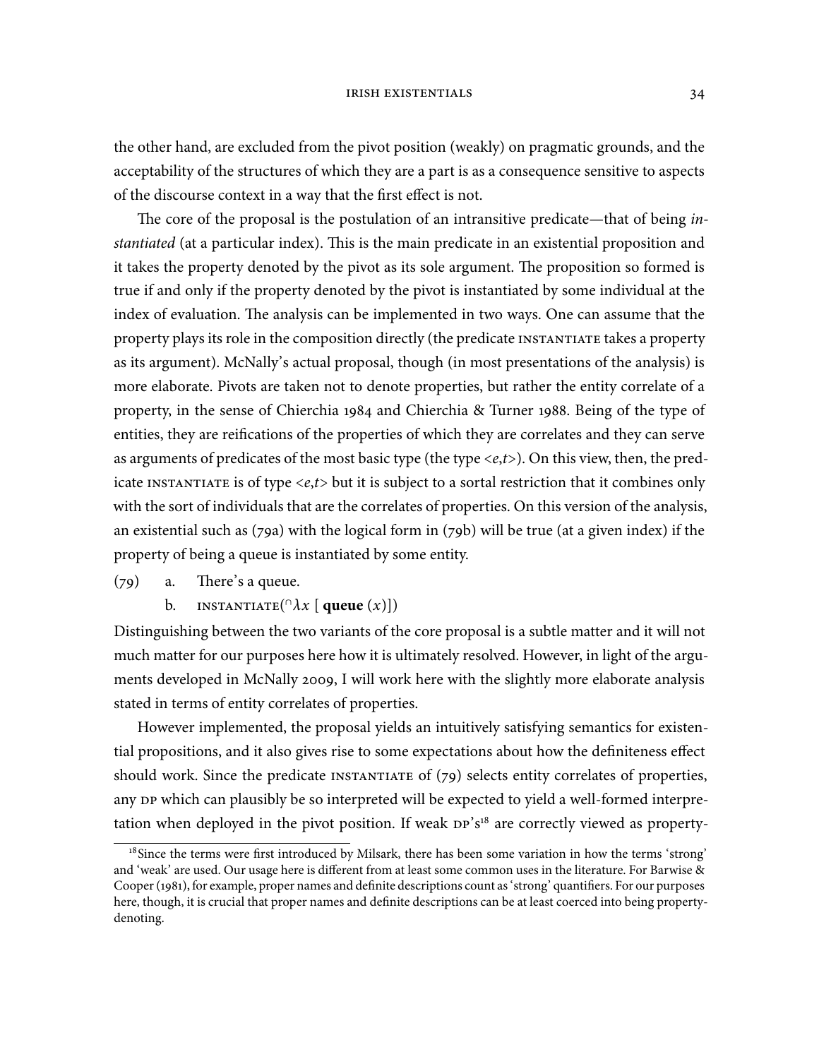the other hand, are excluded from the pivot position (weakly) on pragmatic grounds, and the acceptability of the structures of which they are a part is as a consequence sensitive to aspects of the discourse context in a way that the first effect is not.

The core of the proposal is the postulation of an intransitive predicate—that of being *instantiated* (at a particular index). This is the main predicate in an existential proposition and it takes the property denoted by the pivot as its sole argument. The proposition so formed is true if and only if the property denoted by the pivot is instantiated by some individual at the index of evaluation. The analysis can be implemented in two ways. One can assume that the property plays its role in the composition directly (the predicate INSTANTIATE takes a property as its argument). McNally's actual proposal, though (in most presentations of the analysis) is more elaborate. Pivots are taken not to denote properties, but rather the entity correlate of a property, in the sense of Chierchia 1984 and Chierchia & Turner 1988. Being of the type of entities, they are reifications of the properties of which they are correlates and they can serve as arguments of predicates of the most basic type (the type $<e,t>$). On this view, then, the predicate INSTANTIATE is of type $<e,t>$ but it is subject to a sortal restriction that it combines only with the sort of individuals that are the correlates of properties. On this version of the analysis, an existential such as (79a) with the logical form in (79b) will be true (at a given index) if the property of being a queue is instantiated by some entity.

(79) a. There's a queue.

b. INSTANTIATE($^{\cap}\lambda x$ [ **queue** $(x)$])

Distinguishing between the two variants of the core proposal is a subtle matter and it will not much matter for our purposes here how it is ultimately resolved. However, in light of the arguments developed in McNally 2009, I will work here with the slightly more elaborate analysis stated in terms of entity correlates of properties.

However implemented, the proposal yields an intuitively satisfying semantics for existential propositions, and it also gives rise to some expectations about how the definiteness effect should work. Since the predicate INSTANTIATE of (79) selects entity correlates of properties, any DP which can plausibly be so interpreted will be expected to yield a well-formed interpretation when deployed in the pivot position. If weak DP's[18] are correctly viewed as property-

[18] Since the terms were first introduced by Milsark, there has been some variation in how the terms 'strong' and 'weak' are used. Our usage here is different from at least some common uses in the literature. For Barwise & Cooper (1981), for example, proper names and definite descriptions count as 'strong' quantifiers. For our purposes here, though, it is crucial that proper names and definite descriptions can be at least coerced into being property-denoting.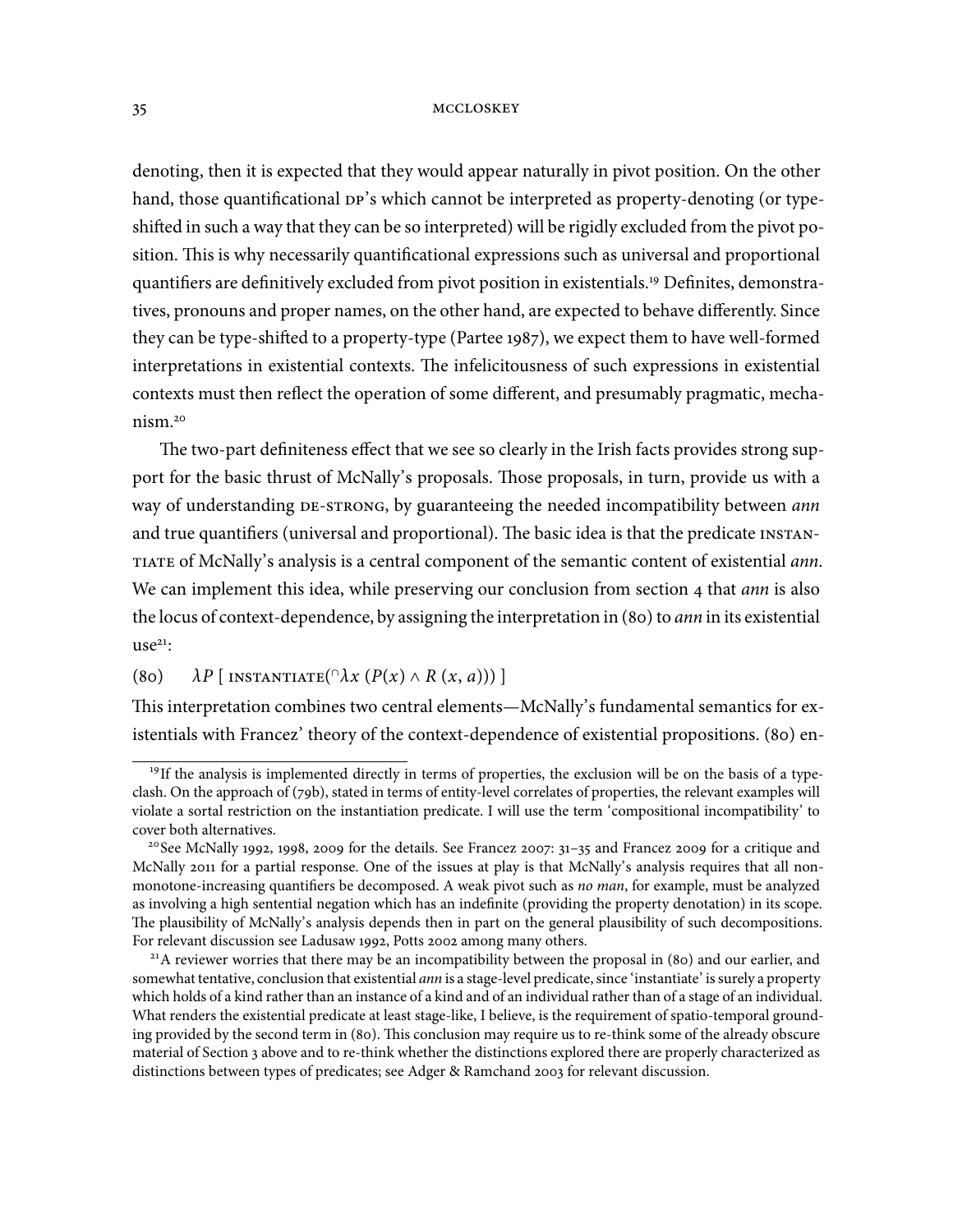denoting, then it is expected that they would appear naturally in pivot position. On the other hand, those quantificational DP's which cannot be interpreted as property-denoting (or type-shifted in such a way that they can be so interpreted) will be rigidly excluded from the pivot position. This is why necessarily quantificational expressions such as universal and proportional quantifiers are definitively excluded from pivot position in existentials.[19] Definites, demonstratives, pronouns and proper names, on the other hand, are expected to behave differently. Since they can be type-shifted to a property-type (Partee 1987), we expect them to have well-formed interpretations in existential contexts. The infelicitousness of such expressions in existential contexts must then reflect the operation of some different, and presumably pragmatic, mechanism.[20]

The two-part definiteness effect that we see so clearly in the Irish facts provides strong support for the basic thrust of McNally's proposals. Those proposals, in turn, provide us with a way of understanding DE-STRONG, by guaranteeing the needed incompatibility between *ann* and true quantifiers (universal and proportional). The basic idea is that the predicate INSTANTIATE of McNally's analysis is a central component of the semantic content of existential *ann*. We can implement this idea, while preserving our conclusion from section 4 that *ann* is also the locus of context-dependence, by assigning the interpretation in (80) to *ann* in its existential use[21]:

(80) $\lambda P\ [\ \text{INSTANTIATE}({}^{\cap}\lambda x\ (P(x) \wedge R\ (x, a)))\ ]$

This interpretation combines two central elements—McNally's fundamental semantics for existentials with Francez' theory of the context-dependence of existential propositions. (80) en-

---

[19] If the analysis is implemented directly in terms of properties, the exclusion will be on the basis of a type-clash. On the approach of (79b), stated in terms of entity-level correlates of properties, the relevant examples will violate a sortal restriction on the instantiation predicate. I will use the term 'compositional incompatibility' to cover both alternatives.

[20] See McNally 1992, 1998, 2009 for the details. See Francez 2007: 31–35 and Francez 2009 for a critique and McNally 2011 for a partial response. One of the issues at play is that McNally's analysis requires that all non-monotone-increasing quantifiers be decomposed. A weak pivot such as *no man*, for example, must be analyzed as involving a high sentential negation which has an indefinite (providing the property denotation) in its scope. The plausibility of McNally's analysis depends then in part on the general plausibility of such decompositions. For relevant discussion see Ladusaw 1992, Potts 2002 among many others.

[21] A reviewer worries that there may be an incompatibility between the proposal in (80) and our earlier, and somewhat tentative, conclusion that existential *ann* is a stage-level predicate, since 'instantiate' is surely a property which holds of a kind rather than an instance of a kind and of an individual rather than of a stage of an individual. What renders the existential predicate at least stage-like, I believe, is the requirement of spatio-temporal grounding provided by the second term in (80). This conclusion may require us to re-think some of the already obscure material of Section 3 above and to re-think whether the distinctions explored there are properly characterized as distinctions between types of predicates; see Adger & Ramchand 2003 for relevant discussion.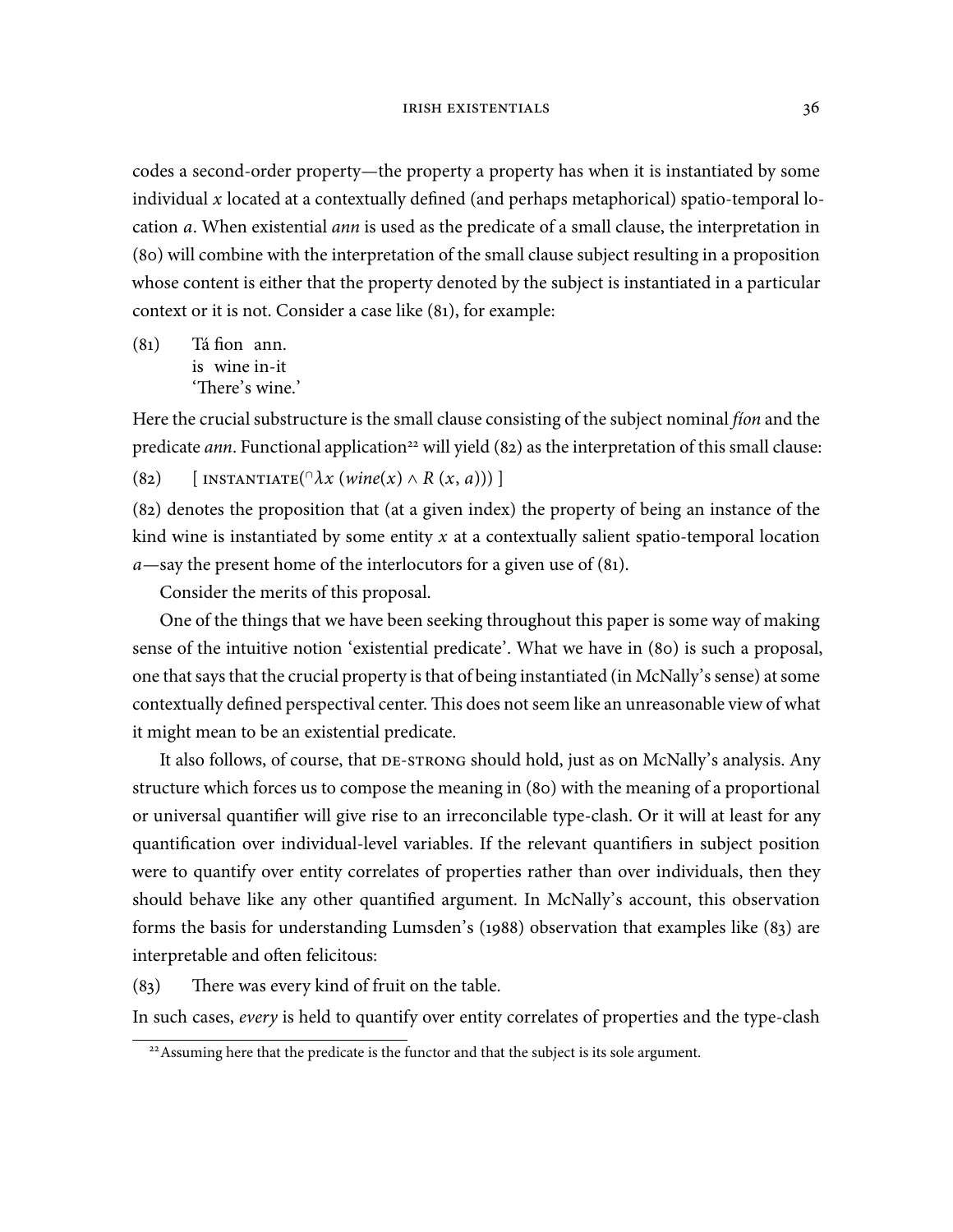codes a second-order property—the property a property has when it is instantiated by some individual $x$ located at a contextually defined (and perhaps metaphorical) spatio-temporal location $a$. When existential *ann* is used as the predicate of a small clause, the interpretation in (80) will combine with the interpretation of the small clause subject resulting in a proposition whose content is either that the property denoted by the subject is instantiated in a particular context or it is not. Consider a case like (81), for example:

(81) Tá fíon ann.
is wine in-it
'There's wine.'

Here the crucial substructure is the small clause consisting of the subject nominal *fíon* and the predicate *ann*. Functional application[22] will yield (82) as the interpretation of this small clause:

(82) $[\ \textsc{instantiate}(^{\cap}\lambda x\ (wine(x) \wedge R\ (x, a)))\ ]$

(82) denotes the proposition that (at a given index) the property of being an instance of the kind wine is instantiated by some entity $x$ at a contextually salient spatio-temporal location $a$—say the present home of the interlocutors for a given use of (81).

Consider the merits of this proposal.

One of the things that we have been seeking throughout this paper is some way of making sense of the intuitive notion 'existential predicate'. What we have in (80) is such a proposal, one that says that the crucial property is that of being instantiated (in McNally's sense) at some contextually defined perspectival center. This does not seem like an unreasonable view of what it might mean to be an existential predicate.

It also follows, of course, that DE-STRONG should hold, just as on McNally's analysis. Any structure which forces us to compose the meaning in (80) with the meaning of a proportional or universal quantifier will give rise to an irreconcilable type-clash. Or it will at least for any quantification over individual-level variables. If the relevant quantifiers in subject position were to quantify over entity correlates of properties rather than over individuals, then they should behave like any other quantified argument. In McNally's account, this observation forms the basis for understanding Lumsden's (1988) observation that examples like (83) are interpretable and often felicitous:

(83) There was every kind of fruit on the table.

In such cases, *every* is held to quantify over entity correlates of properties and the type-clash

[22] Assuming here that the predicate is the functor and that the subject is its sole argument.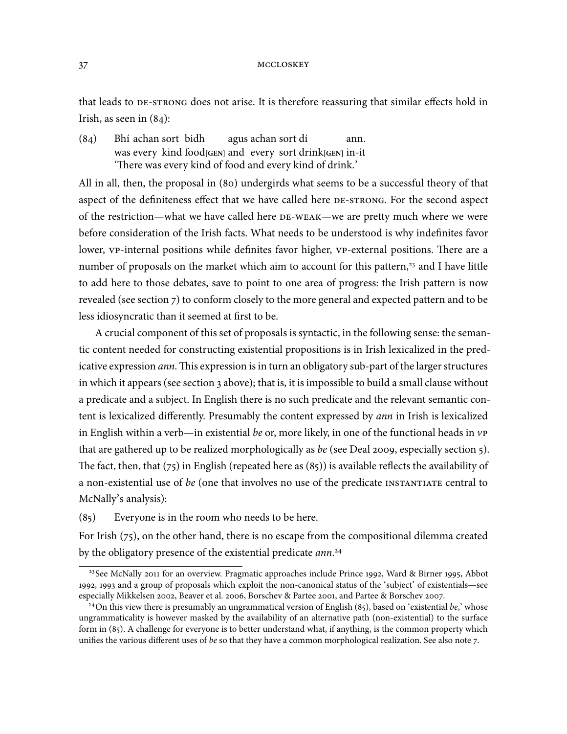that leads to DE-STRONG does not arise. It is therefore reassuring that similar effects hold in Irish, as seen in (84):

(84) Bhí achan sort bidh agus achan sort dí ann.
was every kind food[GEN] and every sort drink[GEN] in-it
'There was every kind of food and every kind of drink.'

All in all, then, the proposal in (80) undergirds what seems to be a successful theory of that aspect of the definiteness effect that we have called here DE-STRONG. For the second aspect of the restriction—what we have called here DE-WEAK—we are pretty much where we were before consideration of the Irish facts. What needs to be understood is why indefinites favor lower, VP-internal positions while definites favor higher, VP-external positions. There are a number of proposals on the market which aim to account for this pattern,[23] and I have little to add here to those debates, save to point to one area of progress: the Irish pattern is now revealed (see section 7) to conform closely to the more general and expected pattern and to be less idiosyncratic than it seemed at first to be.

A crucial component of this set of proposals is syntactic, in the following sense: the semantic content needed for constructing existential propositions is in Irish lexicalized in the predicative expression *ann*. This expression is in turn an obligatory sub-part of the larger structures in which it appears (see section 3 above); that is, it is impossible to build a small clause without a predicate and a subject. In English there is no such predicate and the relevant semantic content is lexicalized differently. Presumably the content expressed by *ann* in Irish is lexicalized in English within a verb—in existential *be* or, more likely, in one of the functional heads in *v*P that are gathered up to be realized morphologically as *be* (see Deal 2009, especially section 5). The fact, then, that (75) in English (repeated here as (85)) is available reflects the availability of a non-existential use of *be* (one that involves no use of the predicate INSTANTIATE central to McNally's analysis):

(85) Everyone is in the room who needs to be here.

For Irish (75), on the other hand, there is no escape from the compositional dilemma created by the obligatory presence of the existential predicate *ann*.[24]

---

[23] See McNally 2011 for an overview. Pragmatic approaches include Prince 1992, Ward & Birner 1995, Abbot 1992, 1993 and a group of proposals which exploit the non-canonical status of the 'subject' of existentials—see especially Mikkelsen 2002, Beaver et al. 2006, Borschev & Partee 2001, and Partee & Borschev 2007.

[24] On this view there is presumably an ungrammatical version of English (85), based on 'existential *be*,' whose ungrammaticality is however masked by the availability of an alternative path (non-existential) to the surface form in (85). A challenge for everyone is to better understand what, if anything, is the common property which unifies the various different uses of *be* so that they have a common morphological realization. See also note 7.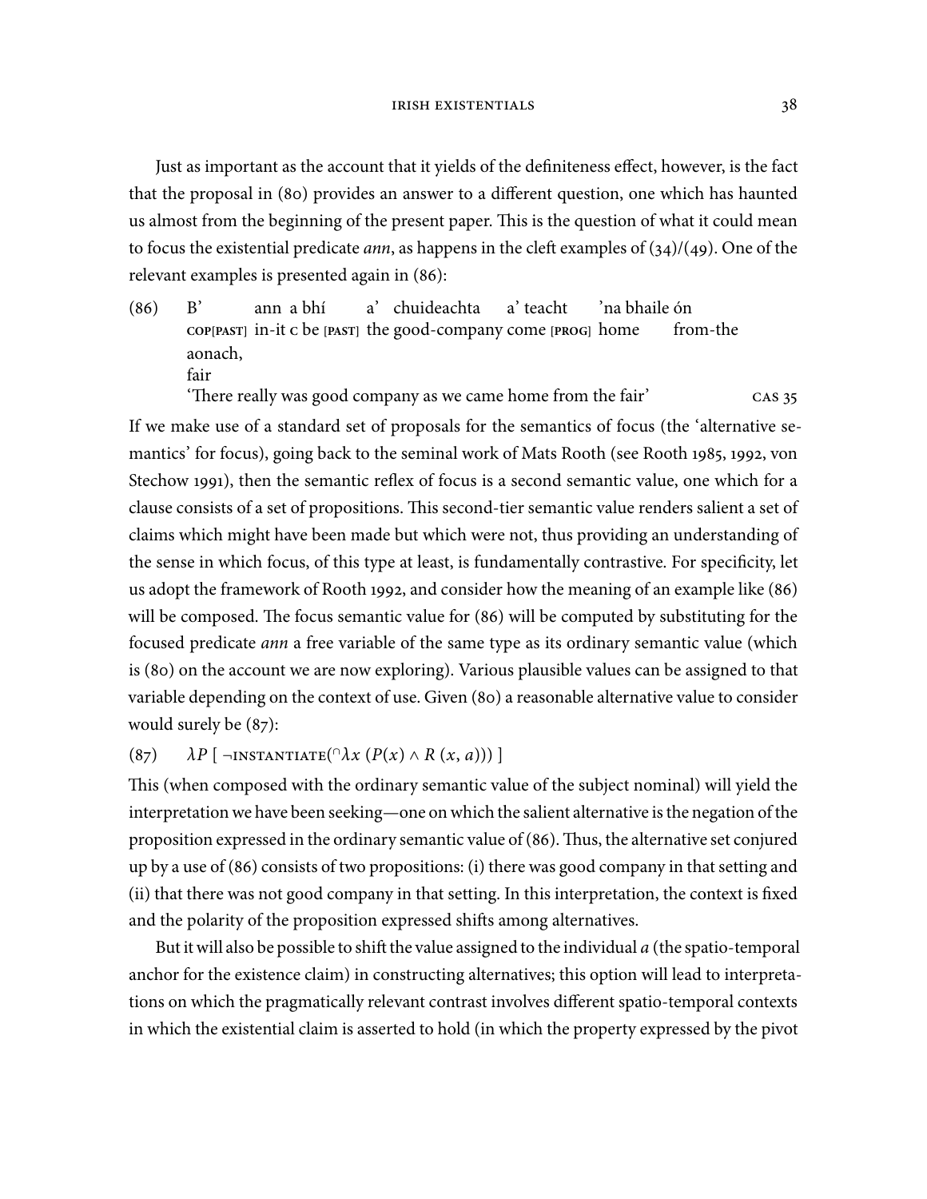Just as important as the account that it yields of the definiteness effect, however, is the fact that the proposal in (80) provides an answer to a different question, one which has haunted us almost from the beginning of the present paper. This is the question of what it could mean to focus the existential predicate *ann*, as happens in the cleft examples of (34)/(49). One of the relevant examples is presented again in (86):

(86) B' ann a bhí a' chuideachta a' teacht 'na bhaile ón aonach,
COP[PAST] in-it C be [PAST] the good-company come [PROG] home from-the fair
'There really was good company as we came home from the fair' CAS 35

If we make use of a standard set of proposals for the semantics of focus (the 'alternative semantics' for focus), going back to the seminal work of Mats Rooth (see Rooth 1985, 1992, von Stechow 1991), then the semantic reflex of focus is a second semantic value, one which for a clause consists of a set of propositions. This second-tier semantic value renders salient a set of claims which might have been made but which were not, thus providing an understanding of the sense in which focus, of this type at least, is fundamentally contrastive. For specificity, let us adopt the framework of Rooth 1992, and consider how the meaning of an example like (86) will be composed. The focus semantic value for (86) will be computed by substituting for the focused predicate *ann* a free variable of the same type as its ordinary semantic value (which is (80) on the account we are now exploring). Various plausible values can be assigned to that variable depending on the context of use. Given (80) a reasonable alternative value to consider would surely be (87):

(87) $\lambda P\ [\ \neg\text{INSTANTIATE}({}^{\cap}\lambda x\ (P(x) \wedge R\ (x, a)))\ ]$

This (when composed with the ordinary semantic value of the subject nominal) will yield the interpretation we have been seeking—one on which the salient alternative is the negation of the proposition expressed in the ordinary semantic value of (86). Thus, the alternative set conjured up by a use of (86) consists of two propositions: (i) there was good company in that setting and (ii) that there was not good company in that setting. In this interpretation, the context is fixed and the polarity of the proposition expressed shifts among alternatives.

But it will also be possible to shift the value assigned to the individual $a$ (the spatio-temporal anchor for the existence claim) in constructing alternatives; this option will lead to interpretations on which the pragmatically relevant contrast involves different spatio-temporal contexts in which the existential claim is asserted to hold (in which the property expressed by the pivot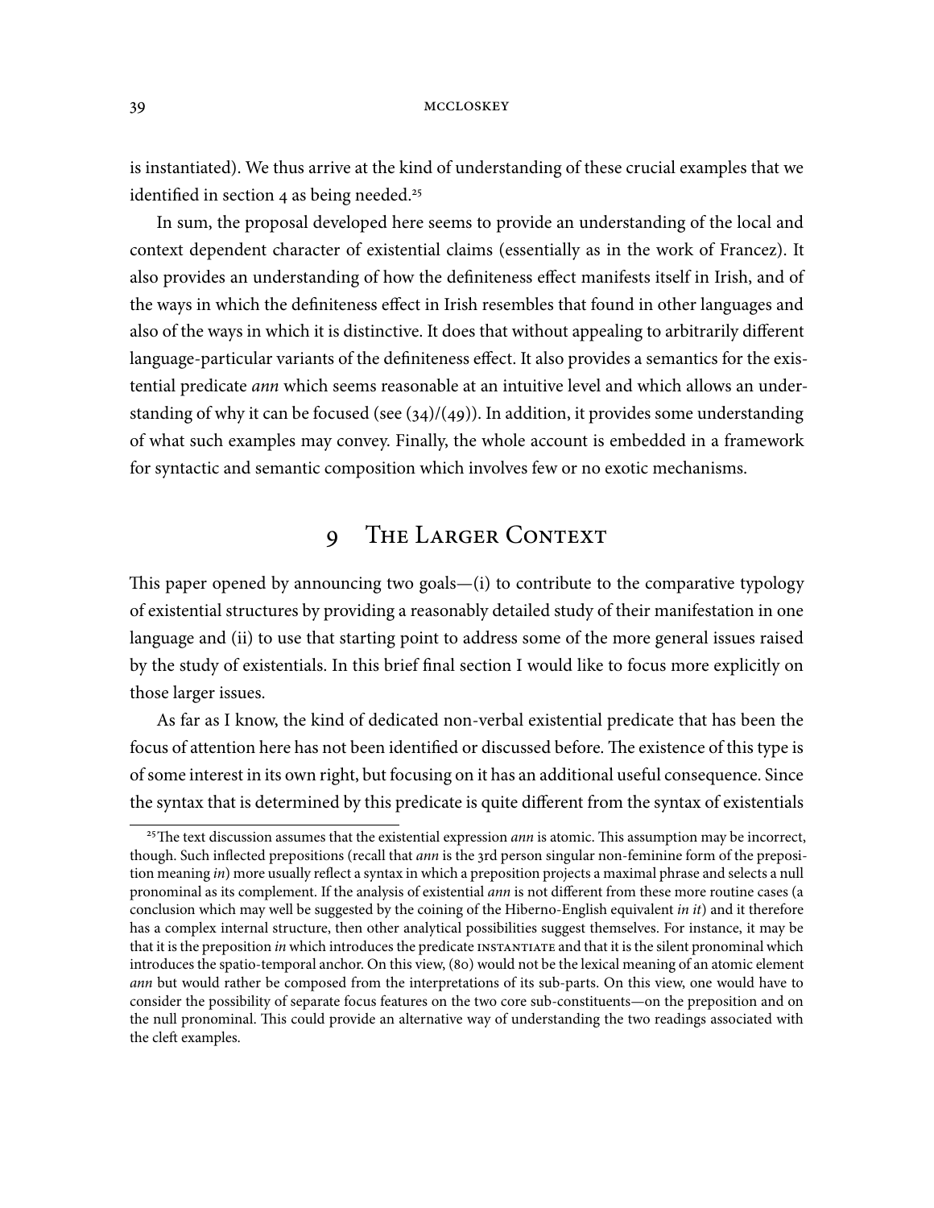is instantiated). We thus arrive at the kind of understanding of these crucial examples that we identified in section 4 as being needed.[25]

In sum, the proposal developed here seems to provide an understanding of the local and context dependent character of existential claims (essentially as in the work of Francez). It also provides an understanding of how the definiteness effect manifests itself in Irish, and of the ways in which the definiteness effect in Irish resembles that found in other languages and also of the ways in which it is distinctive. It does that without appealing to arbitrarily different language-particular variants of the definiteness effect. It also provides a semantics for the existential predicate *ann* which seems reasonable at an intuitive level and which allows an understanding of why it can be focused (see (34)/(49)). In addition, it provides some understanding of what such examples may convey. Finally, the whole account is embedded in a framework for syntactic and semantic composition which involves few or no exotic mechanisms.

## 9 The Larger Context

This paper opened by announcing two goals—(i) to contribute to the comparative typology of existential structures by providing a reasonably detailed study of their manifestation in one language and (ii) to use that starting point to address some of the more general issues raised by the study of existentials. In this brief final section I would like to focus more explicitly on those larger issues.

As far as I know, the kind of dedicated non-verbal existential predicate that has been the focus of attention here has not been identified or discussed before. The existence of this type is of some interest in its own right, but focusing on it has an additional useful consequence. Since the syntax that is determined by this predicate is quite different from the syntax of existentials

---

[25] The text discussion assumes that the existential expression *ann* is atomic. This assumption may be incorrect, though. Such inflected prepositions (recall that *ann* is the 3rd person singular non-feminine form of the preposition meaning *in*) more usually reflect a syntax in which a preposition projects a maximal phrase and selects a null pronominal as its complement. If the analysis of existential *ann* is not different from these more routine cases (a conclusion which may well be suggested by the coining of the Hiberno-English equivalent *in it*) and it therefore has a complex internal structure, then other analytical possibilities suggest themselves. For instance, it may be that it is the preposition *in* which introduces the predicate INSTANTIATE and that it is the silent pronominal which introduces the spatio-temporal anchor. On this view, (80) would not be the lexical meaning of an atomic element *ann* but would rather be composed from the interpretations of its sub-parts. On this view, one would have to consider the possibility of separate focus features on the two core sub-constituents—on the preposition and on the null pronominal. This could provide an alternative way of understanding the two readings associated with the cleft examples.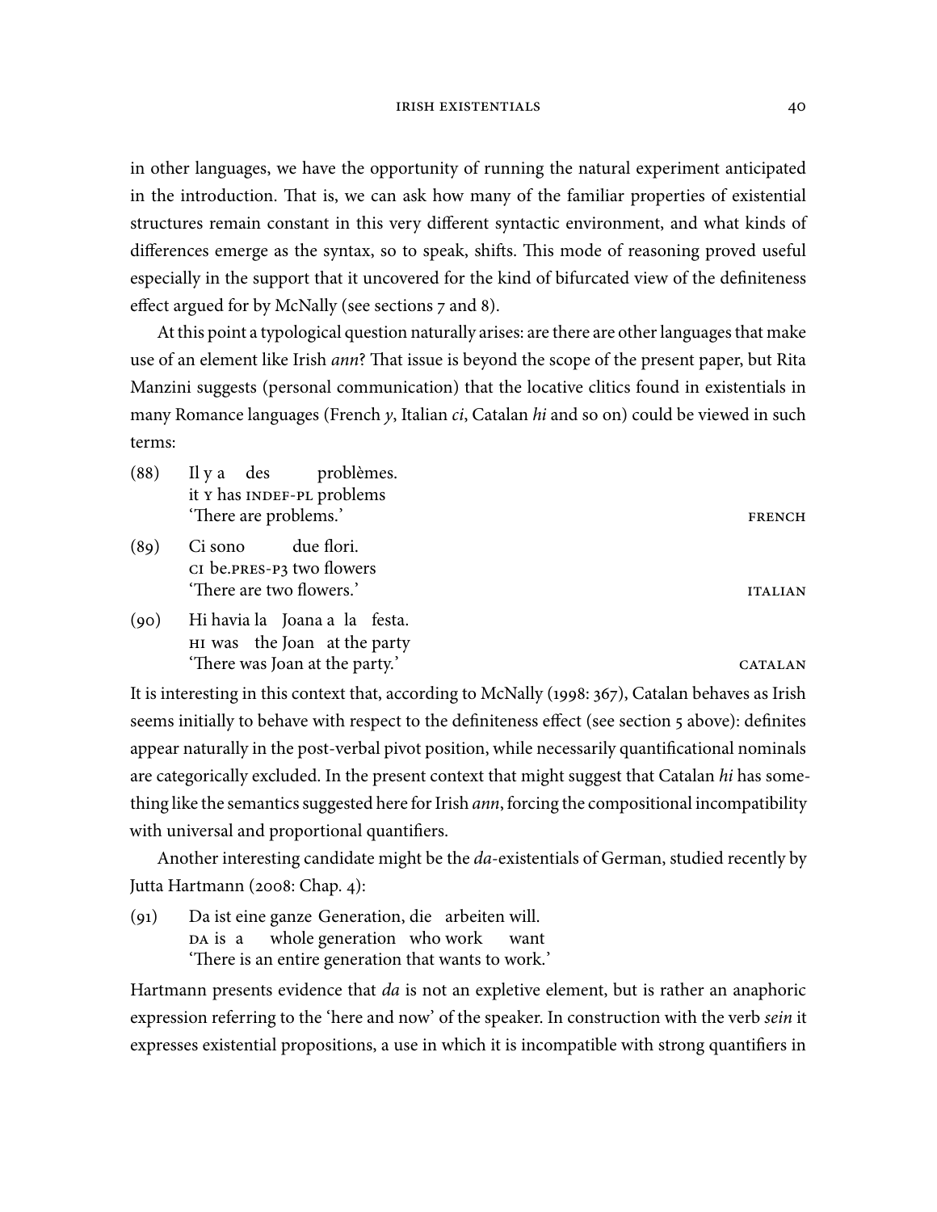in other languages, we have the opportunity of running the natural experiment anticipated in the introduction. That is, we can ask how many of the familiar properties of existential structures remain constant in this very different syntactic environment, and what kinds of differences emerge as the syntax, so to speak, shifts. This mode of reasoning proved useful especially in the support that it uncovered for the kind of bifurcated view of the definiteness effect argued for by McNally (see sections 7 and 8).

At this point a typological question naturally arises: are there are other languages that make use of an element like Irish *ann*? That issue is beyond the scope of the present paper, but Rita Manzini suggests (personal communication) that the locative clitics found in existentials in many Romance languages (French *y*, Italian *ci*, Catalan *hi* and so on) could be viewed in such terms:

(88) Il y a des problèmes.
it Y has INDEF-PL problems
'There are problems.' FRENCH

(89) Ci sono due flori.
CI be.PRES-P3 two flowers
'There are two flowers.' ITALIAN

(90) Hi havia la Joana a la festa.
HI was the Joan at the party
'There was Joan at the party.' CATALAN

It is interesting in this context that, according to McNally (1998: 367), Catalan behaves as Irish seems initially to behave with respect to the definiteness effect (see section 5 above): definites appear naturally in the post-verbal pivot position, while necessarily quantificational nominals are categorically excluded. In the present context that might suggest that Catalan *hi* has something like the semantics suggested here for Irish *ann*, forcing the compositional incompatibility with universal and proportional quantifiers.

Another interesting candidate might be the *da*-existentials of German, studied recently by Jutta Hartmann (2008: Chap. 4):

(91) Da ist eine ganze Generation, die arbeiten will.
DA is a whole generation who work want
'There is an entire generation that wants to work.'

Hartmann presents evidence that *da* is not an expletive element, but is rather an anaphoric expression referring to the 'here and now' of the speaker. In construction with the verb *sein* it expresses existential propositions, a use in which it is incompatible with strong quantifiers in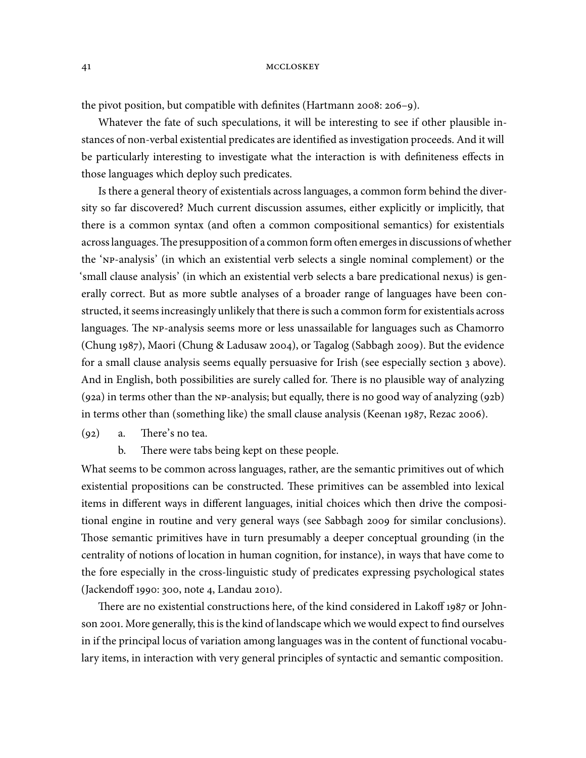the pivot position, but compatible with definites (Hartmann 2008: 206–9).

Whatever the fate of such speculations, it will be interesting to see if other plausible instances of non-verbal existential predicates are identified as investigation proceeds. And it will be particularly interesting to investigate what the interaction is with definiteness effects in those languages which deploy such predicates.

Is there a general theory of existentials across languages, a common form behind the diversity so far discovered? Much current discussion assumes, either explicitly or implicitly, that there is a common syntax (and often a common compositional semantics) for existentials across languages. The presupposition of a common form often emerges in discussions of whether the 'NP-analysis' (in which an existential verb selects a single nominal complement) or the 'small clause analysis' (in which an existential verb selects a bare predicational nexus) is generally correct. But as more subtle analyses of a broader range of languages have been constructed, it seems increasingly unlikely that there is such a common form for existentials across languages. The NP-analysis seems more or less unassailable for languages such as Chamorro (Chung 1987), Maori (Chung & Ladusaw 2004), or Tagalog (Sabbagh 2009). But the evidence for a small clause analysis seems equally persuasive for Irish (see especially section 3 above). And in English, both possibilities are surely called for. There is no plausible way of analyzing (92a) in terms other than the NP-analysis; but equally, there is no good way of analyzing (92b) in terms other than (something like) the small clause analysis (Keenan 1987, Rezac 2006).

(92) a. There's no tea.

  b. There were tabs being kept on these people.

What seems to be common across languages, rather, are the semantic primitives out of which existential propositions can be constructed. These primitives can be assembled into lexical items in different ways in different languages, initial choices which then drive the compositional engine in routine and very general ways (see Sabbagh 2009 for similar conclusions). Those semantic primitives have in turn presumably a deeper conceptual grounding (in the centrality of notions of location in human cognition, for instance), in ways that have come to the fore especially in the cross-linguistic study of predicates expressing psychological states (Jackendoff 1990: 300, note 4, Landau 2010).

There are no existential constructions here, of the kind considered in Lakoff 1987 or Johnson 2001. More generally, this is the kind of landscape which we would expect to find ourselves in if the principal locus of variation among languages was in the content of functional vocabulary items, in interaction with very general principles of syntactic and semantic composition.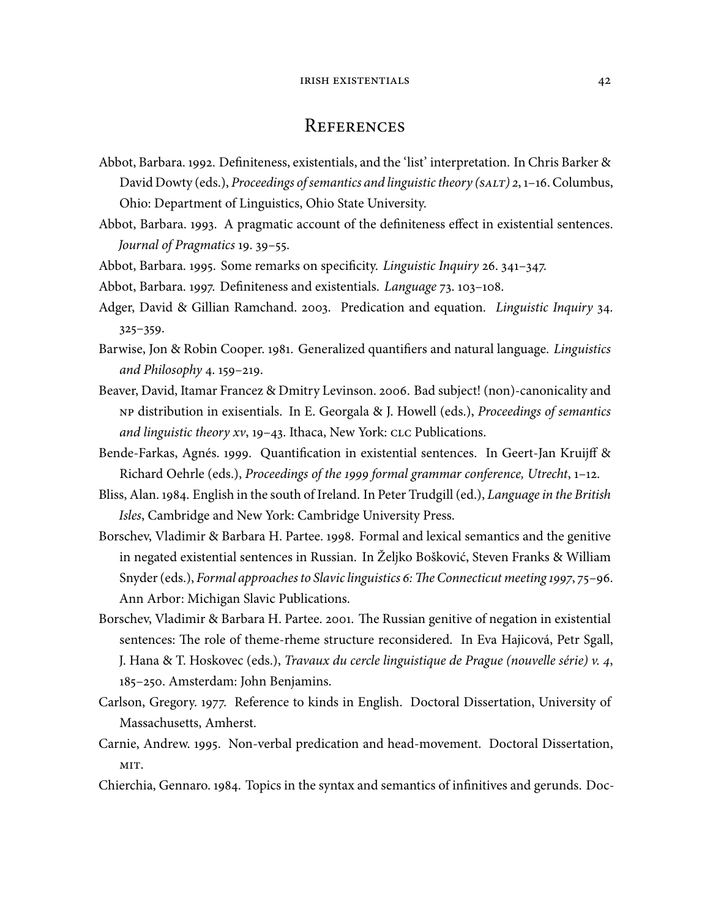# References

Abbot, Barbara. 1992. Definiteness, existentials, and the 'list' interpretation. In Chris Barker & David Dowty (eds.), *Proceedings of semantics and linguistic theory (SALT) 2*, 1–16. Columbus, Ohio: Department of Linguistics, Ohio State University.

Abbot, Barbara. 1993. A pragmatic account of the definiteness effect in existential sentences. *Journal of Pragmatics* 19. 39–55.

Abbot, Barbara. 1995. Some remarks on specificity. *Linguistic Inquiry* 26. 341–347.

Abbot, Barbara. 1997. Definiteness and existentials. *Language* 73. 103–108.

Adger, David & Gillian Ramchand. 2003. Predication and equation. *Linguistic Inquiry* 34. 325–359.

Barwise, Jon & Robin Cooper. 1981. Generalized quantifiers and natural language. *Linguistics and Philosophy* 4. 159–219.

Beaver, David, Itamar Francez & Dmitry Levinson. 2006. Bad subject! (non)-canonicality and NP distribution in exisentials. In E. Georgala & J. Howell (eds.), *Proceedings of semantics and linguistic theory xv*, 19–43. Ithaca, New York: CLC Publications.

Bende-Farkas, Agnés. 1999. Quantification in existential sentences. In Geert-Jan Kruijff & Richard Oehrle (eds.), *Proceedings of the 1999 formal grammar conference, Utrecht*, 1–12.

Bliss, Alan. 1984. English in the south of Ireland. In Peter Trudgill (ed.), *Language in the British Isles*, Cambridge and New York: Cambridge University Press.

Borschev, Vladimir & Barbara H. Partee. 1998. Formal and lexical semantics and the genitive in negated existential sentences in Russian. In Željko Bošković, Steven Franks & William Snyder (eds.), *Formal approaches to Slavic linguistics 6: The Connecticut meeting 1997*, 75–96. Ann Arbor: Michigan Slavic Publications.

Borschev, Vladimir & Barbara H. Partee. 2001. The Russian genitive of negation in existential sentences: The role of theme-rheme structure reconsidered. In Eva Hajicová, Petr Sgall, J. Hana & T. Hoskovec (eds.), *Travaux du cercle linguistique de Prague (nouvelle série) v. 4*, 185–250. Amsterdam: John Benjamins.

Carlson, Gregory. 1977. Reference to kinds in English. Doctoral Dissertation, University of Massachusetts, Amherst.

Carnie, Andrew. 1995. Non-verbal predication and head-movement. Doctoral Dissertation, MIT.

Chierchia, Gennaro. 1984. Topics in the syntax and semantics of infinitives and gerunds. Doc-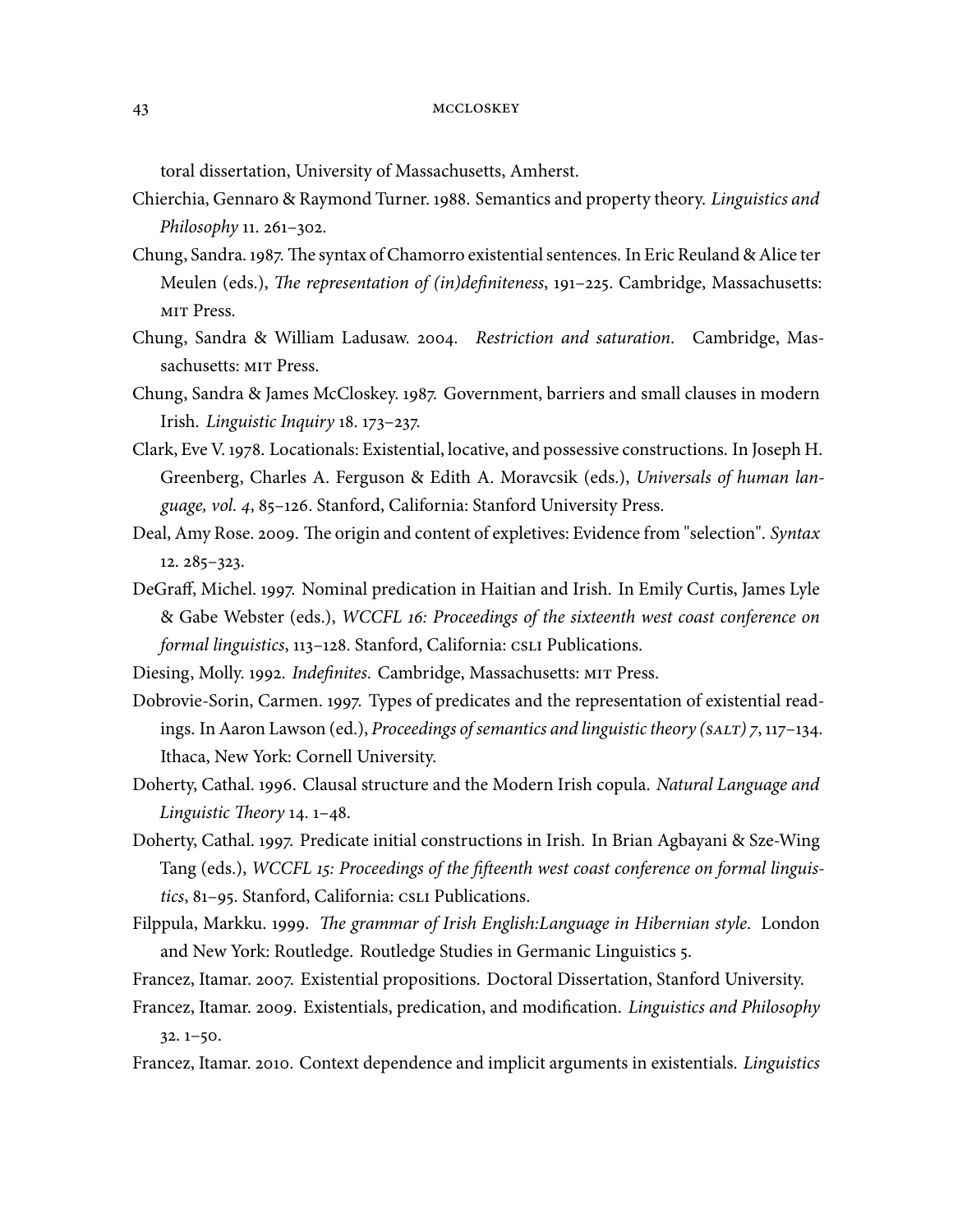toral dissertation, University of Massachusetts, Amherst.

Chierchia, Gennaro & Raymond Turner. 1988. Semantics and property theory. *Linguistics and Philosophy* 11. 261–302.

Chung, Sandra. 1987. The syntax of Chamorro existential sentences. In Eric Reuland & Alice ter Meulen (eds.), *The representation of (in)definiteness*, 191–225. Cambridge, Massachusetts: MIT Press.

Chung, Sandra & William Ladusaw. 2004. *Restriction and saturation*. Cambridge, Massachusetts: MIT Press.

Chung, Sandra & James McCloskey. 1987. Government, barriers and small clauses in modern Irish. *Linguistic Inquiry* 18. 173–237.

Clark, Eve V. 1978. Locationals: Existential, locative, and possessive constructions. In Joseph H. Greenberg, Charles A. Ferguson & Edith A. Moravcsik (eds.), *Universals of human language, vol. 4*, 85–126. Stanford, California: Stanford University Press.

Deal, Amy Rose. 2009. The origin and content of expletives: Evidence from "selection". *Syntax* 12. 285–323.

DeGraff, Michel. 1997. Nominal predication in Haitian and Irish. In Emily Curtis, James Lyle & Gabe Webster (eds.), *WCCFL 16: Proceedings of the sixteenth west coast conference on formal linguistics*, 113–128. Stanford, California: CSLI Publications.

Diesing, Molly. 1992. *Indefinites*. Cambridge, Massachusetts: MIT Press.

Dobrovie-Sorin, Carmen. 1997. Types of predicates and the representation of existential readings. In Aaron Lawson (ed.), *Proceedings of semantics and linguistic theory (SALT) 7*, 117–134. Ithaca, New York: Cornell University.

Doherty, Cathal. 1996. Clausal structure and the Modern Irish copula. *Natural Language and Linguistic Theory* 14. 1–48.

Doherty, Cathal. 1997. Predicate initial constructions in Irish. In Brian Agbayani & Sze-Wing Tang (eds.), *WCCFL 15: Proceedings of the fifteenth west coast conference on formal linguistics*, 81–95. Stanford, California: CSLI Publications.

Filppula, Markku. 1999. *The grammar of Irish English:Language in Hibernian style*. London and New York: Routledge. Routledge Studies in Germanic Linguistics 5.

Francez, Itamar. 2007. Existential propositions. Doctoral Dissertation, Stanford University.

Francez, Itamar. 2009. Existentials, predication, and modification. *Linguistics and Philosophy* 32. 1–50.

Francez, Itamar. 2010. Context dependence and implicit arguments in existentials. *Linguistics*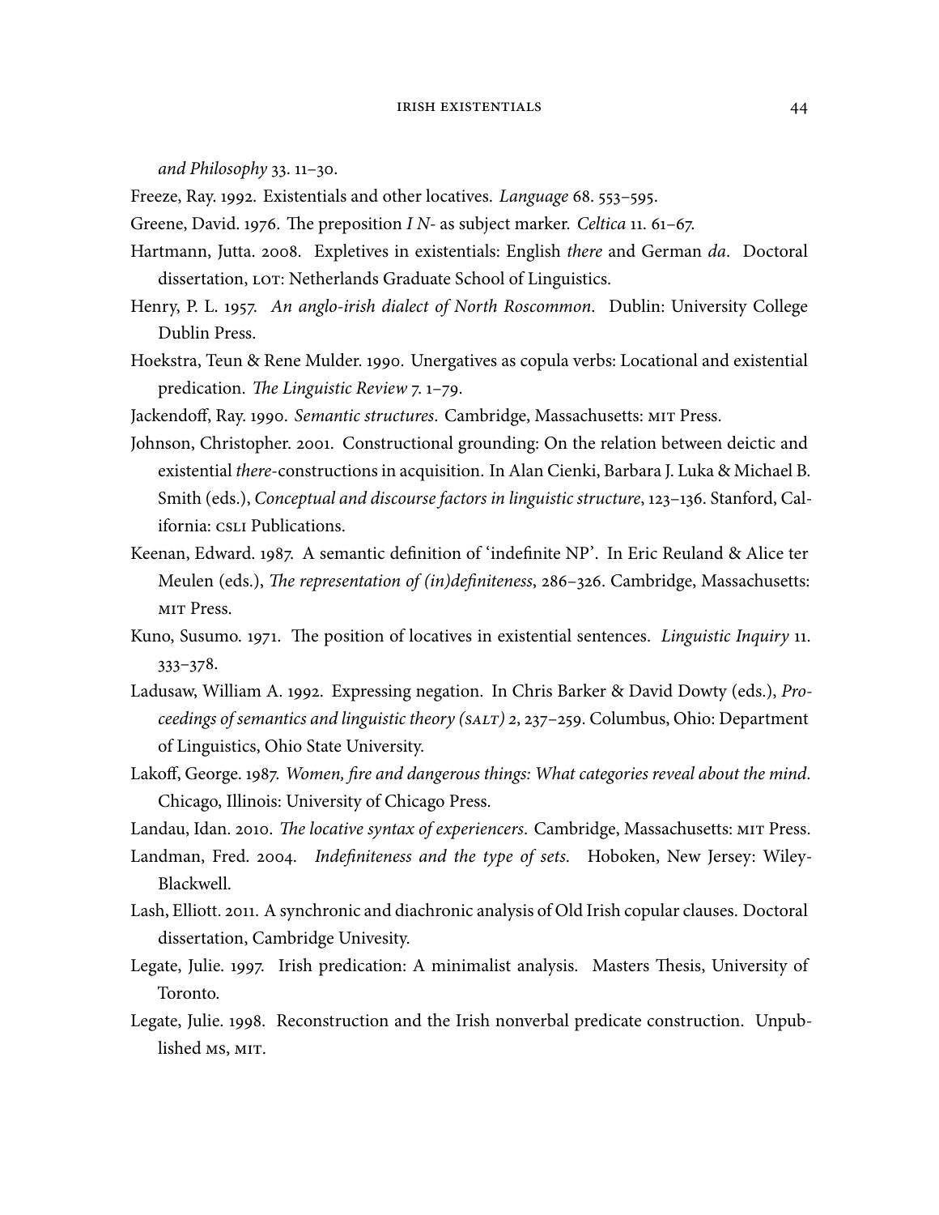*and Philosophy* 33. 11–30.

Freeze, Ray. 1992. Existentials and other locatives. *Language* 68. 553–595.

Greene, David. 1976. The preposition *I N-* as subject marker. *Celtica* 11. 61–67.

Hartmann, Jutta. 2008. Expletives in existentials: English *there* and German *da*. Doctoral dissertation, LOT: Netherlands Graduate School of Linguistics.

Henry, P. L. 1957. *An anglo-irish dialect of North Roscommon*. Dublin: University College Dublin Press.

Hoekstra, Teun & Rene Mulder. 1990. Unergatives as copula verbs: Locational and existential predication. *The Linguistic Review* 7. 1–79.

Jackendoff, Ray. 1990. *Semantic structures*. Cambridge, Massachusetts: MIT Press.

Johnson, Christopher. 2001. Constructional grounding: On the relation between deictic and existential *there*-constructions in acquisition. In Alan Cienki, Barbara J. Luka & Michael B. Smith (eds.), *Conceptual and discourse factors in linguistic structure*, 123–136. Stanford, California: CSLI Publications.

Keenan, Edward. 1987. A semantic definition of 'indefinite NP'. In Eric Reuland & Alice ter Meulen (eds.), *The representation of (in)definiteness*, 286–326. Cambridge, Massachusetts: MIT Press.

Kuno, Susumo. 1971. The position of locatives in existential sentences. *Linguistic Inquiry* 11. 333–378.

Ladusaw, William A. 1992. Expressing negation. In Chris Barker & David Dowty (eds.), *Proceedings of semantics and linguistic theory (SALT) 2*, 237–259. Columbus, Ohio: Department of Linguistics, Ohio State University.

Lakoff, George. 1987. *Women, fire and dangerous things: What categories reveal about the mind*. Chicago, Illinois: University of Chicago Press.

Landau, Idan. 2010. *The locative syntax of experiencers*. Cambridge, Massachusetts: MIT Press.

Landman, Fred. 2004. *Indefiniteness and the type of sets*. Hoboken, New Jersey: Wiley-Blackwell.

Lash, Elliott. 2011. A synchronic and diachronic analysis of Old Irish copular clauses. Doctoral dissertation, Cambridge Univesity.

Legate, Julie. 1997. Irish predication: A minimalist analysis. Masters Thesis, University of Toronto.

Legate, Julie. 1998. Reconstruction and the Irish nonverbal predicate construction. Unpublished MS, MIT.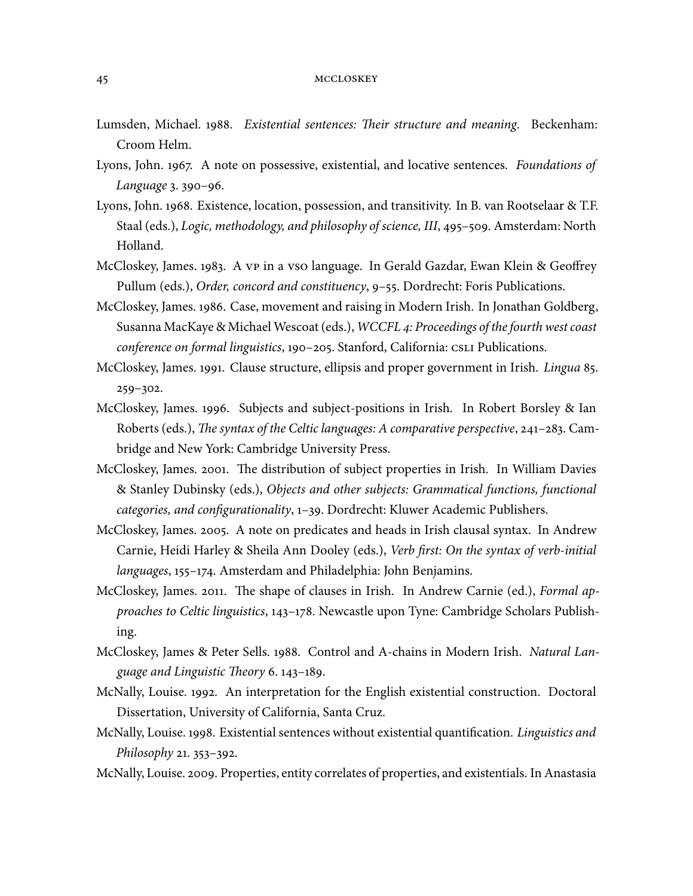Lumsden, Michael. 1988. *Existential sentences: Their structure and meaning*. Beckenham: Croom Helm.

Lyons, John. 1967. A note on possessive, existential, and locative sentences. *Foundations of Language* 3. 390–96.

Lyons, John. 1968. Existence, location, possession, and transitivity. In B. van Rootselaar & T.F. Staal (eds.), *Logic, methodology, and philosophy of science, III*, 495–509. Amsterdam: North Holland.

McCloskey, James. 1983. A VP in a VSO language. In Gerald Gazdar, Ewan Klein & Geoffrey Pullum (eds.), *Order, concord and constituency*, 9–55. Dordrecht: Foris Publications.

McCloskey, James. 1986. Case, movement and raising in Modern Irish. In Jonathan Goldberg, Susanna MacKaye & Michael Wescoat (eds.), *WCCFL 4: Proceedings of the fourth west coast conference on formal linguistics*, 190–205. Stanford, California: CSLI Publications.

McCloskey, James. 1991. Clause structure, ellipsis and proper government in Irish. *Lingua* 85. 259–302.

McCloskey, James. 1996. Subjects and subject-positions in Irish. In Robert Borsley & Ian Roberts (eds.), *The syntax of the Celtic languages: A comparative perspective*, 241–283. Cambridge and New York: Cambridge University Press.

McCloskey, James. 2001. The distribution of subject properties in Irish. In William Davies & Stanley Dubinsky (eds.), *Objects and other subjects: Grammatical functions, functional categories, and configurationality*, 1–39. Dordrecht: Kluwer Academic Publishers.

McCloskey, James. 2005. A note on predicates and heads in Irish clausal syntax. In Andrew Carnie, Heidi Harley & Sheila Ann Dooley (eds.), *Verb first: On the syntax of verb-initial languages*, 155–174. Amsterdam and Philadelphia: John Benjamins.

McCloskey, James. 2011. The shape of clauses in Irish. In Andrew Carnie (ed.), *Formal approaches to Celtic linguistics*, 143–178. Newcastle upon Tyne: Cambridge Scholars Publishing.

McCloskey, James & Peter Sells. 1988. Control and A-chains in Modern Irish. *Natural Language and Linguistic Theory* 6. 143–189.

McNally, Louise. 1992. An interpretation for the English existential construction. Doctoral Dissertation, University of California, Santa Cruz.

McNally, Louise. 1998. Existential sentences without existential quantification. *Linguistics and Philosophy* 21. 353–392.

McNally, Louise. 2009. Properties, entity correlates of properties, and existentials. In Anastasia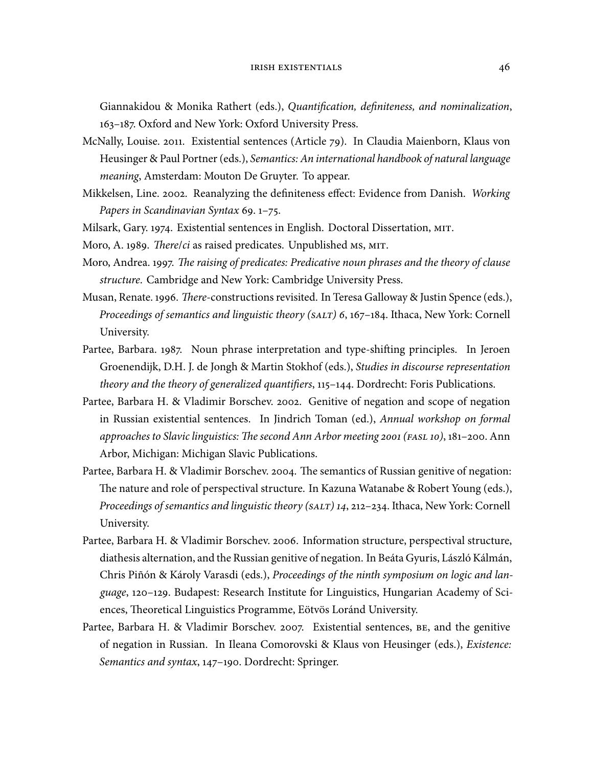Giannakidou & Monika Rathert (eds.), *Quantification, definiteness, and nominalization*, 163–187. Oxford and New York: Oxford University Press.

McNally, Louise. 2011. Existential sentences (Article 79). In Claudia Maienborn, Klaus von Heusinger & Paul Portner (eds.), *Semantics: An international handbook of natural language meaning*, Amsterdam: Mouton De Gruyter. To appear.

Mikkelsen, Line. 2002. Reanalyzing the definiteness effect: Evidence from Danish. *Working Papers in Scandinavian Syntax* 69. 1–75.

Milsark, Gary. 1974. Existential sentences in English. Doctoral Dissertation, MIT.

Moro, A. 1989. *There/ci* as raised predicates. Unpublished MS, MIT.

Moro, Andrea. 1997. *The raising of predicates: Predicative noun phrases and the theory of clause structure*. Cambridge and New York: Cambridge University Press.

Musan, Renate. 1996. *There*-constructions revisited. In Teresa Galloway & Justin Spence (eds.), *Proceedings of semantics and linguistic theory (SALT) 6*, 167–184. Ithaca, New York: Cornell University.

Partee, Barbara. 1987. Noun phrase interpretation and type-shifting principles. In Jeroen Groenendijk, D.H. J. de Jongh & Martin Stokhof (eds.), *Studies in discourse representation theory and the theory of generalized quantifiers*, 115–144. Dordrecht: Foris Publications.

Partee, Barbara H. & Vladimir Borschev. 2002. Genitive of negation and scope of negation in Russian existential sentences. In Jindrich Toman (ed.), *Annual workshop on formal approaches to Slavic linguistics: The second Ann Arbor meeting 2001 (FASL 10)*, 181–200. Ann Arbor, Michigan: Michigan Slavic Publications.

Partee, Barbara H. & Vladimir Borschev. 2004. The semantics of Russian genitive of negation: The nature and role of perspectival structure. In Kazuna Watanabe & Robert Young (eds.), *Proceedings of semantics and linguistic theory (SALT) 14*, 212–234. Ithaca, New York: Cornell University.

Partee, Barbara H. & Vladimir Borschev. 2006. Information structure, perspectival structure, diathesis alternation, and the Russian genitive of negation. In Beáta Gyuris, László Kálmán, Chris Piñón & Károly Varasdi (eds.), *Proceedings of the ninth symposium on logic and language*, 120–129. Budapest: Research Institute for Linguistics, Hungarian Academy of Sciences, Theoretical Linguistics Programme, Eötvös Loránd University.

Partee, Barbara H. & Vladimir Borschev. 2007. Existential sentences, BE, and the genitive of negation in Russian. In Ileana Comorovski & Klaus von Heusinger (eds.), *Existence: Semantics and syntax*, 147–190. Dordrecht: Springer.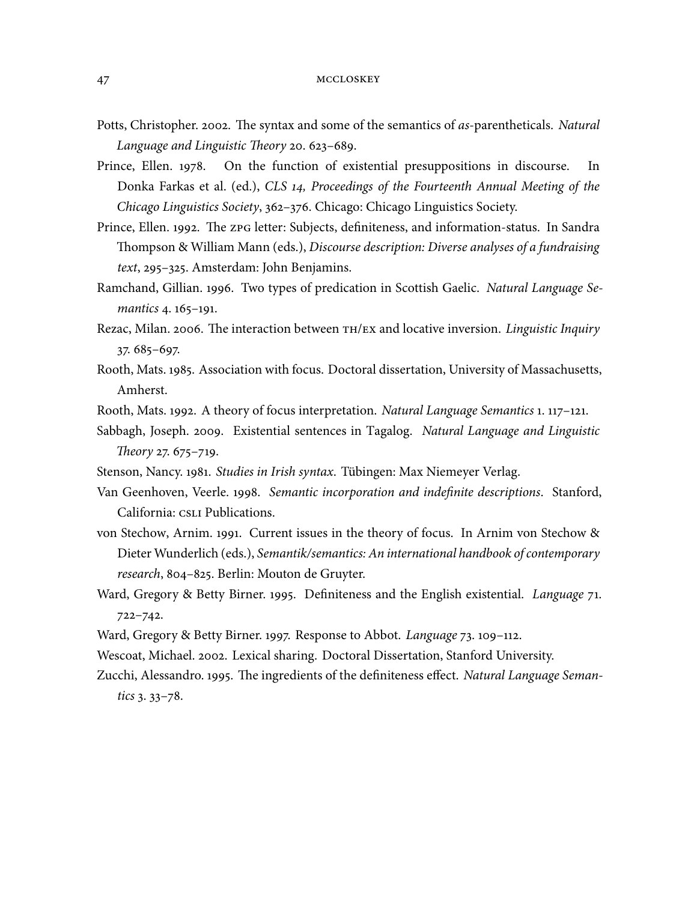Potts, Christopher. 2002. The syntax and some of the semantics of *as*-parentheticals. *Natural Language and Linguistic Theory* 20. 623–689.

Prince, Ellen. 1978. On the function of existential presuppositions in discourse. In Donka Farkas et al. (ed.), *CLS 14, Proceedings of the Fourteenth Annual Meeting of the Chicago Linguistics Society*, 362–376. Chicago: Chicago Linguistics Society.

Prince, Ellen. 1992. The ZPG letter: Subjects, definiteness, and information-status. In Sandra Thompson & William Mann (eds.), *Discourse description: Diverse analyses of a fundraising text*, 295–325. Amsterdam: John Benjamins.

Ramchand, Gillian. 1996. Two types of predication in Scottish Gaelic. *Natural Language Semantics* 4. 165–191.

Rezac, Milan. 2006. The interaction between TH/EX and locative inversion. *Linguistic Inquiry* 37. 685–697.

Rooth, Mats. 1985. Association with focus. Doctoral dissertation, University of Massachusetts, Amherst.

Rooth, Mats. 1992. A theory of focus interpretation. *Natural Language Semantics* 1. 117–121.

Sabbagh, Joseph. 2009. Existential sentences in Tagalog. *Natural Language and Linguistic Theory* 27. 675–719.

Stenson, Nancy. 1981. *Studies in Irish syntax*. Tübingen: Max Niemeyer Verlag.

Van Geenhoven, Veerle. 1998. *Semantic incorporation and indefinite descriptions*. Stanford, California: CSLI Publications.

von Stechow, Arnim. 1991. Current issues in the theory of focus. In Arnim von Stechow & Dieter Wunderlich (eds.), *Semantik/semantics: An international handbook of contemporary research*, 804–825. Berlin: Mouton de Gruyter.

Ward, Gregory & Betty Birner. 1995. Definiteness and the English existential. *Language* 71. 722–742.

Ward, Gregory & Betty Birner. 1997. Response to Abbot. *Language* 73. 109–112.

Wescoat, Michael. 2002. Lexical sharing. Doctoral Dissertation, Stanford University.

Zucchi, Alessandro. 1995. The ingredients of the definiteness effect. *Natural Language Semantics* 3. 33–78.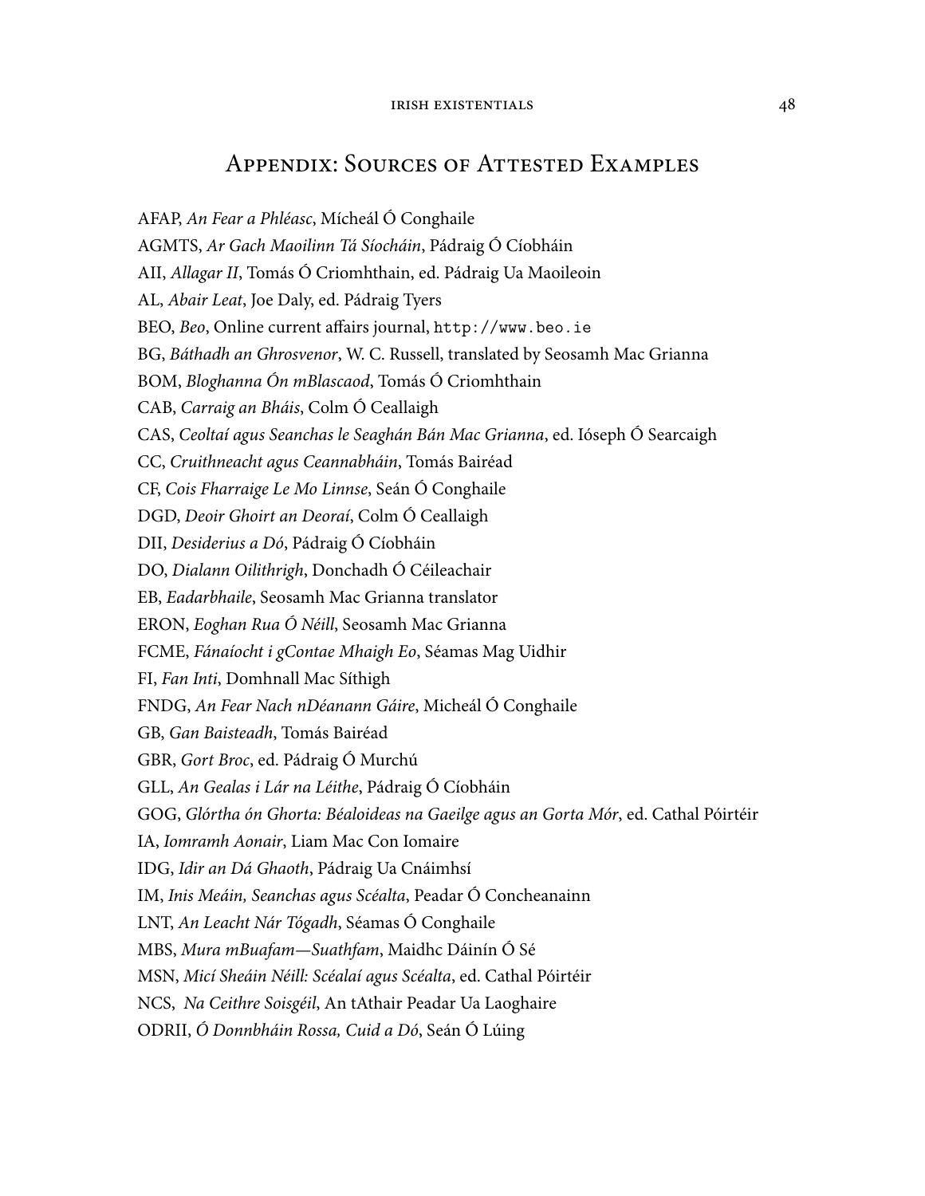## Appendix: Sources of Attested Examples

AFAP, *An Fear a Phléasc*, Mícheál Ó Conghaile
AGMTS, *Ar Gach Maoilinn Tá Síocháin*, Pádraig Ó Cíobháin
AII, *Allagar II*, Tomás Ó Criomhthain, ed. Pádraig Ua Maoileoin
AL, *Abair Leat*, Joe Daly, ed. Pádraig Tyers
BEO, *Beo*, Online current affairs journal, `http://www.beo.ie`
BG, *Báthadh an Ghrosvenor*, W. C. Russell, translated by Seosamh Mac Grianna
BOM, *Bloghanna Ón mBlascaod*, Tomás Ó Criomhthain
CAB, *Carraig an Bháis*, Colm Ó Ceallaigh
CAS, *Ceoltaí agus Seanchas le Seaghán Bán Mac Grianna*, ed. Ióseph Ó Searcaigh
CC, *Cruithneacht agus Ceannabháin*, Tomás Bairéad
CF, *Cois Fharraige Le Mo Linnse*, Seán Ó Conghaile
DGD, *Deoir Ghoirt an Deoraí*, Colm Ó Ceallaigh
DII, *Desiderius a Dó*, Pádraig Ó Cíobháin
DO, *Dialann Oilithrigh*, Donchadh Ó Céileachair
EB, *Eadarbhaile*, Seosamh Mac Grianna translator
ERON, *Eoghan Rua Ó Néill*, Seosamh Mac Grianna
FCME, *Fánaíocht i gContae Mhaigh Eo*, Séamas Mag Uidhir
FI, *Fan Inti*, Domhnall Mac Síthigh
FNDG, *An Fear Nach nDéanann Gáire*, Micheál Ó Conghaile
GB, *Gan Baisteadh*, Tomás Bairéad
GBR, *Gort Broc*, ed. Pádraig Ó Murchú
GLL, *An Gealas i Lár na Léithe*, Pádraig Ó Cíobháin
GOG, *Glórtha ón Ghorta: Béaloideas na Gaeilge agus an Gorta Mór*, ed. Cathal Póirtéir
IA, *Iomramh Aonair*, Liam Mac Con Iomaire
IDG, *Idir an Dá Ghaoth*, Pádraig Ua Cnáimhsí
IM, *Inis Meáin, Seanchas agus Scéalta*, Peadar Ó Concheanainn
LNT, *An Leacht Nár Tógadh*, Séamas Ó Conghaile
MBS, *Mura mBuafam—Suathfam*, Maidhc Dáinín Ó Sé
MSN, *Micí Sheáin Néill: Scéalaí agus Scéalta*, ed. Cathal Póirtéir
NCS, *Na Ceithre Soisgéil*, An tAthair Peadar Ua Laoghaire
ODRII, *Ó Donnbháin Rossa, Cuid a Dó*, Seán Ó Lúing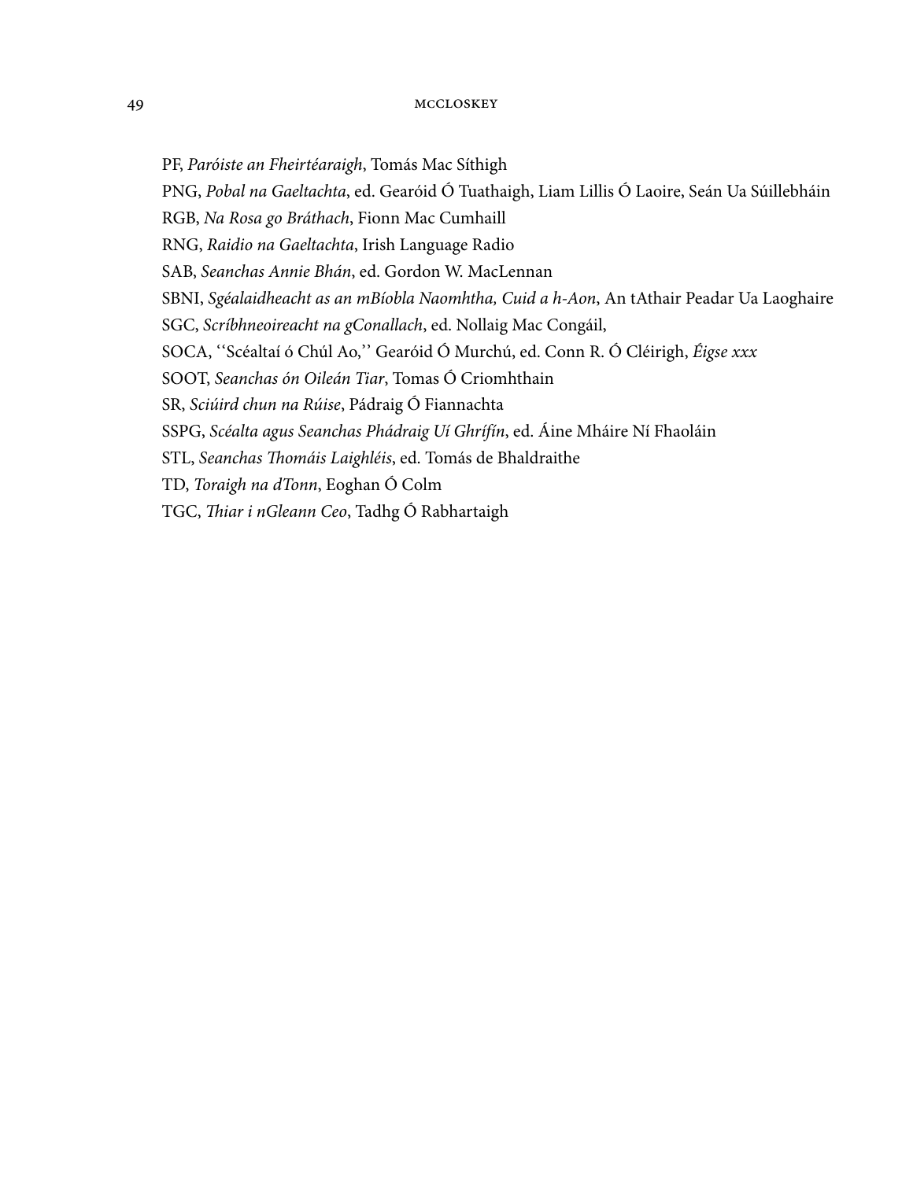PF, *Paróiste an Fheirtéaraigh*, Tomás Mac Síthigh

PNG, *Pobal na Gaeltachta*, ed. Gearóid Ó Tuathaigh, Liam Lillis Ó Laoire, Seán Ua Súillebháin

RGB, *Na Rosa go Bráthach*, Fionn Mac Cumhaill

RNG, *Raidio na Gaeltachta*, Irish Language Radio

SAB, *Seanchas Annie Bhán*, ed. Gordon W. MacLennan

SBNI, *Sgéalaidheacht as an mBíobla Naomhtha, Cuid a h-Aon*, An tAthair Peadar Ua Laoghaire

SGC, *Scríbhneoireacht na gConallach*, ed. Nollaig Mac Congáil,

SOCA, ''Scéaltaí ó Chúl Ao,'' Gearóid Ó Murchú, ed. Conn R. Ó Cléirigh, *Éigse xxx*

SOOT, *Seanchas ón Oileán Tiar*, Tomas Ó Criomhthain

SR, *Sciúird chun na Rúise*, Pádraig Ó Fiannachta

SSPG, *Scéalta agus Seanchas Phádraig Uí Ghrífín*, ed. Áine Mháire Ní Fhaoláin

STL, *Seanchas Thomáis Laighléis*, ed. Tomás de Bhaldraithe

TD, *Toraigh na dTonn*, Eoghan Ó Colm

TGC, *Thiar i nGleann Ceo*, Tadhg Ó Rabhartaigh